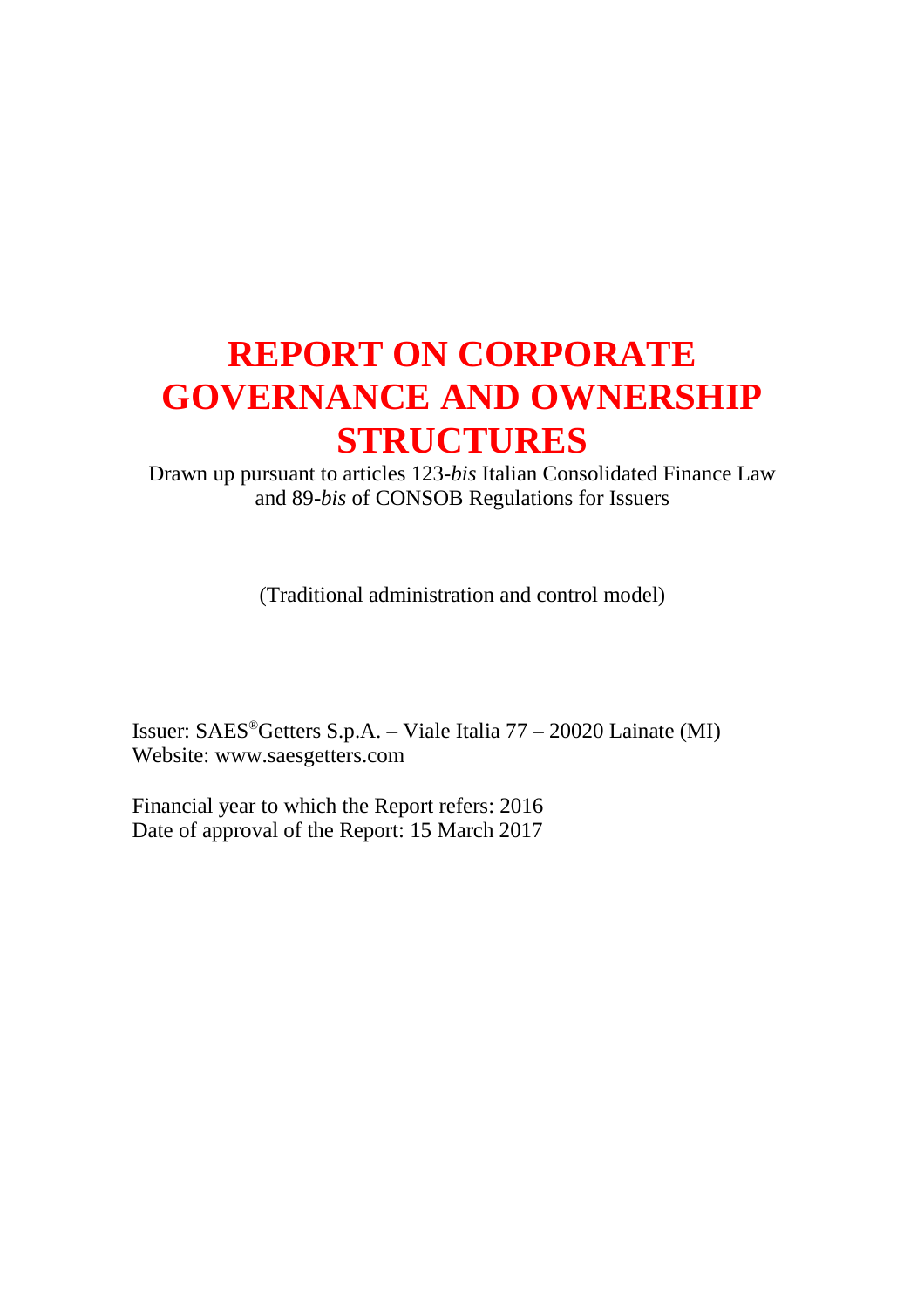# REPORT ON CORPORATE GOVERNANCE AND OWNERSHIP STRUCTURES

Drawn up pursuant to articles 123-*bis* Italian Consolidated Finance Law and 89-*bis* of CONSOB Regulations for Issuers

(Traditional administration and control model)

Issuer: SAES®Getters S.p.A. – Viale Italia 77 – 20020 Lainate (MI)
Website: www.saesgetters.com

Financial year to which the Report refers: 2016
Date of approval of the Report: 15 March 2017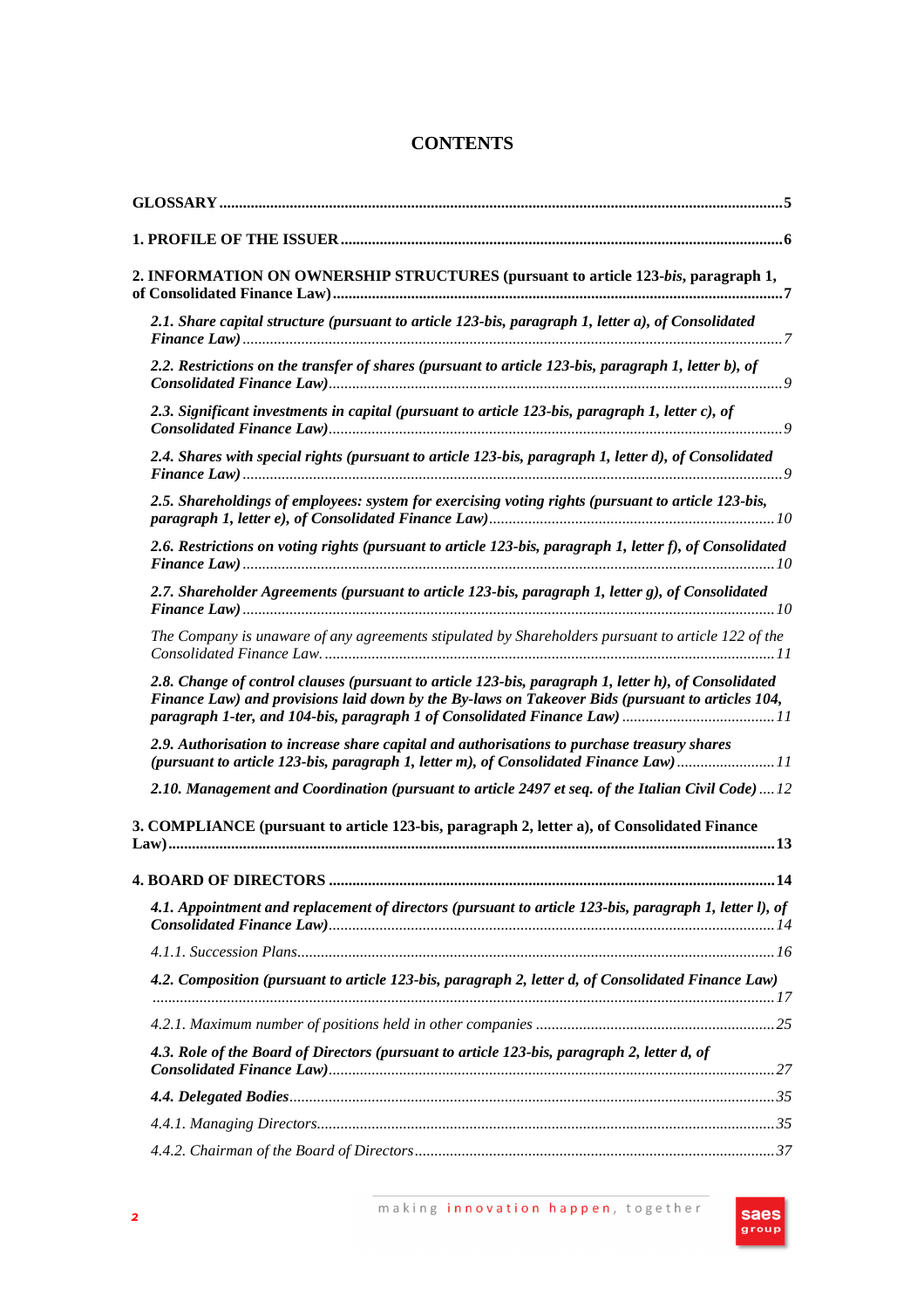# CONTENTS

**GLOSSARY** ... 5

**1. PROFILE OF THE ISSUER** ... 6

**2. INFORMATION ON OWNERSHIP STRUCTURES (pursuant to article 123-*bis*, paragraph 1, of Consolidated Finance Law)** ... 7

*2.1. Share capital structure (pursuant to article 123-bis, paragraph 1, letter a), of Consolidated Finance Law)* ... 7

*2.2. Restrictions on the transfer of shares (pursuant to article 123-bis, paragraph 1, letter b), of Consolidated Finance Law)* ... 9

*2.3. Significant investments in capital (pursuant to article 123-bis, paragraph 1, letter c), of Consolidated Finance Law)* ... 9

*2.4. Shares with special rights (pursuant to article 123-bis, paragraph 1, letter d), of Consolidated Finance Law)* ... 9

*2.5. Shareholdings of employees: system for exercising voting rights (pursuant to article 123-bis, paragraph 1, letter e), of Consolidated Finance Law)* ... 10

*2.6. Restrictions on voting rights (pursuant to article 123-bis, paragraph 1, letter f), of Consolidated Finance Law)* ... 10

*2.7. Shareholder Agreements (pursuant to article 123-bis, paragraph 1, letter g), of Consolidated Finance Law)* ... 10

*The Company is unaware of any agreements stipulated by Shareholders pursuant to article 122 of the Consolidated Finance Law.* ... 11

*2.8. Change of control clauses (pursuant to article 123-bis, paragraph 1, letter h), of Consolidated Finance Law) and provisions laid down by the By-laws on Takeover Bids (pursuant to articles 104, paragraph 1-ter, and 104-bis, paragraph 1 of Consolidated Finance Law)* ... 11

*2.9. Authorisation to increase share capital and authorisations to purchase treasury shares (pursuant to article 123-bis, paragraph 1, letter m), of Consolidated Finance Law)* ... 11

*2.10. Management and Coordination (pursuant to article 2497 et seq. of the Italian Civil Code)* ... 12

**3. COMPLIANCE (pursuant to article 123-bis, paragraph 2, letter a), of Consolidated Finance Law)** ... 13

**4. BOARD OF DIRECTORS** ... 14

*4.1. Appointment and replacement of directors (pursuant to article 123-bis, paragraph 1, letter l), of Consolidated Finance Law)* ... 14

*4.1.1. Succession Plans* ... 16

*4.2. Composition (pursuant to article 123-bis, paragraph 2, letter d, of Consolidated Finance Law)* ... 17

*4.2.1. Maximum number of positions held in other companies* ... 25

*4.3. Role of the Board of Directors (pursuant to article 123-bis, paragraph 2, letter d, of Consolidated Finance Law)* ... 27

*4.4. Delegated Bodies* ... 35

*4.4.1. Managing Directors* ... 35

*4.4.2. Chairman of the Board of Directors* ... 37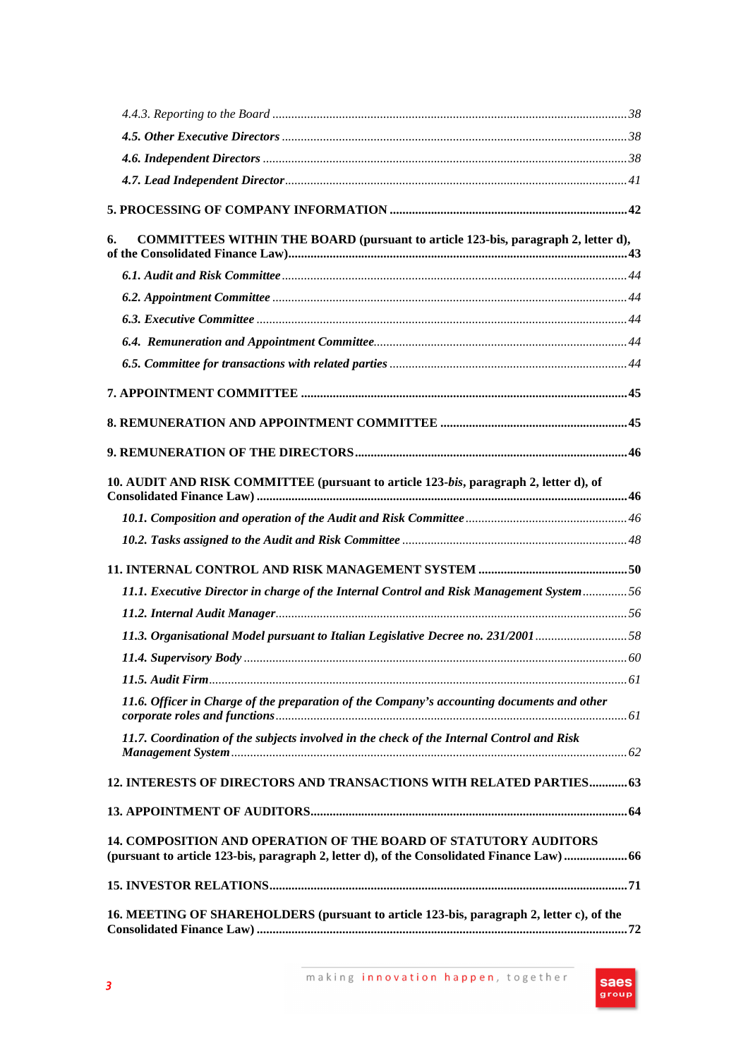*4.4.3. Reporting to the Board* ... 38

***4.5. Other Executive Directors*** ... 38

***4.6. Independent Directors*** ... 38

***4.7. Lead Independent Director*** ... 41

**5. PROCESSING OF COMPANY INFORMATION** ... 42

**6. COMMITTEES WITHIN THE BOARD (pursuant to article 123-bis, paragraph 2, letter d), of the Consolidated Finance Law)** ... 43

***6.1. Audit and Risk Committee*** ... 44

***6.2. Appointment Committee*** ... 44

***6.3. Executive Committee*** ... 44

***6.4. Remuneration and Appointment Committee*** ... 44

***6.5. Committee for transactions with related parties*** ... 44

**7. APPOINTMENT COMMITTEE** ... 45

**8. REMUNERATION AND APPOINTMENT COMMITTEE** ... 45

**9. REMUNERATION OF THE DIRECTORS** ... 46

**10. AUDIT AND RISK COMMITTEE (pursuant to article 123-*bis*, paragraph 2, letter d), of Consolidated Finance Law)** ... 46

***10.1. Composition and operation of the Audit and Risk Committee*** ... 46

***10.2. Tasks assigned to the Audit and Risk Committee*** ... 48

**11. INTERNAL CONTROL AND RISK MANAGEMENT SYSTEM** ... 50

***11.1. Executive Director in charge of the Internal Control and Risk Management System*** ... 56

***11.2. Internal Audit Manager*** ... 56

***11.3. Organisational Model pursuant to Italian Legislative Decree no. 231/2001*** ... 58

***11.4. Supervisory Body*** ... 60

***11.5. Audit Firm*** ... 61

***11.6. Officer in Charge of the preparation of the Company's accounting documents and other corporate roles and functions*** ... 61

***11.7. Coordination of the subjects involved in the check of the Internal Control and Risk Management System*** ... 62

**12. INTERESTS OF DIRECTORS AND TRANSACTIONS WITH RELATED PARTIES** ... 63

**13. APPOINTMENT OF AUDITORS** ... 64

**14. COMPOSITION AND OPERATION OF THE BOARD OF STATUTORY AUDITORS (pursuant to article 123-bis, paragraph 2, letter d), of the Consolidated Finance Law)** ... 66

**15. INVESTOR RELATIONS** ... 71

**16. MEETING OF SHAREHOLDERS (pursuant to article 123-bis, paragraph 2, letter c), of the Consolidated Finance Law)** ... 72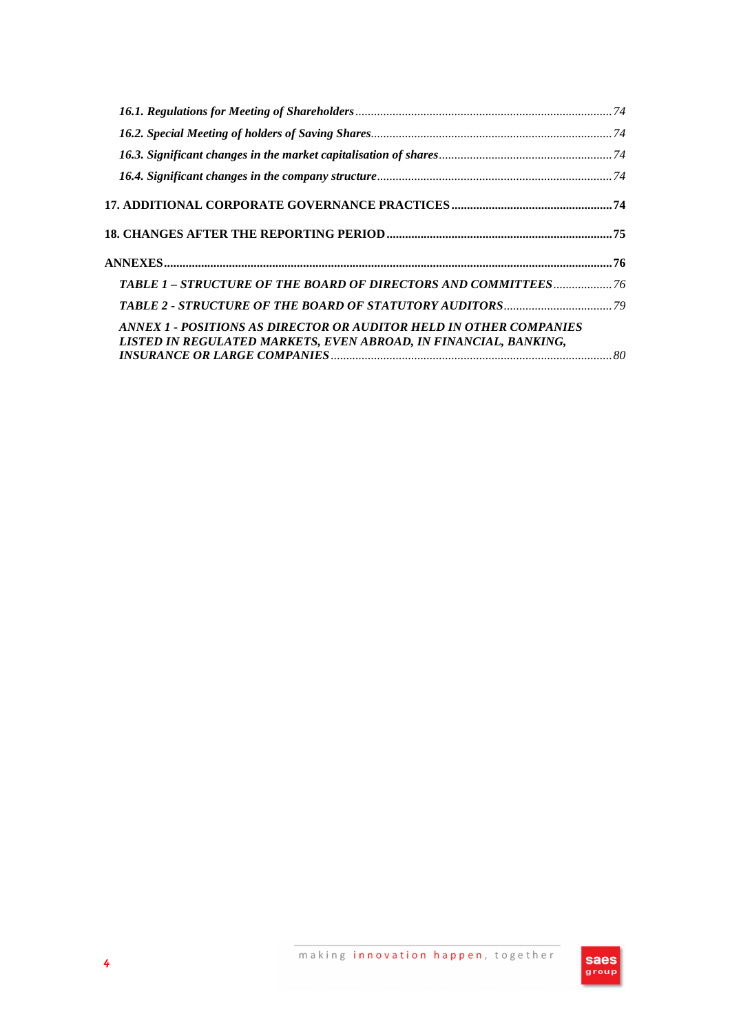*16.1. Regulations for Meeting of Shareholders* ........ *74*

*16.2. Special Meeting of holders of Saving Shares* ........ *74*

*16.3. Significant changes in the market capitalisation of shares* ........ *74*

*16.4. Significant changes in the company structure* ........ *74*

**17. ADDITIONAL CORPORATE GOVERNANCE PRACTICES** ........ **74**

**18. CHANGES AFTER THE REPORTING PERIOD** ........ **75**

**ANNEXES** ........ **76**

*TABLE 1 – STRUCTURE OF THE BOARD OF DIRECTORS AND COMMITTEES* ........ *76*

*TABLE 2 - STRUCTURE OF THE BOARD OF STATUTORY AUDITORS* ........ *79*

*ANNEX 1 - POSITIONS AS DIRECTOR OR AUDITOR HELD IN OTHER COMPANIES LISTED IN REGULATED MARKETS, EVEN ABROAD, IN FINANCIAL, BANKING, INSURANCE OR LARGE COMPANIES* ........ *80*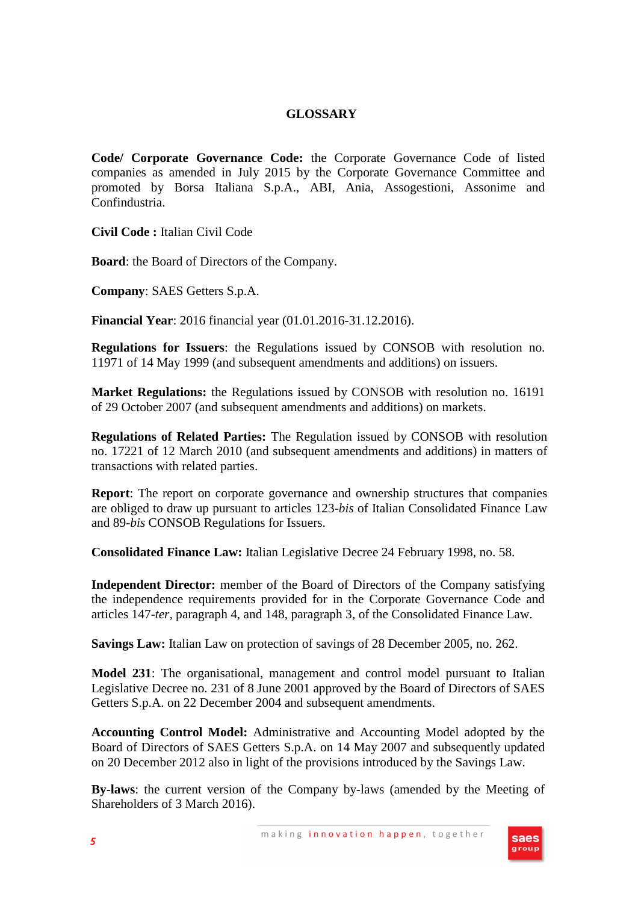# GLOSSARY

**Code/ Corporate Governance Code:** the Corporate Governance Code of listed companies as amended in July 2015 by the Corporate Governance Committee and promoted by Borsa Italiana S.p.A., ABI, Ania, Assogestioni, Assonime and Confindustria.

**Civil Code :** Italian Civil Code

**Board**: the Board of Directors of the Company.

**Company**: SAES Getters S.p.A.

**Financial Year**: 2016 financial year (01.01.2016-31.12.2016).

**Regulations for Issuers**: the Regulations issued by CONSOB with resolution no. 11971 of 14 May 1999 (and subsequent amendments and additions) on issuers.

**Market Regulations:** the Regulations issued by CONSOB with resolution no. 16191 of 29 October 2007 (and subsequent amendments and additions) on markets.

**Regulations of Related Parties:** The Regulation issued by CONSOB with resolution no. 17221 of 12 March 2010 (and subsequent amendments and additions) in matters of transactions with related parties.

**Report**: The report on corporate governance and ownership structures that companies are obliged to draw up pursuant to articles 123-*bis* of Italian Consolidated Finance Law and 89-*bis* CONSOB Regulations for Issuers.

**Consolidated Finance Law:** Italian Legislative Decree 24 February 1998, no. 58.

**Independent Director:** member of the Board of Directors of the Company satisfying the independence requirements provided for in the Corporate Governance Code and articles 147-*ter*, paragraph 4, and 148, paragraph 3, of the Consolidated Finance Law.

**Savings Law:** Italian Law on protection of savings of 28 December 2005, no. 262.

**Model 231**: The organisational, management and control model pursuant to Italian Legislative Decree no. 231 of 8 June 2001 approved by the Board of Directors of SAES Getters S.p.A. on 22 December 2004 and subsequent amendments.

**Accounting Control Model:** Administrative and Accounting Model adopted by the Board of Directors of SAES Getters S.p.A. on 14 May 2007 and subsequently updated on 20 December 2012 also in light of the provisions introduced by the Savings Law.

**By-laws**: the current version of the Company by-laws (amended by the Meeting of Shareholders of 3 March 2016).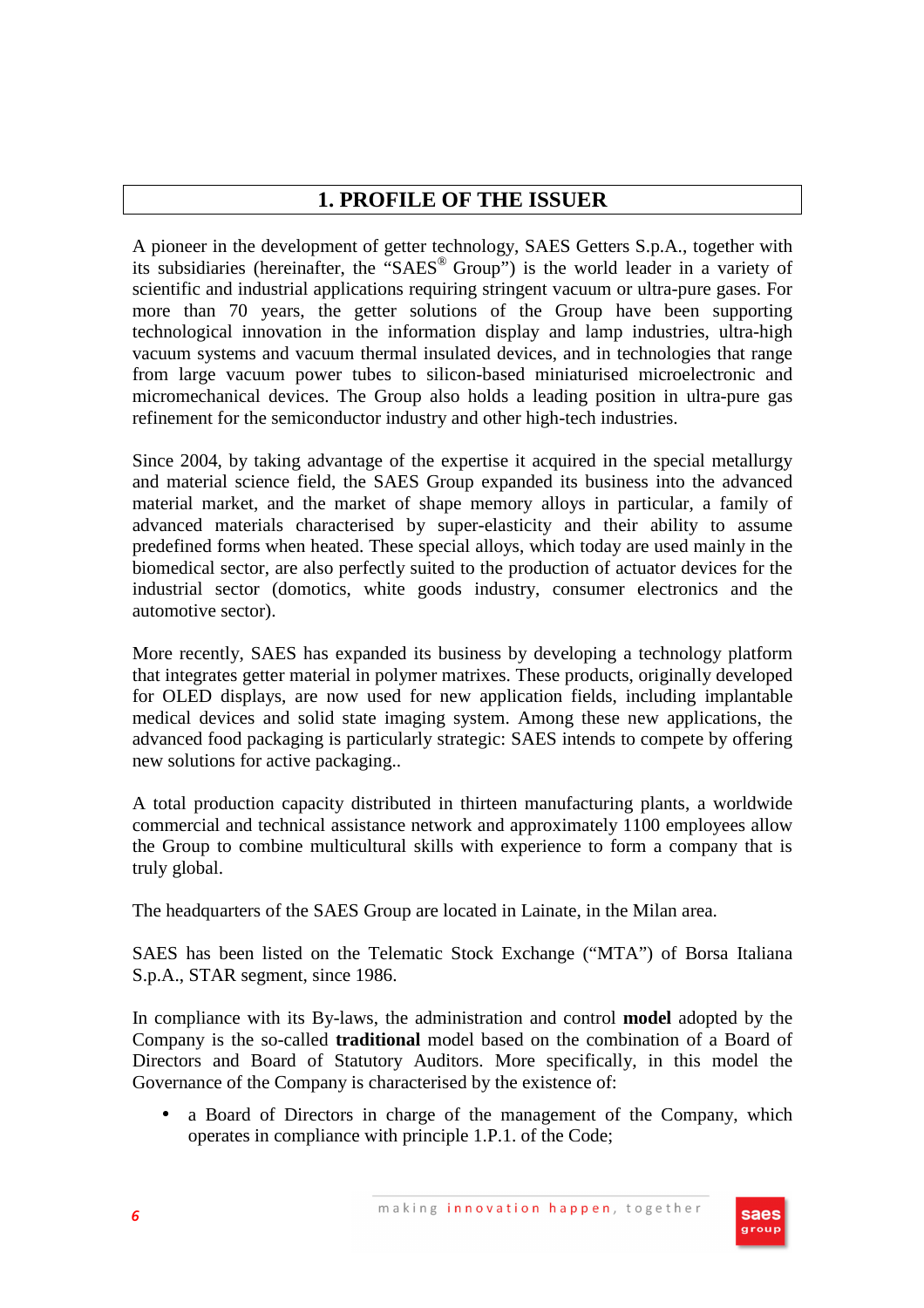# 1. PROFILE OF THE ISSUER

A pioneer in the development of getter technology, SAES Getters S.p.A., together with its subsidiaries (hereinafter, the "SAES® Group") is the world leader in a variety of scientific and industrial applications requiring stringent vacuum or ultra-pure gases. For more than 70 years, the getter solutions of the Group have been supporting technological innovation in the information display and lamp industries, ultra-high vacuum systems and vacuum thermal insulated devices, and in technologies that range from large vacuum power tubes to silicon-based miniaturised microelectronic and micromechanical devices. The Group also holds a leading position in ultra-pure gas refinement for the semiconductor industry and other high-tech industries.

Since 2004, by taking advantage of the expertise it acquired in the special metallurgy and material science field, the SAES Group expanded its business into the advanced material market, and the market of shape memory alloys in particular, a family of advanced materials characterised by super-elasticity and their ability to assume predefined forms when heated. These special alloys, which today are used mainly in the biomedical sector, are also perfectly suited to the production of actuator devices for the industrial sector (domotics, white goods industry, consumer electronics and the automotive sector).

More recently, SAES has expanded its business by developing a technology platform that integrates getter material in polymer matrixes. These products, originally developed for OLED displays, are now used for new application fields, including implantable medical devices and solid state imaging system. Among these new applications, the advanced food packaging is particularly strategic: SAES intends to compete by offering new solutions for active packaging..

A total production capacity distributed in thirteen manufacturing plants, a worldwide commercial and technical assistance network and approximately 1100 employees allow the Group to combine multicultural skills with experience to form a company that is truly global.

The headquarters of the SAES Group are located in Lainate, in the Milan area.

SAES has been listed on the Telematic Stock Exchange ("MTA") of Borsa Italiana S.p.A., STAR segment, since 1986.

In compliance with its By-laws, the administration and control **model** adopted by the Company is the so-called **traditional** model based on the combination of a Board of Directors and Board of Statutory Auditors. More specifically, in this model the Governance of the Company is characterised by the existence of:

- a Board of Directors in charge of the management of the Company, which operates in compliance with principle 1.P.1. of the Code;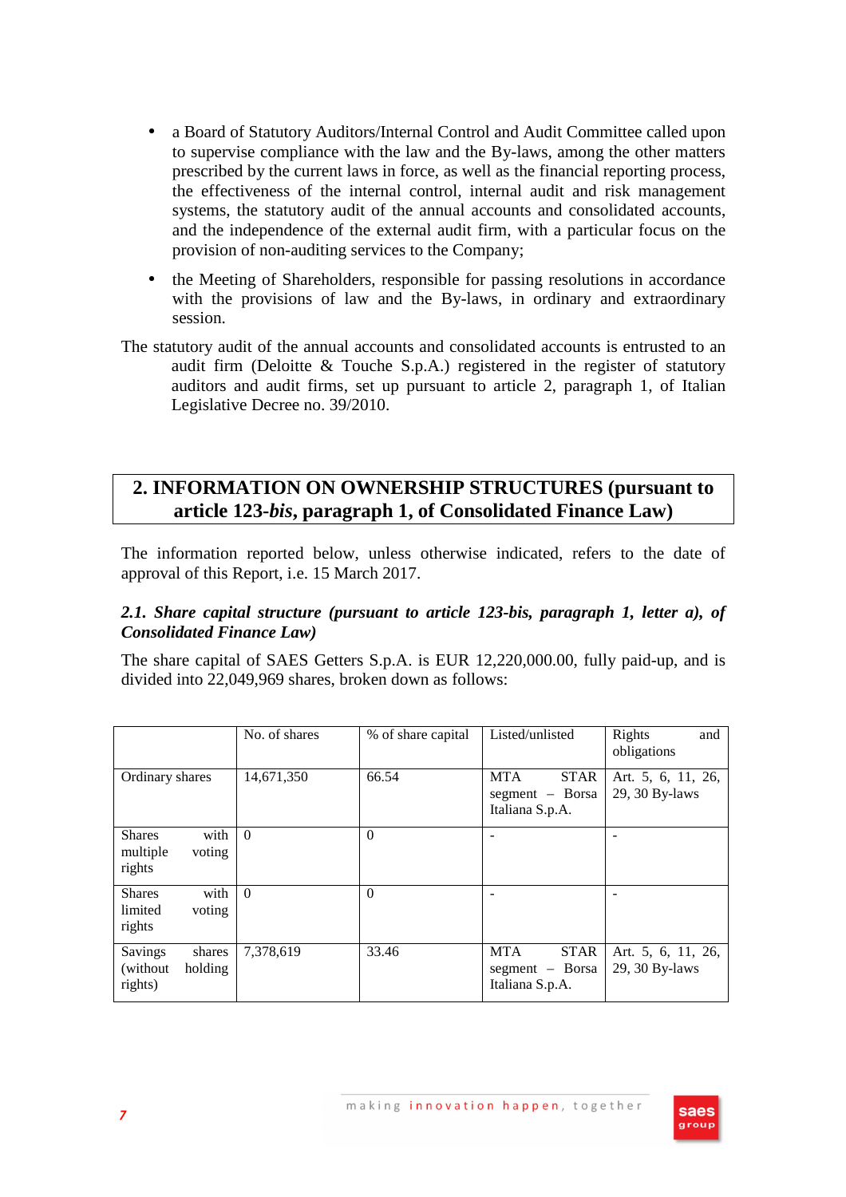- a Board of Statutory Auditors/Internal Control and Audit Committee called upon to supervise compliance with the law and the By-laws, among the other matters prescribed by the current laws in force, as well as the financial reporting process, the effectiveness of the internal control, internal audit and risk management systems, the statutory audit of the annual accounts and consolidated accounts, and the independence of the external audit firm, with a particular focus on the provision of non-auditing services to the Company;
- the Meeting of Shareholders, responsible for passing resolutions in accordance with the provisions of law and the By-laws, in ordinary and extraordinary session.

The statutory audit of the annual accounts and consolidated accounts is entrusted to an audit firm (Deloitte & Touche S.p.A.) registered in the register of statutory auditors and audit firms, set up pursuant to article 2, paragraph 1, of Italian Legislative Decree no. 39/2010.

## 2. INFORMATION ON OWNERSHIP STRUCTURES (pursuant to article 123-*bis*, paragraph 1, of Consolidated Finance Law)

The information reported below, unless otherwise indicated, refers to the date of approval of this Report, i.e. 15 March 2017.

### *2.1. Share capital structure (pursuant to article 123-bis, paragraph 1, letter a), of Consolidated Finance Law)*

The share capital of SAES Getters S.p.A. is EUR 12,220,000.00, fully paid-up, and is divided into 22,049,969 shares, broken down as follows:

| | No. of shares | % of share capital | Listed/unlisted | Rights and obligations |
|---|---|---|---|---|
| Ordinary shares | 14,671,350 | 66.54 | MTA STAR segment – Borsa Italiana S.p.A. | Art. 5, 6, 11, 26, 29, 30 By-laws |
| Shares with multiple voting rights | 0 | 0 | - | - |
| Shares with limited voting rights | 0 | 0 | - | - |
| Savings shares (without holding rights) | 7,378,619 | 33.46 | MTA STAR segment – Borsa Italiana S.p.A. | Art. 5, 6, 11, 26, 29, 30 By-laws |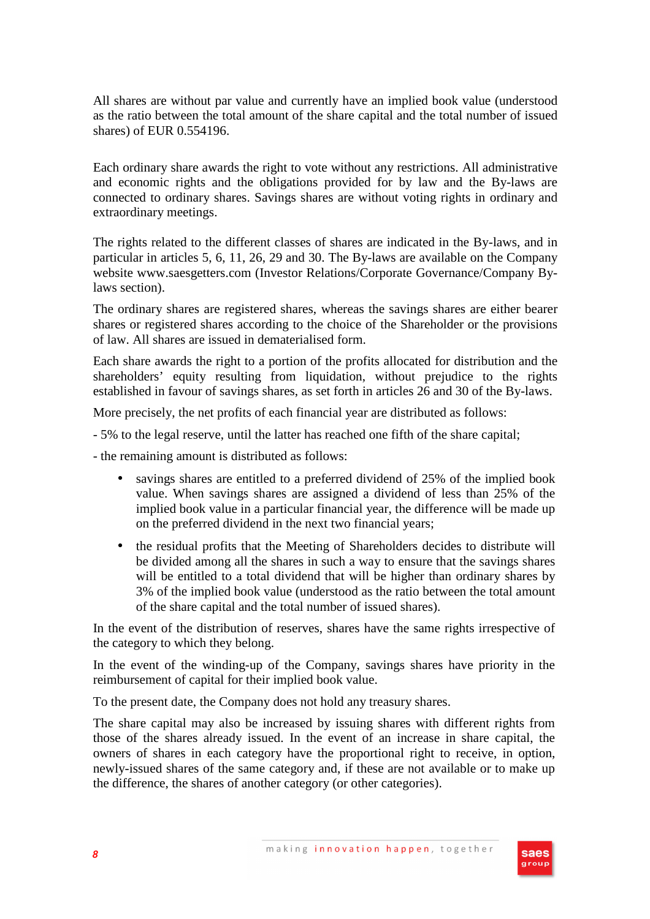All shares are without par value and currently have an implied book value (understood as the ratio between the total amount of the share capital and the total number of issued shares) of EUR 0.554196.

Each ordinary share awards the right to vote without any restrictions. All administrative and economic rights and the obligations provided for by law and the By-laws are connected to ordinary shares. Savings shares are without voting rights in ordinary and extraordinary meetings.

The rights related to the different classes of shares are indicated in the By-laws, and in particular in articles 5, 6, 11, 26, 29 and 30. The By-laws are available on the Company website www.saesgetters.com (Investor Relations/Corporate Governance/Company By-laws section).

The ordinary shares are registered shares, whereas the savings shares are either bearer shares or registered shares according to the choice of the Shareholder or the provisions of law. All shares are issued in dematerialised form.

Each share awards the right to a portion of the profits allocated for distribution and the shareholders' equity resulting from liquidation, without prejudice to the rights established in favour of savings shares, as set forth in articles 26 and 30 of the By-laws.

More precisely, the net profits of each financial year are distributed as follows:

- 5% to the legal reserve, until the latter has reached one fifth of the share capital;
- the remaining amount is distributed as follows:
  - savings shares are entitled to a preferred dividend of 25% of the implied book value. When savings shares are assigned a dividend of less than 25% of the implied book value in a particular financial year, the difference will be made up on the preferred dividend in the next two financial years;
  - the residual profits that the Meeting of Shareholders decides to distribute will be divided among all the shares in such a way to ensure that the savings shares will be entitled to a total dividend that will be higher than ordinary shares by 3% of the implied book value (understood as the ratio between the total amount of the share capital and the total number of issued shares).

In the event of the distribution of reserves, shares have the same rights irrespective of the category to which they belong.

In the event of the winding-up of the Company, savings shares have priority in the reimbursement of capital for their implied book value.

To the present date, the Company does not hold any treasury shares.

The share capital may also be increased by issuing shares with different rights from those of the shares already issued. In the event of an increase in share capital, the owners of shares in each category have the proportional right to receive, in option, newly-issued shares of the same category and, if these are not available or to make up the difference, the shares of another category (or other categories).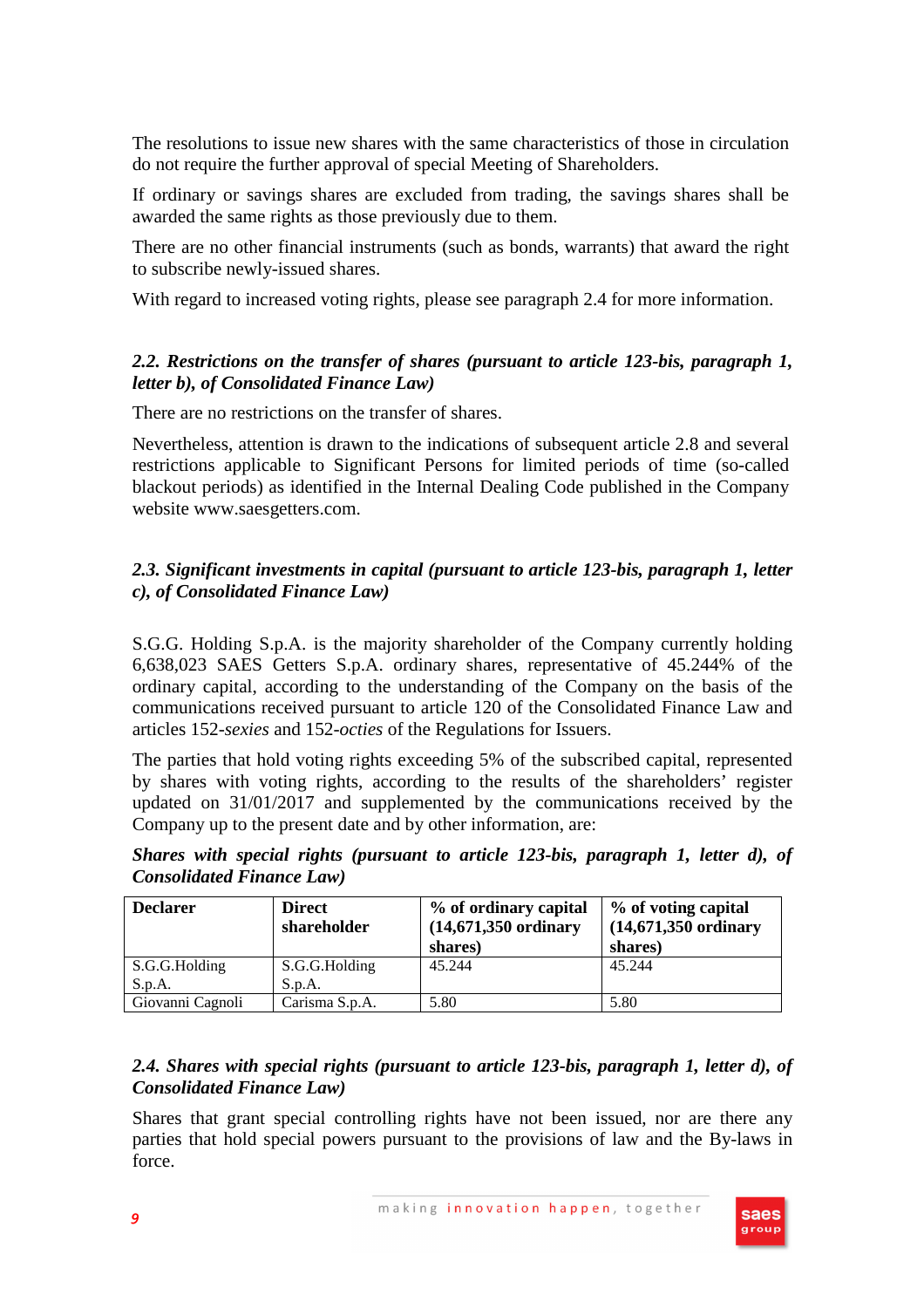The resolutions to issue new shares with the same characteristics of those in circulation do not require the further approval of special Meeting of Shareholders.

If ordinary or savings shares are excluded from trading, the savings shares shall be awarded the same rights as those previously due to them.

There are no other financial instruments (such as bonds, warrants) that award the right to subscribe newly-issued shares.

With regard to increased voting rights, please see paragraph 2.4 for more information.

### *2.2. Restrictions on the transfer of shares (pursuant to article 123-bis, paragraph 1, letter b), of Consolidated Finance Law)*

There are no restrictions on the transfer of shares.

Nevertheless, attention is drawn to the indications of subsequent article 2.8 and several restrictions applicable to Significant Persons for limited periods of time (so-called blackout periods) as identified in the Internal Dealing Code published in the Company website www.saesgetters.com.

### *2.3. Significant investments in capital (pursuant to article 123-bis, paragraph 1, letter c), of Consolidated Finance Law)*

S.G.G. Holding S.p.A. is the majority shareholder of the Company currently holding 6,638,023 SAES Getters S.p.A. ordinary shares, representative of 45.244% of the ordinary capital, according to the understanding of the Company on the basis of the communications received pursuant to article 120 of the Consolidated Finance Law and articles 152-*sexies* and 152-*octies* of the Regulations for Issuers.

The parties that hold voting rights exceeding 5% of the subscribed capital, represented by shares with voting rights, according to the results of the shareholders' register updated on 31/01/2017 and supplemented by the communications received by the Company up to the present date and by other information, are:

***Shares with special rights (pursuant to article 123-bis, paragraph 1, letter d), of Consolidated Finance Law)***

| Declarer | Direct shareholder | % of ordinary capital (14,671,350 ordinary shares) | % of voting capital (14,671,350 ordinary shares) |
|---|---|---|---|
| S.G.G.Holding S.p.A. | S.G.G.Holding S.p.A. | 45.244 | 45.244 |
| Giovanni Cagnoli | Carisma S.p.A. | 5.80 | 5.80 |

### *2.4. Shares with special rights (pursuant to article 123-bis, paragraph 1, letter d), of Consolidated Finance Law)*

Shares that grant special controlling rights have not been issued, nor are there any parties that hold special powers pursuant to the provisions of law and the By-laws in force.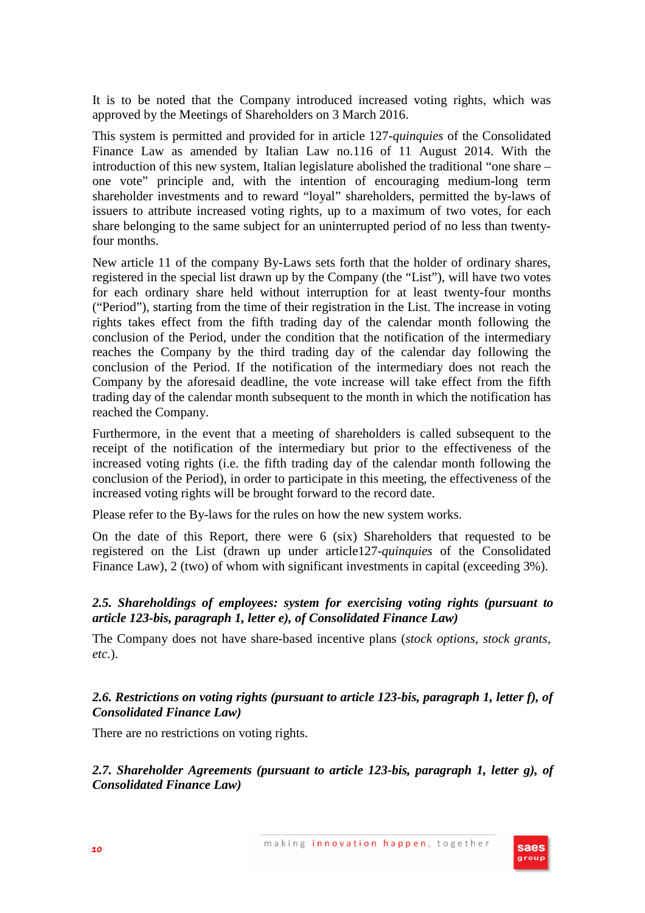It is to be noted that the Company introduced increased voting rights, which was approved by the Meetings of Shareholders on 3 March 2016.

This system is permitted and provided for in article 127-*quinquies* of the Consolidated Finance Law as amended by Italian Law no.116 of 11 August 2014. With the introduction of this new system, Italian legislature abolished the traditional "one share – one vote" principle and, with the intention of encouraging medium-long term shareholder investments and to reward "loyal" shareholders, permitted the by-laws of issuers to attribute increased voting rights, up to a maximum of two votes, for each share belonging to the same subject for an uninterrupted period of no less than twenty-four months.

New article 11 of the company By-Laws sets forth that the holder of ordinary shares, registered in the special list drawn up by the Company (the "List"), will have two votes for each ordinary share held without interruption for at least twenty-four months ("Period"), starting from the time of their registration in the List. The increase in voting rights takes effect from the fifth trading day of the calendar month following the conclusion of the Period, under the condition that the notification of the intermediary reaches the Company by the third trading day of the calendar day following the conclusion of the Period. If the notification of the intermediary does not reach the Company by the aforesaid deadline, the vote increase will take effect from the fifth trading day of the calendar month subsequent to the month in which the notification has reached the Company.

Furthermore, in the event that a meeting of shareholders is called subsequent to the receipt of the notification of the intermediary but prior to the effectiveness of the increased voting rights (i.e. the fifth trading day of the calendar month following the conclusion of the Period), in order to participate in this meeting, the effectiveness of the increased voting rights will be brought forward to the record date.

Please refer to the By-laws for the rules on how the new system works.

On the date of this Report, there were 6 (six) Shareholders that requested to be registered on the List (drawn up under article127-*quinquies* of the Consolidated Finance Law), 2 (two) of whom with significant investments in capital (exceeding 3%).

### *2.5. Shareholdings of employees: system for exercising voting rights (pursuant to article 123-bis, paragraph 1, letter e), of Consolidated Finance Law)*

The Company does not have share-based incentive plans (*stock options, stock grants, etc.*).

### *2.6. Restrictions on voting rights (pursuant to article 123-bis, paragraph 1, letter f), of Consolidated Finance Law)*

There are no restrictions on voting rights.

### *2.7. Shareholder Agreements (pursuant to article 123-bis, paragraph 1, letter g), of Consolidated Finance Law)*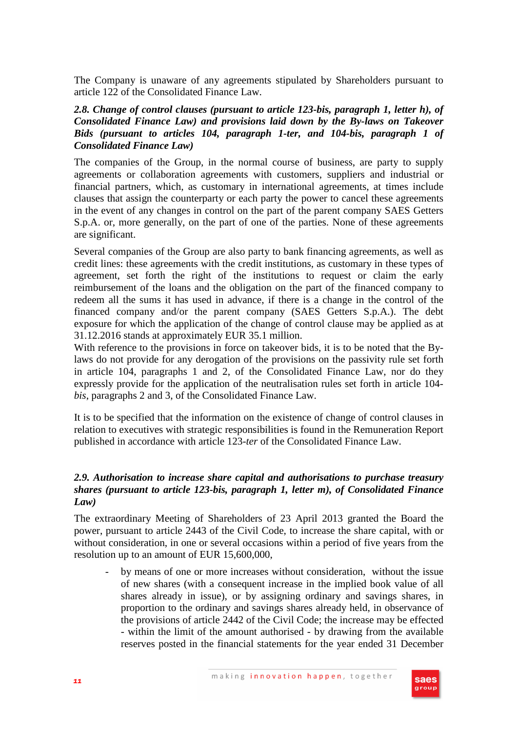The Company is unaware of any agreements stipulated by Shareholders pursuant to article 122 of the Consolidated Finance Law.

### *2.8. Change of control clauses (pursuant to article 123-bis, paragraph 1, letter h), of Consolidated Finance Law) and provisions laid down by the By-laws on Takeover Bids (pursuant to articles 104, paragraph 1-ter, and 104-bis, paragraph 1 of Consolidated Finance Law)*

The companies of the Group, in the normal course of business, are party to supply agreements or collaboration agreements with customers, suppliers and industrial or financial partners, which, as customary in international agreements, at times include clauses that assign the counterparty or each party the power to cancel these agreements in the event of any changes in control on the part of the parent company SAES Getters S.p.A. or, more generally, on the part of one of the parties. None of these agreements are significant.

Several companies of the Group are also party to bank financing agreements, as well as credit lines: these agreements with the credit institutions, as customary in these types of agreement, set forth the right of the institutions to request or claim the early reimbursement of the loans and the obligation on the part of the financed company to redeem all the sums it has used in advance, if there is a change in the control of the financed company and/or the parent company (SAES Getters S.p.A.). The debt exposure for which the application of the change of control clause may be applied as at 31.12.2016 stands at approximately EUR 35.1 million.
With reference to the provisions in force on takeover bids, it is to be noted that the By-laws do not provide for any derogation of the provisions on the passivity rule set forth in article 104, paragraphs 1 and 2, of the Consolidated Finance Law, nor do they expressly provide for the application of the neutralisation rules set forth in article 104-*bis*, paragraphs 2 and 3, of the Consolidated Finance Law.

It is to be specified that the information on the existence of change of control clauses in relation to executives with strategic responsibilities is found in the Remuneration Report published in accordance with article 123-*ter* of the Consolidated Finance Law.

### *2.9. Authorisation to increase share capital and authorisations to purchase treasury shares (pursuant to article 123-bis, paragraph 1, letter m), of Consolidated Finance Law)*

The extraordinary Meeting of Shareholders of 23 April 2013 granted the Board the power, pursuant to article 2443 of the Civil Code, to increase the share capital, with or without consideration, in one or several occasions within a period of five years from the resolution up to an amount of EUR 15,600,000,

- by means of one or more increases without consideration, without the issue of new shares (with a consequent increase in the implied book value of all shares already in issue), or by assigning ordinary and savings shares, in proportion to the ordinary and savings shares already held, in observance of the provisions of article 2442 of the Civil Code; the increase may be effected - within the limit of the amount authorised - by drawing from the available reserves posted in the financial statements for the year ended 31 December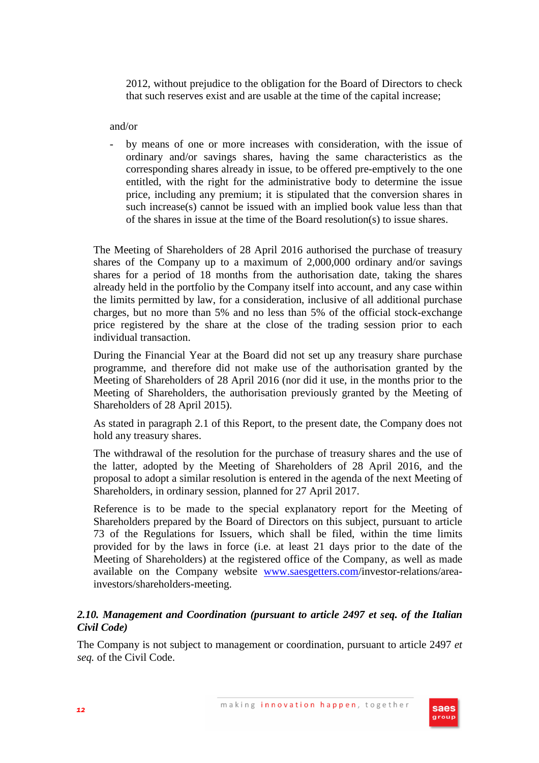2012, without prejudice to the obligation for the Board of Directors to check that such reserves exist and are usable at the time of the capital increase;

and/or

- by means of one or more increases with consideration, with the issue of ordinary and/or savings shares, having the same characteristics as the corresponding shares already in issue, to be offered pre-emptively to the one entitled, with the right for the administrative body to determine the issue price, including any premium; it is stipulated that the conversion shares in such increase(s) cannot be issued with an implied book value less than that of the shares in issue at the time of the Board resolution(s) to issue shares.

The Meeting of Shareholders of 28 April 2016 authorised the purchase of treasury shares of the Company up to a maximum of 2,000,000 ordinary and/or savings shares for a period of 18 months from the authorisation date, taking the shares already held in the portfolio by the Company itself into account, and any case within the limits permitted by law, for a consideration, inclusive of all additional purchase charges, but no more than 5% and no less than 5% of the official stock-exchange price registered by the share at the close of the trading session prior to each individual transaction.

During the Financial Year at the Board did not set up any treasury share purchase programme, and therefore did not make use of the authorisation granted by the Meeting of Shareholders of 28 April 2016 (nor did it use, in the months prior to the Meeting of Shareholders, the authorisation previously granted by the Meeting of Shareholders of 28 April 2015).

As stated in paragraph 2.1 of this Report, to the present date, the Company does not hold any treasury shares.

The withdrawal of the resolution for the purchase of treasury shares and the use of the latter, adopted by the Meeting of Shareholders of 28 April 2016, and the proposal to adopt a similar resolution is entered in the agenda of the next Meeting of Shareholders, in ordinary session, planned for 27 April 2017.

Reference is to be made to the special explanatory report for the Meeting of Shareholders prepared by the Board of Directors on this subject, pursuant to article 73 of the Regulations for Issuers, which shall be filed, within the time limits provided for by the laws in force (i.e. at least 21 days prior to the date of the Meeting of Shareholders) at the registered office of the Company, as well as made available on the Company website www.saesgetters.com/investor-relations/area-investors/shareholders-meeting.

### *2.10. Management and Coordination (pursuant to article 2497 et seq. of the Italian Civil Code)*

The Company is not subject to management or coordination, pursuant to article 2497 *et seq.* of the Civil Code.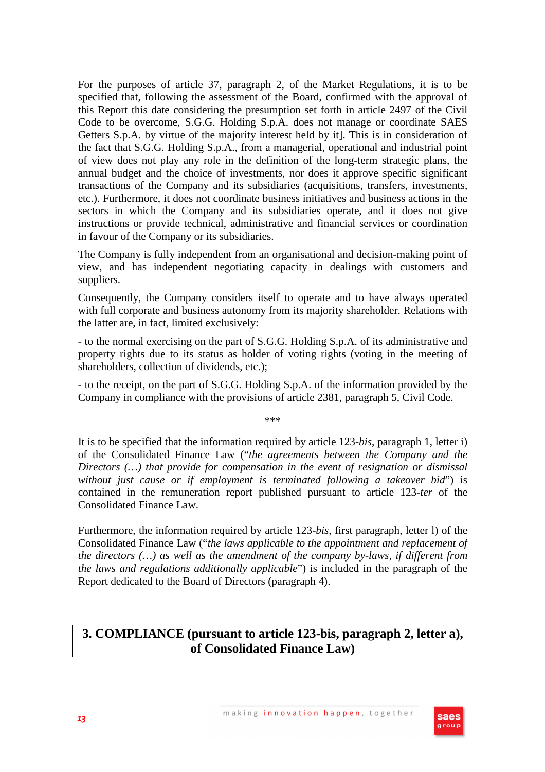For the purposes of article 37, paragraph 2, of the Market Regulations, it is to be specified that, following the assessment of the Board, confirmed with the approval of this Report this date considering the presumption set forth in article 2497 of the Civil Code to be overcome, S.G.G. Holding S.p.A. does not manage or coordinate SAES Getters S.p.A. by virtue of the majority interest held by it]. This is in consideration of the fact that S.G.G. Holding S.p.A., from a managerial, operational and industrial point of view does not play any role in the definition of the long-term strategic plans, the annual budget and the choice of investments, nor does it approve specific significant transactions of the Company and its subsidiaries (acquisitions, transfers, investments, etc.). Furthermore, it does not coordinate business initiatives and business actions in the sectors in which the Company and its subsidiaries operate, and it does not give instructions or provide technical, administrative and financial services or coordination in favour of the Company or its subsidiaries.

The Company is fully independent from an organisational and decision-making point of view, and has independent negotiating capacity in dealings with customers and suppliers.

Consequently, the Company considers itself to operate and to have always operated with full corporate and business autonomy from its majority shareholder. Relations with the latter are, in fact, limited exclusively:

- to the normal exercising on the part of S.G.G. Holding S.p.A. of its administrative and property rights due to its status as holder of voting rights (voting in the meeting of shareholders, collection of dividends, etc.);

- to the receipt, on the part of S.G.G. Holding S.p.A. of the information provided by the Company in compliance with the provisions of article 2381, paragraph 5, Civil Code.

***

It is to be specified that the information required by article 123-*bis*, paragraph 1, letter i) of the Consolidated Finance Law ("*the agreements between the Company and the Directors (…) that provide for compensation in the event of resignation or dismissal without just cause or if employment is terminated following a takeover bid*") is contained in the remuneration report published pursuant to article 123-*ter* of the Consolidated Finance Law.

Furthermore, the information required by article 123-*bis*, first paragraph, letter l) of the Consolidated Finance Law ("*the laws applicable to the appointment and replacement of the directors (…) as well as the amendment of the company by-laws, if different from the laws and regulations additionally applicable*") is included in the paragraph of the Report dedicated to the Board of Directors (paragraph 4).

## 3. COMPLIANCE (pursuant to article 123-bis, paragraph 2, letter a), of Consolidated Finance Law)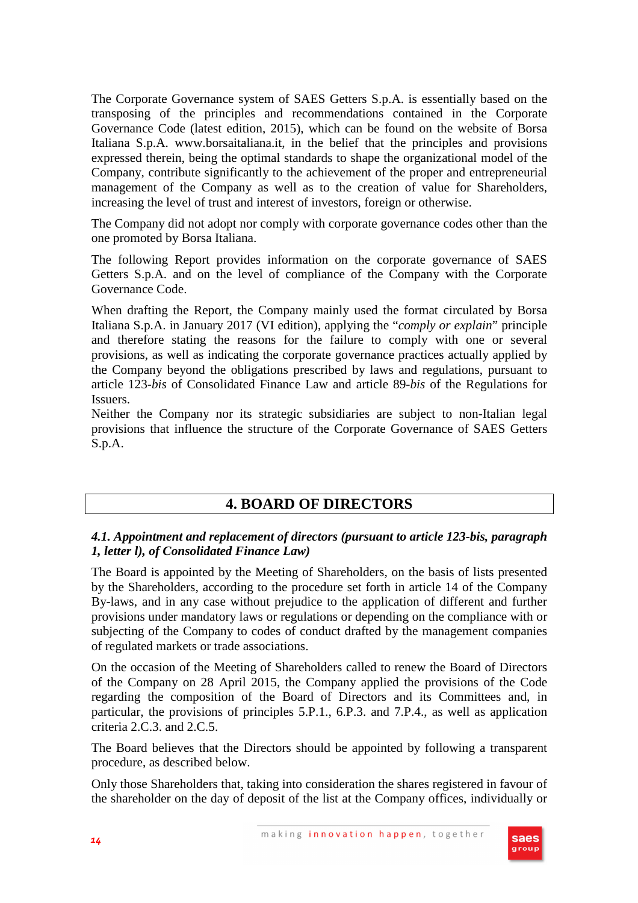The Corporate Governance system of SAES Getters S.p.A. is essentially based on the transposing of the principles and recommendations contained in the Corporate Governance Code (latest edition, 2015), which can be found on the website of Borsa Italiana S.p.A. www.borsaitaliana.it, in the belief that the principles and provisions expressed therein, being the optimal standards to shape the organizational model of the Company, contribute significantly to the achievement of the proper and entrepreneurial management of the Company as well as to the creation of value for Shareholders, increasing the level of trust and interest of investors, foreign or otherwise.

The Company did not adopt nor comply with corporate governance codes other than the one promoted by Borsa Italiana.

The following Report provides information on the corporate governance of SAES Getters S.p.A. and on the level of compliance of the Company with the Corporate Governance Code.

When drafting the Report, the Company mainly used the format circulated by Borsa Italiana S.p.A. in January 2017 (VI edition), applying the "*comply or explain*" principle and therefore stating the reasons for the failure to comply with one or several provisions, as well as indicating the corporate governance practices actually applied by the Company beyond the obligations prescribed by laws and regulations, pursuant to article 123-*bis* of Consolidated Finance Law and article 89-*bis* of the Regulations for Issuers.
Neither the Company nor its strategic subsidiaries are subject to non-Italian legal provisions that influence the structure of the Corporate Governance of SAES Getters S.p.A.

# 4. BOARD OF DIRECTORS

### *4.1. Appointment and replacement of directors (pursuant to article 123-bis, paragraph 1, letter l), of Consolidated Finance Law)*

The Board is appointed by the Meeting of Shareholders, on the basis of lists presented by the Shareholders, according to the procedure set forth in article 14 of the Company By-laws, and in any case without prejudice to the application of different and further provisions under mandatory laws or regulations or depending on the compliance with or subjecting of the Company to codes of conduct drafted by the management companies of regulated markets or trade associations.

On the occasion of the Meeting of Shareholders called to renew the Board of Directors of the Company on 28 April 2015, the Company applied the provisions of the Code regarding the composition of the Board of Directors and its Committees and, in particular, the provisions of principles 5.P.1., 6.P.3. and 7.P.4., as well as application criteria 2.C.3. and 2.C.5.

The Board believes that the Directors should be appointed by following a transparent procedure, as described below.

Only those Shareholders that, taking into consideration the shares registered in favour of the shareholder on the day of deposit of the list at the Company offices, individually or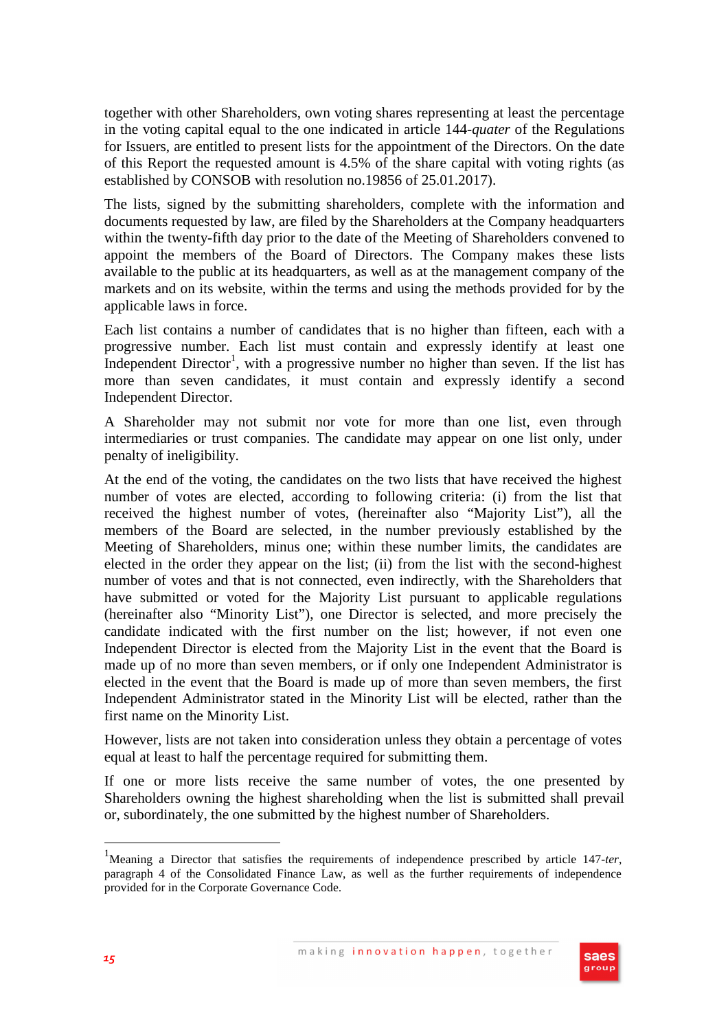together with other Shareholders, own voting shares representing at least the percentage in the voting capital equal to the one indicated in article 144-*quater* of the Regulations for Issuers, are entitled to present lists for the appointment of the Directors. On the date of this Report the requested amount is 4.5% of the share capital with voting rights (as established by CONSOB with resolution no.19856 of 25.01.2017).

The lists, signed by the submitting shareholders, complete with the information and documents requested by law, are filed by the Shareholders at the Company headquarters within the twenty-fifth day prior to the date of the Meeting of Shareholders convened to appoint the members of the Board of Directors. The Company makes these lists available to the public at its headquarters, as well as at the management company of the markets and on its website, within the terms and using the methods provided for by the applicable laws in force.

Each list contains a number of candidates that is no higher than fifteen, each with a progressive number. Each list must contain and expressly identify at least one Independent Director[1], with a progressive number no higher than seven. If the list has more than seven candidates, it must contain and expressly identify a second Independent Director.

A Shareholder may not submit nor vote for more than one list, even through intermediaries or trust companies. The candidate may appear on one list only, under penalty of ineligibility.

At the end of the voting, the candidates on the two lists that have received the highest number of votes are elected, according to following criteria: (i) from the list that received the highest number of votes, (hereinafter also “Majority List”), all the members of the Board are selected, in the number previously established by the Meeting of Shareholders, minus one; within these number limits, the candidates are elected in the order they appear on the list; (ii) from the list with the second-highest number of votes and that is not connected, even indirectly, with the Shareholders that have submitted or voted for the Majority List pursuant to applicable regulations (hereinafter also “Minority List”), one Director is selected, and more precisely the candidate indicated with the first number on the list; however, if not even one Independent Director is elected from the Majority List in the event that the Board is made up of no more than seven members, or if only one Independent Administrator is elected in the event that the Board is made up of more than seven members, the first Independent Administrator stated in the Minority List will be elected, rather than the first name on the Minority List.

However, lists are not taken into consideration unless they obtain a percentage of votes equal at least to half the percentage required for submitting them.

If one or more lists receive the same number of votes, the one presented by Shareholders owning the highest shareholding when the list is submitted shall prevail or, subordinately, the one submitted by the highest number of Shareholders.

---

[1] Meaning a Director that satisfies the requirements of independence prescribed by article 147-*ter*, paragraph 4 of the Consolidated Finance Law, as well as the further requirements of independence provided for in the Corporate Governance Code.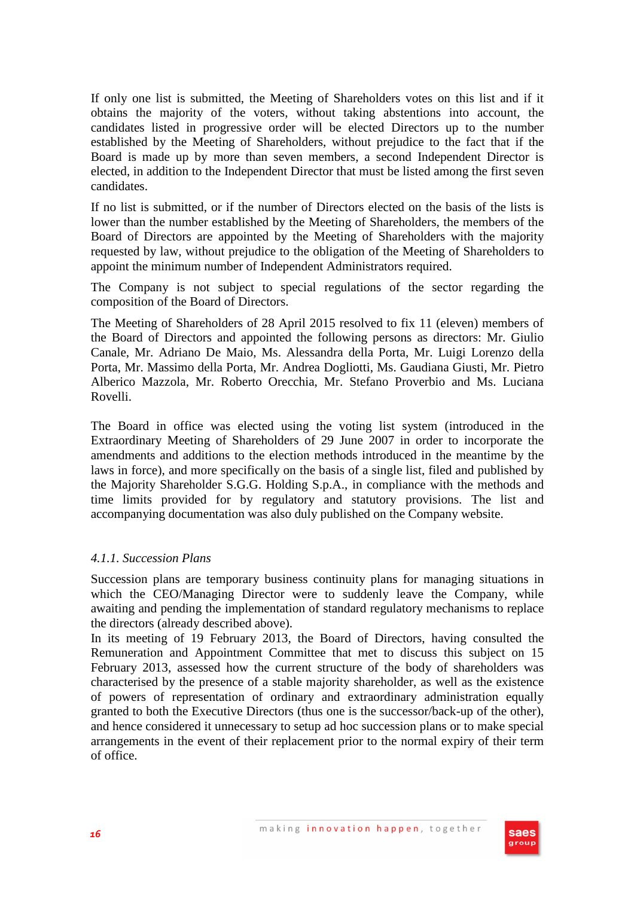If only one list is submitted, the Meeting of Shareholders votes on this list and if it obtains the majority of the voters, without taking abstentions into account, the candidates listed in progressive order will be elected Directors up to the number established by the Meeting of Shareholders, without prejudice to the fact that if the Board is made up by more than seven members, a second Independent Director is elected, in addition to the Independent Director that must be listed among the first seven candidates.

If no list is submitted, or if the number of Directors elected on the basis of the lists is lower than the number established by the Meeting of Shareholders, the members of the Board of Directors are appointed by the Meeting of Shareholders with the majority requested by law, without prejudice to the obligation of the Meeting of Shareholders to appoint the minimum number of Independent Administrators required.

The Company is not subject to special regulations of the sector regarding the composition of the Board of Directors.

The Meeting of Shareholders of 28 April 2015 resolved to fix 11 (eleven) members of the Board of Directors and appointed the following persons as directors: Mr. Giulio Canale, Mr. Adriano De Maio, Ms. Alessandra della Porta, Mr. Luigi Lorenzo della Porta, Mr. Massimo della Porta, Mr. Andrea Dogliotti, Ms. Gaudiana Giusti, Mr. Pietro Alberico Mazzola, Mr. Roberto Orecchia, Mr. Stefano Proverbio and Ms. Luciana Rovelli.

The Board in office was elected using the voting list system (introduced in the Extraordinary Meeting of Shareholders of 29 June 2007 in order to incorporate the amendments and additions to the election methods introduced in the meantime by the laws in force), and more specifically on the basis of a single list, filed and published by the Majority Shareholder S.G.G. Holding S.p.A., in compliance with the methods and time limits provided for by regulatory and statutory provisions. The list and accompanying documentation was also duly published on the Company website.

### *4.1.1. Succession Plans*

Succession plans are temporary business continuity plans for managing situations in which the CEO/Managing Director were to suddenly leave the Company, while awaiting and pending the implementation of standard regulatory mechanisms to replace the directors (already described above).
In its meeting of 19 February 2013, the Board of Directors, having consulted the Remuneration and Appointment Committee that met to discuss this subject on 15 February 2013, assessed how the current structure of the body of shareholders was characterised by the presence of a stable majority shareholder, as well as the existence of powers of representation of ordinary and extraordinary administration equally granted to both the Executive Directors (thus one is the successor/back-up of the other), and hence considered it unnecessary to setup ad hoc succession plans or to make special arrangements in the event of their replacement prior to the normal expiry of their term of office.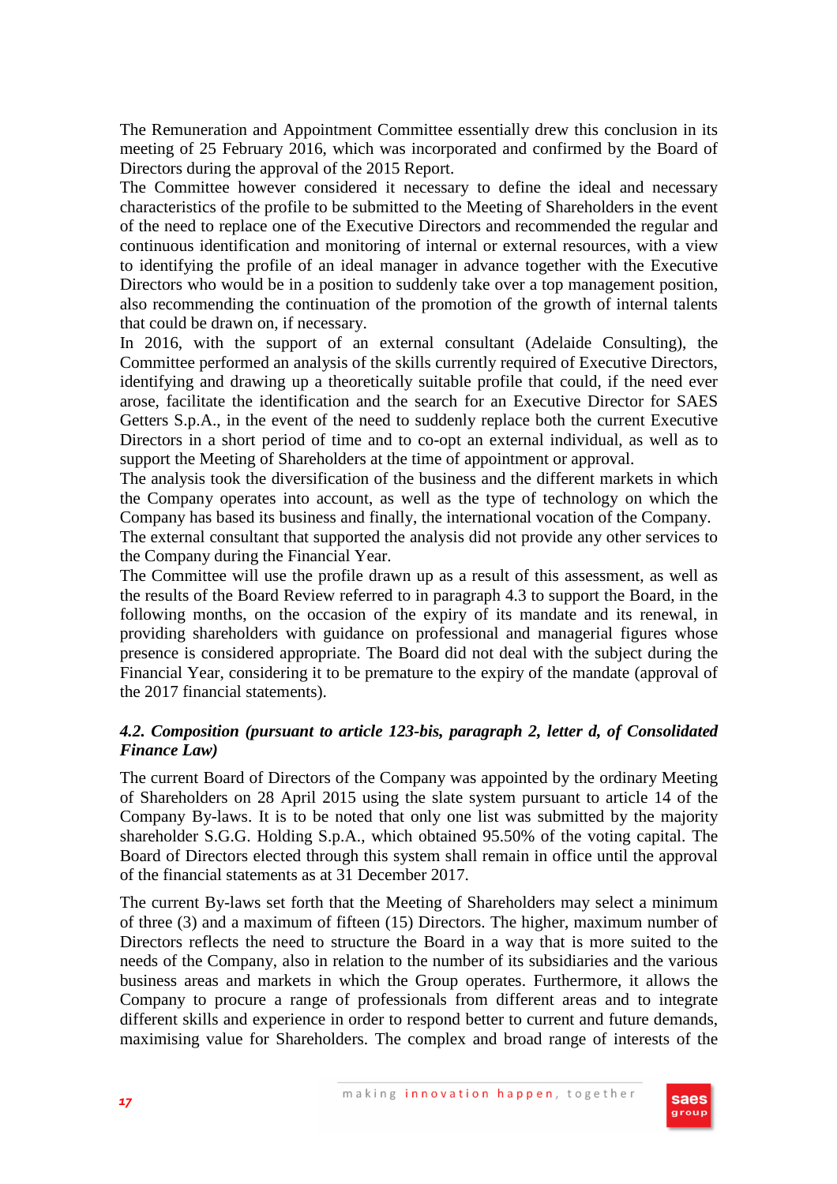The Remuneration and Appointment Committee essentially drew this conclusion in its meeting of 25 February 2016, which was incorporated and confirmed by the Board of Directors during the approval of the 2015 Report.

The Committee however considered it necessary to define the ideal and necessary characteristics of the profile to be submitted to the Meeting of Shareholders in the event of the need to replace one of the Executive Directors and recommended the regular and continuous identification and monitoring of internal or external resources, with a view to identifying the profile of an ideal manager in advance together with the Executive Directors who would be in a position to suddenly take over a top management position, also recommending the continuation of the promotion of the growth of internal talents that could be drawn on, if necessary.

In 2016, with the support of an external consultant (Adelaide Consulting), the Committee performed an analysis of the skills currently required of Executive Directors, identifying and drawing up a theoretically suitable profile that could, if the need ever arose, facilitate the identification and the search for an Executive Director for SAES Getters S.p.A., in the event of the need to suddenly replace both the current Executive Directors in a short period of time and to co-opt an external individual, as well as to support the Meeting of Shareholders at the time of appointment or approval.

The analysis took the diversification of the business and the different markets in which the Company operates into account, as well as the type of technology on which the Company has based its business and finally, the international vocation of the Company.

The external consultant that supported the analysis did not provide any other services to the Company during the Financial Year.

The Committee will use the profile drawn up as a result of this assessment, as well as the results of the Board Review referred to in paragraph 4.3 to support the Board, in the following months, on the occasion of the expiry of its mandate and its renewal, in providing shareholders with guidance on professional and managerial figures whose presence is considered appropriate. The Board did not deal with the subject during the Financial Year, considering it to be premature to the expiry of the mandate (approval of the 2017 financial statements).

### *4.2. Composition (pursuant to article 123-bis, paragraph 2, letter d, of Consolidated Finance Law)*

The current Board of Directors of the Company was appointed by the ordinary Meeting of Shareholders on 28 April 2015 using the slate system pursuant to article 14 of the Company By-laws. It is to be noted that only one list was submitted by the majority shareholder S.G.G. Holding S.p.A., which obtained 95.50% of the voting capital. The Board of Directors elected through this system shall remain in office until the approval of the financial statements as at 31 December 2017.

The current By-laws set forth that the Meeting of Shareholders may select a minimum of three (3) and a maximum of fifteen (15) Directors. The higher, maximum number of Directors reflects the need to structure the Board in a way that is more suited to the needs of the Company, also in relation to the number of its subsidiaries and the various business areas and markets in which the Group operates. Furthermore, it allows the Company to procure a range of professionals from different areas and to integrate different skills and experience in order to respond better to current and future demands, maximising value for Shareholders. The complex and broad range of interests of the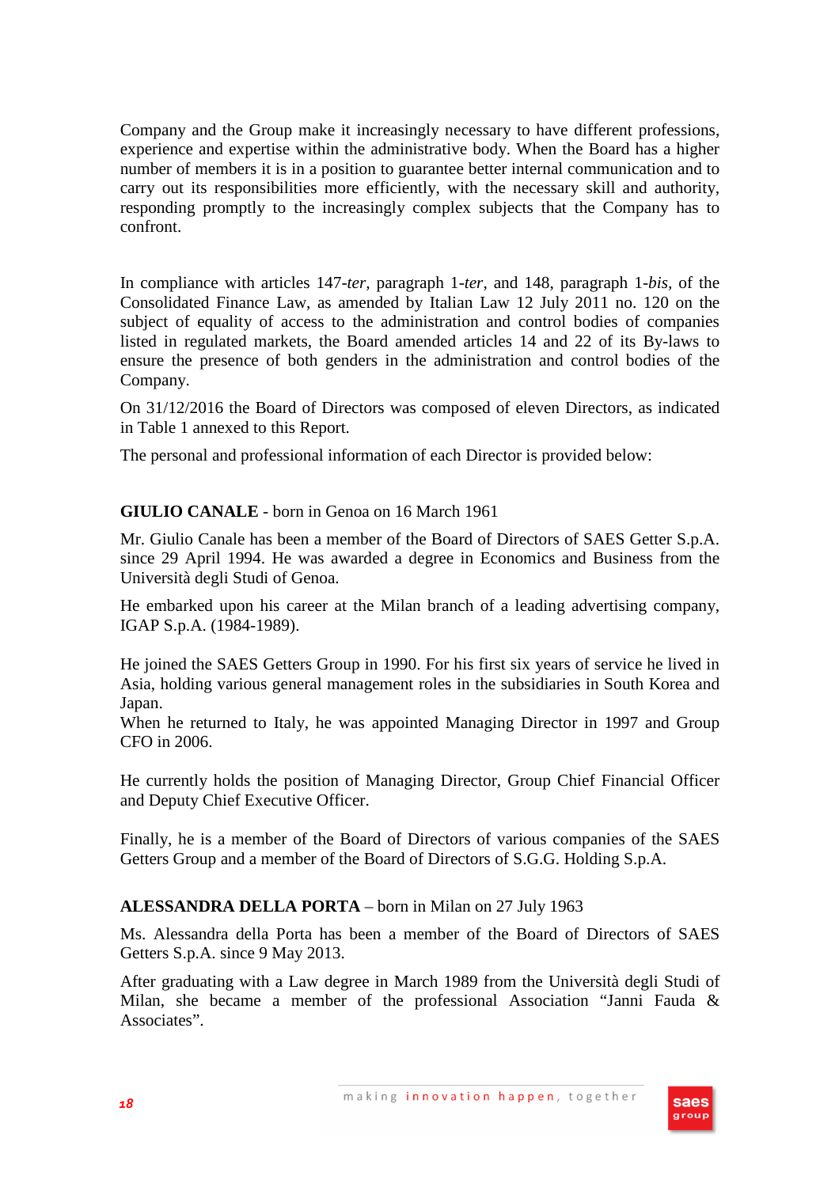Company and the Group make it increasingly necessary to have different professions, experience and expertise within the administrative body. When the Board has a higher number of members it is in a position to guarantee better internal communication and to carry out its responsibilities more efficiently, with the necessary skill and authority, responding promptly to the increasingly complex subjects that the Company has to confront.

In compliance with articles 147-*ter*, paragraph 1-*ter*, and 148, paragraph 1-*bis*, of the Consolidated Finance Law, as amended by Italian Law 12 July 2011 no. 120 on the subject of equality of access to the administration and control bodies of companies listed in regulated markets, the Board amended articles 14 and 22 of its By-laws to ensure the presence of both genders in the administration and control bodies of the Company.

On 31/12/2016 the Board of Directors was composed of eleven Directors, as indicated in Table 1 annexed to this Report.

The personal and professional information of each Director is provided below:

**GIULIO CANALE** - born in Genoa on 16 March 1961

Mr. Giulio Canale has been a member of the Board of Directors of SAES Getter S.p.A. since 29 April 1994. He was awarded a degree in Economics and Business from the Università degli Studi of Genoa.

He embarked upon his career at the Milan branch of a leading advertising company, IGAP S.p.A. (1984-1989).

He joined the SAES Getters Group in 1990. For his first six years of service he lived in Asia, holding various general management roles in the subsidiaries in South Korea and Japan.
When he returned to Italy, he was appointed Managing Director in 1997 and Group CFO in 2006.

He currently holds the position of Managing Director, Group Chief Financial Officer and Deputy Chief Executive Officer.

Finally, he is a member of the Board of Directors of various companies of the SAES Getters Group and a member of the Board of Directors of S.G.G. Holding S.p.A.

**ALESSANDRA DELLA PORTA** – born in Milan on 27 July 1963

Ms. Alessandra della Porta has been a member of the Board of Directors of SAES Getters S.p.A. since 9 May 2013.

After graduating with a Law degree in March 1989 from the Università degli Studi of Milan, she became a member of the professional Association "Janni Fauda & Associates".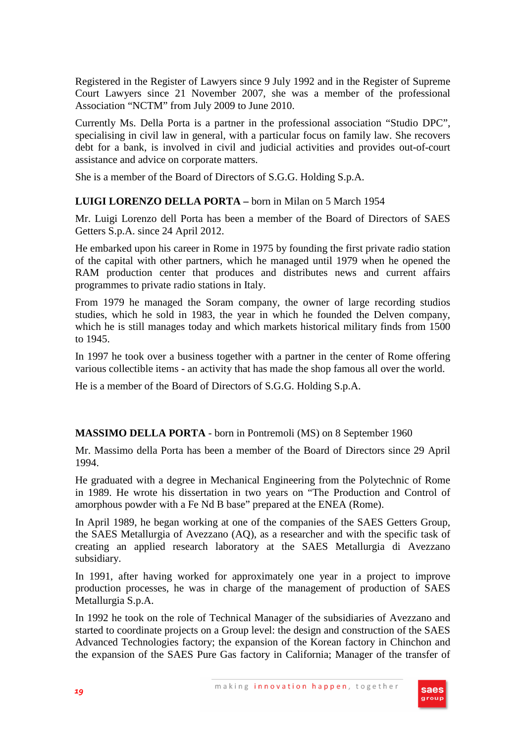Registered in the Register of Lawyers since 9 July 1992 and in the Register of Supreme Court Lawyers since 21 November 2007, she was a member of the professional Association "NCTM" from July 2009 to June 2010.

Currently Ms. Della Porta is a partner in the professional association "Studio DPC", specialising in civil law in general, with a particular focus on family law. She recovers debt for a bank, is involved in civil and judicial activities and provides out-of-court assistance and advice on corporate matters.

She is a member of the Board of Directors of S.G.G. Holding S.p.A.

**LUIGI LORENZO DELLA PORTA –** born in Milan on 5 March 1954

Mr. Luigi Lorenzo dell Porta has been a member of the Board of Directors of SAES Getters S.p.A. since 24 April 2012.

He embarked upon his career in Rome in 1975 by founding the first private radio station of the capital with other partners, which he managed until 1979 when he opened the RAM production center that produces and distributes news and current affairs programmes to private radio stations in Italy.

From 1979 he managed the Soram company, the owner of large recording studios studies, which he sold in 1983, the year in which he founded the Delven company, which he is still manages today and which markets historical military finds from 1500 to 1945.

In 1997 he took over a business together with a partner in the center of Rome offering various collectible items - an activity that has made the shop famous all over the world.

He is a member of the Board of Directors of S.G.G. Holding S.p.A.

**MASSIMO DELLA PORTA** - born in Pontremoli (MS) on 8 September 1960

Mr. Massimo della Porta has been a member of the Board of Directors since 29 April 1994.

He graduated with a degree in Mechanical Engineering from the Polytechnic of Rome in 1989. He wrote his dissertation in two years on "The Production and Control of amorphous powder with a Fe Nd B base" prepared at the ENEA (Rome).

In April 1989, he began working at one of the companies of the SAES Getters Group, the SAES Metallurgia of Avezzano (AQ), as a researcher and with the specific task of creating an applied research laboratory at the SAES Metallurgia di Avezzano subsidiary.

In 1991, after having worked for approximately one year in a project to improve production processes, he was in charge of the management of production of SAES Metallurgia S.p.A.

In 1992 he took on the role of Technical Manager of the subsidiaries of Avezzano and started to coordinate projects on a Group level: the design and construction of the SAES Advanced Technologies factory; the expansion of the Korean factory in Chinchon and the expansion of the SAES Pure Gas factory in California; Manager of the transfer of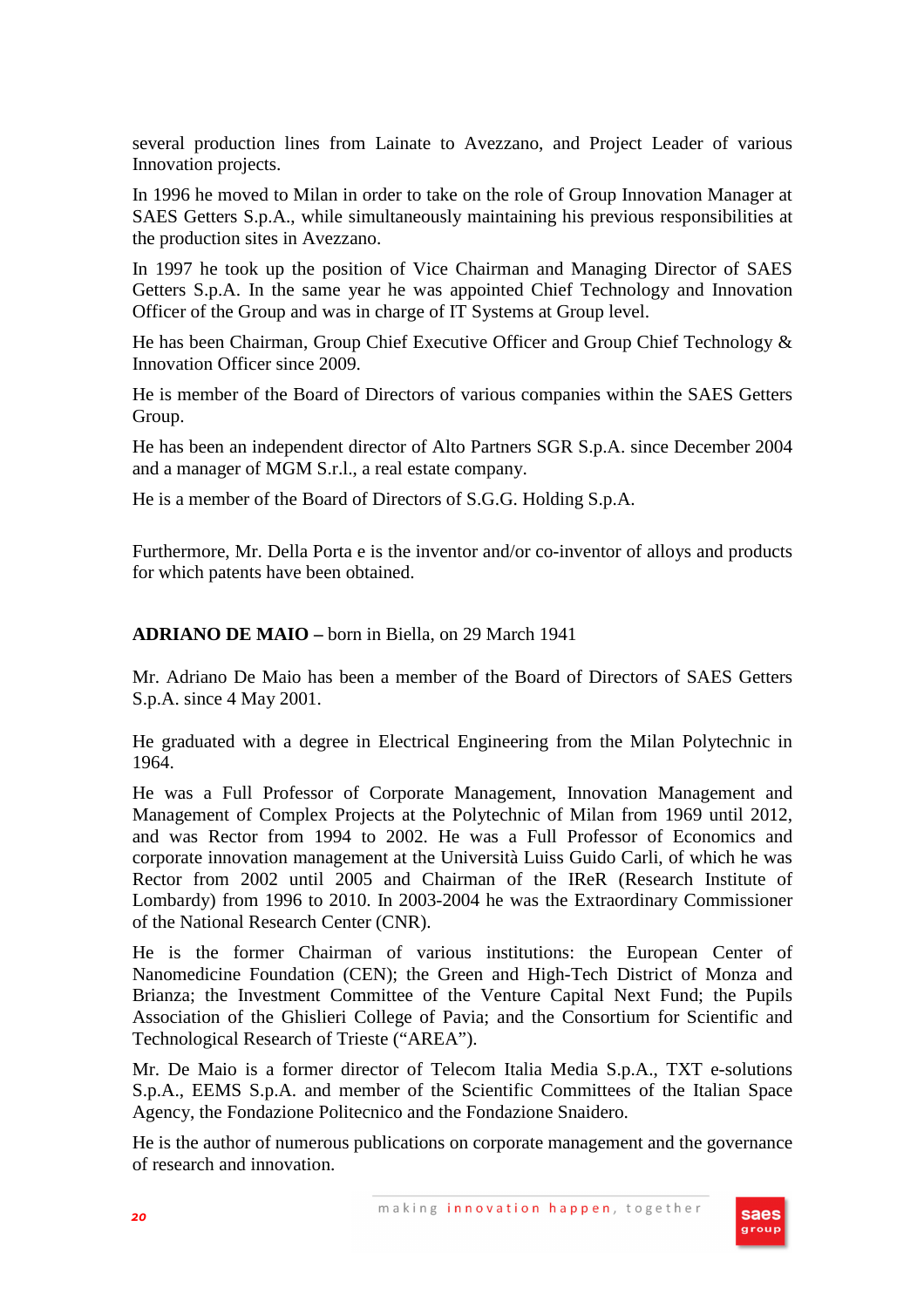several production lines from Lainate to Avezzano, and Project Leader of various Innovation projects.

In 1996 he moved to Milan in order to take on the role of Group Innovation Manager at SAES Getters S.p.A., while simultaneously maintaining his previous responsibilities at the production sites in Avezzano.

In 1997 he took up the position of Vice Chairman and Managing Director of SAES Getters S.p.A. In the same year he was appointed Chief Technology and Innovation Officer of the Group and was in charge of IT Systems at Group level.

He has been Chairman, Group Chief Executive Officer and Group Chief Technology & Innovation Officer since 2009.

He is member of the Board of Directors of various companies within the SAES Getters Group.

He has been an independent director of Alto Partners SGR S.p.A. since December 2004 and a manager of MGM S.r.l., a real estate company.

He is a member of the Board of Directors of S.G.G. Holding S.p.A.

Furthermore, Mr. Della Porta e is the inventor and/or co-inventor of alloys and products for which patents have been obtained.

**ADRIANO DE MAIO –** born in Biella, on 29 March 1941

Mr. Adriano De Maio has been a member of the Board of Directors of SAES Getters S.p.A. since 4 May 2001.

He graduated with a degree in Electrical Engineering from the Milan Polytechnic in 1964.

He was a Full Professor of Corporate Management, Innovation Management and Management of Complex Projects at the Polytechnic of Milan from 1969 until 2012, and was Rector from 1994 to 2002. He was a Full Professor of Economics and corporate innovation management at the Università Luiss Guido Carli, of which he was Rector from 2002 until 2005 and Chairman of the IReR (Research Institute of Lombardy) from 1996 to 2010. In 2003-2004 he was the Extraordinary Commissioner of the National Research Center (CNR).

He is the former Chairman of various institutions: the European Center of Nanomedicine Foundation (CEN); the Green and High-Tech District of Monza and Brianza; the Investment Committee of the Venture Capital Next Fund; the Pupils Association of the Ghislieri College of Pavia; and the Consortium for Scientific and Technological Research of Trieste ("AREA").

Mr. De Maio is a former director of Telecom Italia Media S.p.A., TXT e-solutions S.p.A., EEMS S.p.A. and member of the Scientific Committees of the Italian Space Agency, the Fondazione Politecnico and the Fondazione Snaidero.

He is the author of numerous publications on corporate management and the governance of research and innovation.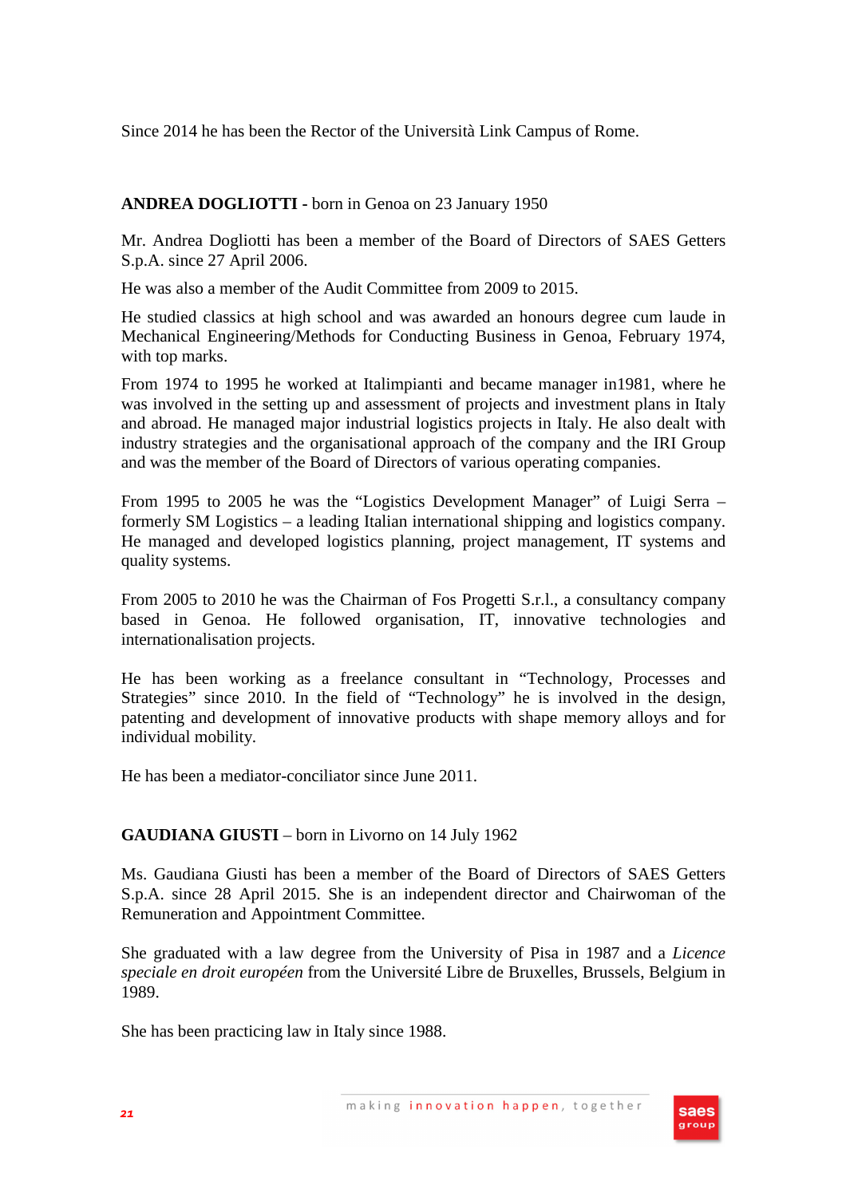Since 2014 he has been the Rector of the Università Link Campus of Rome.

**ANDREA DOGLIOTTI -** born in Genoa on 23 January 1950

Mr. Andrea Dogliotti has been a member of the Board of Directors of SAES Getters S.p.A. since 27 April 2006.

He was also a member of the Audit Committee from 2009 to 2015.

He studied classics at high school and was awarded an honours degree cum laude in Mechanical Engineering/Methods for Conducting Business in Genoa, February 1974, with top marks.

From 1974 to 1995 he worked at Italimpianti and became manager in1981, where he was involved in the setting up and assessment of projects and investment plans in Italy and abroad. He managed major industrial logistics projects in Italy. He also dealt with industry strategies and the organisational approach of the company and the IRI Group and was the member of the Board of Directors of various operating companies.

From 1995 to 2005 he was the “Logistics Development Manager” of Luigi Serra – formerly SM Logistics – a leading Italian international shipping and logistics company. He managed and developed logistics planning, project management, IT systems and quality systems.

From 2005 to 2010 he was the Chairman of Fos Progetti S.r.l., a consultancy company based in Genoa. He followed organisation, IT, innovative technologies and internationalisation projects.

He has been working as a freelance consultant in “Technology, Processes and Strategies” since 2010. In the field of “Technology” he is involved in the design, patenting and development of innovative products with shape memory alloys and for individual mobility.

He has been a mediator-conciliator since June 2011.

**GAUDIANA GIUSTI** – born in Livorno on 14 July 1962

Ms. Gaudiana Giusti has been a member of the Board of Directors of SAES Getters S.p.A. since 28 April 2015. She is an independent director and Chairwoman of the Remuneration and Appointment Committee.

She graduated with a law degree from the University of Pisa in 1987 and a *Licence speciale en droit européen* from the Université Libre de Bruxelles, Brussels, Belgium in 1989.

She has been practicing law in Italy since 1988.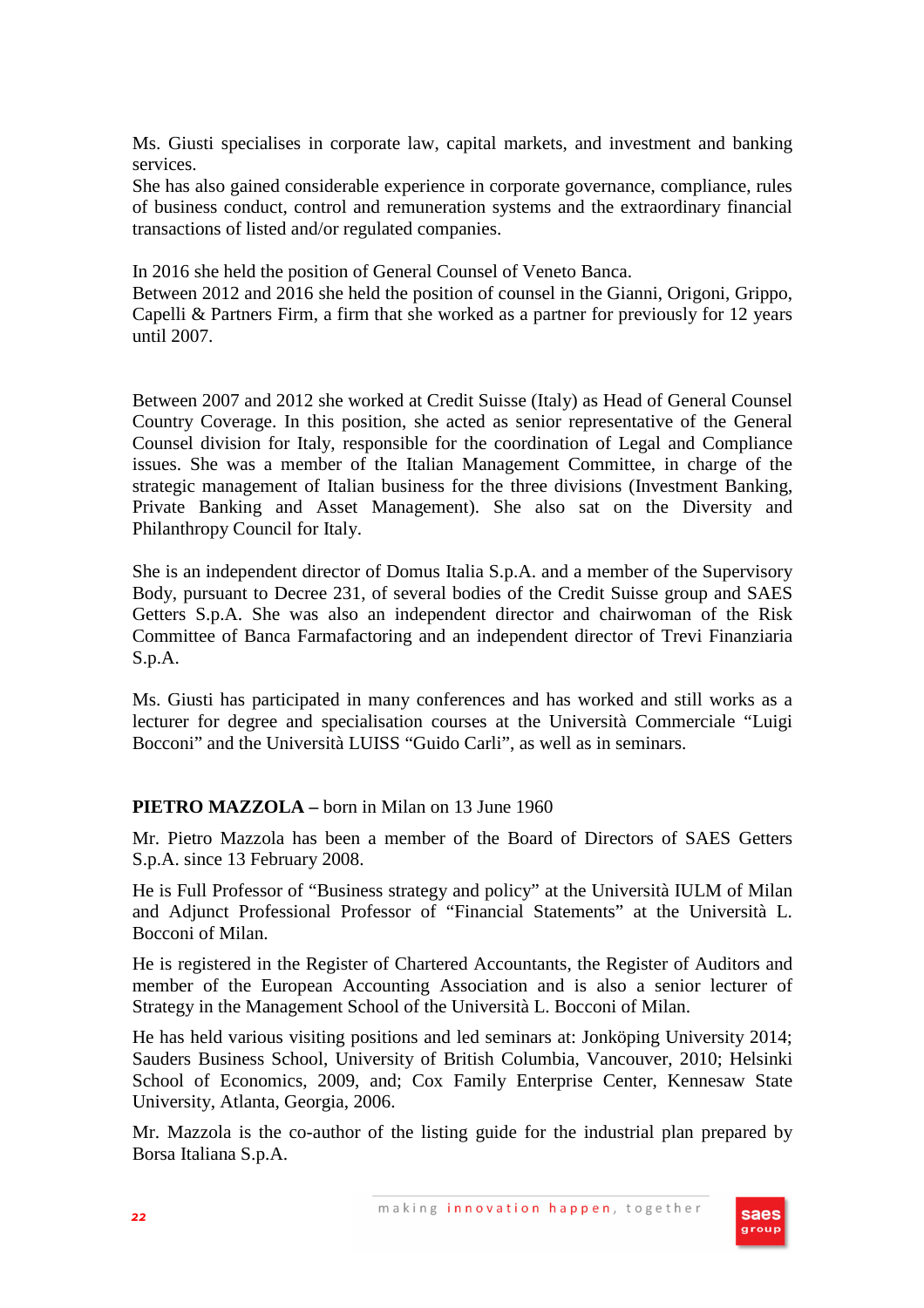Ms. Giusti specialises in corporate law, capital markets, and investment and banking services.
She has also gained considerable experience in corporate governance, compliance, rules of business conduct, control and remuneration systems and the extraordinary financial transactions of listed and/or regulated companies.

In 2016 she held the position of General Counsel of Veneto Banca.
Between 2012 and 2016 she held the position of counsel in the Gianni, Origoni, Grippo, Capelli & Partners Firm, a firm that she worked as a partner for previously for 12 years until 2007.

Between 2007 and 2012 she worked at Credit Suisse (Italy) as Head of General Counsel Country Coverage. In this position, she acted as senior representative of the General Counsel division for Italy, responsible for the coordination of Legal and Compliance issues. She was a member of the Italian Management Committee, in charge of the strategic management of Italian business for the three divisions (Investment Banking, Private Banking and Asset Management). She also sat on the Diversity and Philanthropy Council for Italy.

She is an independent director of Domus Italia S.p.A. and a member of the Supervisory Body, pursuant to Decree 231, of several bodies of the Credit Suisse group and SAES Getters S.p.A. She was also an independent director and chairwoman of the Risk Committee of Banca Farmafactoring and an independent director of Trevi Finanziaria S.p.A.

Ms. Giusti has participated in many conferences and has worked and still works as a lecturer for degree and specialisation courses at the Università Commerciale "Luigi Bocconi" and the Università LUISS "Guido Carli", as well as in seminars.

**PIETRO MAZZOLA –** born in Milan on 13 June 1960

Mr. Pietro Mazzola has been a member of the Board of Directors of SAES Getters S.p.A. since 13 February 2008.

He is Full Professor of "Business strategy and policy" at the Università IULM of Milan and Adjunct Professional Professor of "Financial Statements" at the Università L. Bocconi of Milan.

He is registered in the Register of Chartered Accountants, the Register of Auditors and member of the European Accounting Association and is also a senior lecturer of Strategy in the Management School of the Università L. Bocconi of Milan.

He has held various visiting positions and led seminars at: Jonköping University 2014; Sauders Business School, University of British Columbia, Vancouver, 2010; Helsinki School of Economics, 2009, and; Cox Family Enterprise Center, Kennesaw State University, Atlanta, Georgia, 2006.

Mr. Mazzola is the co-author of the listing guide for the industrial plan prepared by Borsa Italiana S.p.A.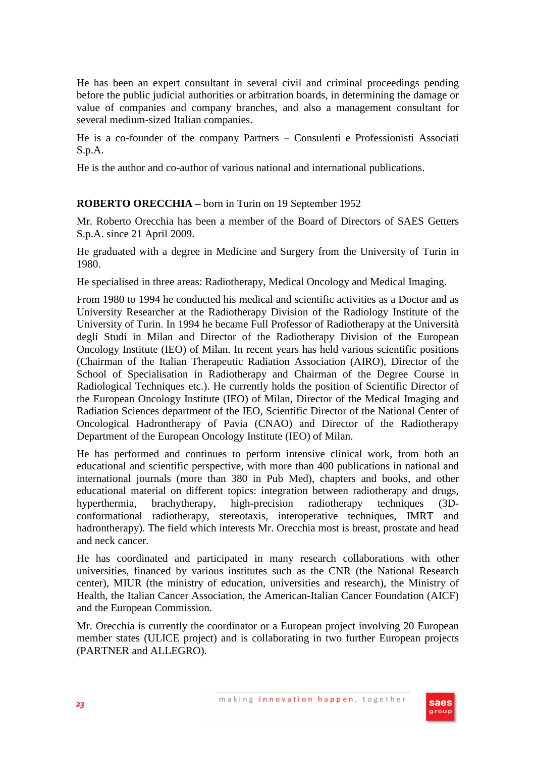He has been an expert consultant in several civil and criminal proceedings pending before the public judicial authorities or arbitration boards, in determining the damage or value of companies and company branches, and also a management consultant for several medium-sized Italian companies.

He is a co-founder of the company Partners – Consulenti e Professionisti Associati S.p.A.

He is the author and co-author of various national and international publications.

**ROBERTO ORECCHIA –** born in Turin on 19 September 1952

Mr. Roberto Orecchia has been a member of the Board of Directors of SAES Getters S.p.A. since 21 April 2009.

He graduated with a degree in Medicine and Surgery from the University of Turin in 1980.

He specialised in three areas: Radiotherapy, Medical Oncology and Medical Imaging.

From 1980 to 1994 he conducted his medical and scientific activities as a Doctor and as University Researcher at the Radiotherapy Division of the Radiology Institute of the University of Turin. In 1994 he became Full Professor of Radiotherapy at the Università degli Studi in Milan and Director of the Radiotherapy Division of the European Oncology Institute (IEO) of Milan. In recent years has held various scientific positions (Chairman of the Italian Therapeutic Radiation Association (AIRO), Director of the School of Specialisation in Radiotherapy and Chairman of the Degree Course in Radiological Techniques etc.). He currently holds the position of Scientific Director of the European Oncology Institute (IEO) of Milan, Director of the Medical Imaging and Radiation Sciences department of the IEO, Scientific Director of the National Center of Oncological Hadrontherapy of Pavia (CNAO) and Director of the Radiotherapy Department of the European Oncology Institute (IEO) of Milan.

He has performed and continues to perform intensive clinical work, from both an educational and scientific perspective, with more than 400 publications in national and international journals (more than 380 in Pub Med), chapters and books, and other educational material on different topics: integration between radiotherapy and drugs, hyperthermia, brachytherapy, high-precision radiotherapy techniques (3D-conformational radiotherapy, stereotaxis, interoperative techniques, IMRT and hadrontherapy). The field which interests Mr. Orecchia most is breast, prostate and head and neck cancer.

He has coordinated and participated in many research collaborations with other universities, financed by various institutes such as the CNR (the National Research center), MIUR (the ministry of education, universities and research), the Ministry of Health, the Italian Cancer Association, the American-Italian Cancer Foundation (AICF) and the European Commission.

Mr. Orecchia is currently the coordinator or a European project involving 20 European member states (ULICE project) and is collaborating in two further European projects (PARTNER and ALLEGRO).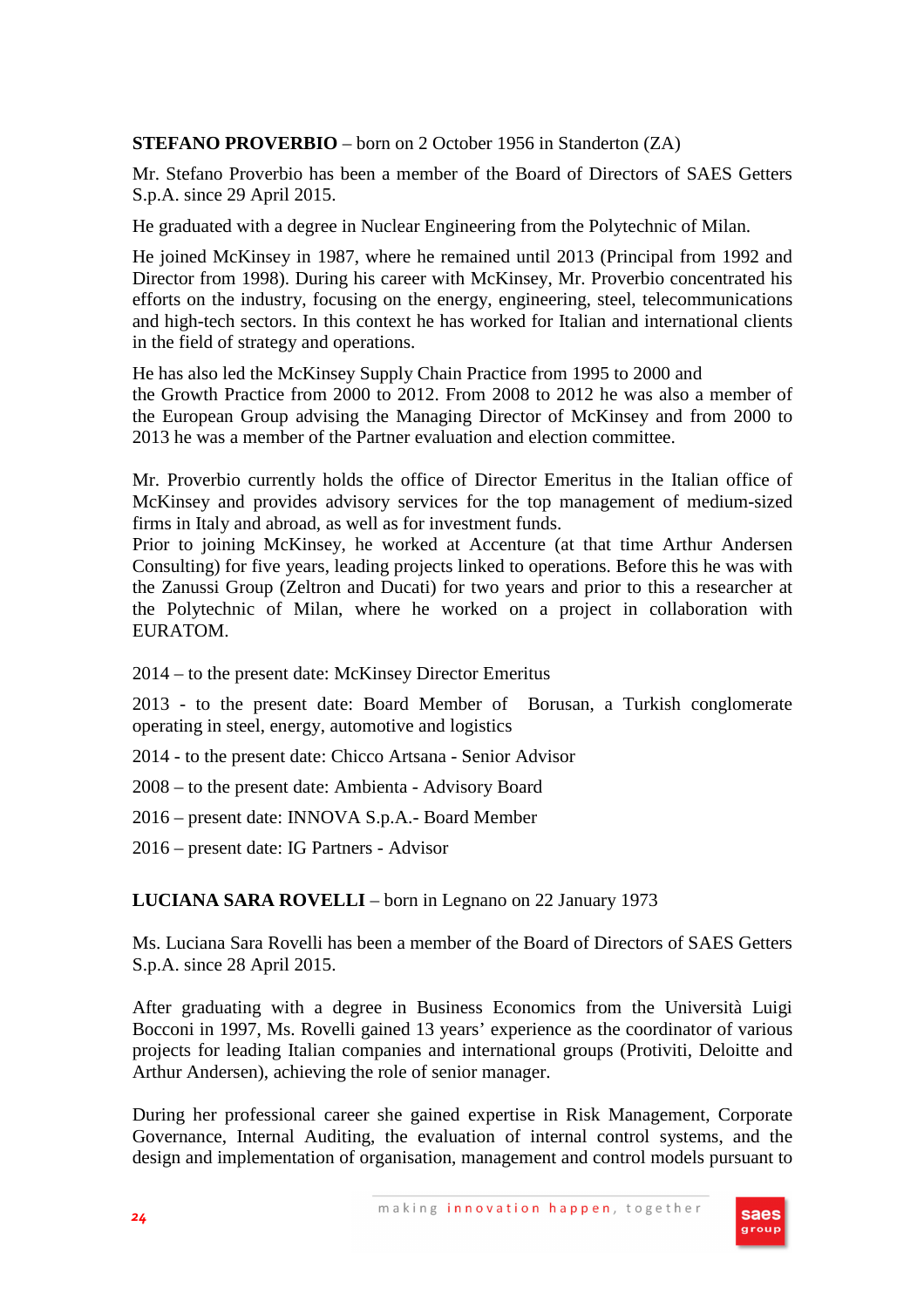**STEFANO PROVERBIO** – born on 2 October 1956 in Standerton (ZA)

Mr. Stefano Proverbio has been a member of the Board of Directors of SAES Getters S.p.A. since 29 April 2015.

He graduated with a degree in Nuclear Engineering from the Polytechnic of Milan.

He joined McKinsey in 1987, where he remained until 2013 (Principal from 1992 and Director from 1998). During his career with McKinsey, Mr. Proverbio concentrated his efforts on the industry, focusing on the energy, engineering, steel, telecommunications and high-tech sectors. In this context he has worked for Italian and international clients in the field of strategy and operations.

He has also led the McKinsey Supply Chain Practice from 1995 to 2000 and the Growth Practice from 2000 to 2012. From 2008 to 2012 he was also a member of the European Group advising the Managing Director of McKinsey and from 2000 to 2013 he was a member of the Partner evaluation and election committee.

Mr. Proverbio currently holds the office of Director Emeritus in the Italian office of McKinsey and provides advisory services for the top management of medium-sized firms in Italy and abroad, as well as for investment funds.
Prior to joining McKinsey, he worked at Accenture (at that time Arthur Andersen Consulting) for five years, leading projects linked to operations. Before this he was with the Zanussi Group (Zeltron and Ducati) for two years and prior to this a researcher at the Polytechnic of Milan, where he worked on a project in collaboration with EURATOM.

2014 – to the present date: McKinsey Director Emeritus

2013 - to the present date: Board Member of Borusan, a Turkish conglomerate operating in steel, energy, automotive and logistics

2014 - to the present date: Chicco Artsana - Senior Advisor

2008 – to the present date: Ambienta - Advisory Board

2016 – present date: INNOVA S.p.A.- Board Member

2016 – present date: IG Partners - Advisor

**LUCIANA SARA ROVELLI** – born in Legnano on 22 January 1973

Ms. Luciana Sara Rovelli has been a member of the Board of Directors of SAES Getters S.p.A. since 28 April 2015.

After graduating with a degree in Business Economics from the Università Luigi Bocconi in 1997, Ms. Rovelli gained 13 years' experience as the coordinator of various projects for leading Italian companies and international groups (Protiviti, Deloitte and Arthur Andersen), achieving the role of senior manager.

During her professional career she gained expertise in Risk Management, Corporate Governance, Internal Auditing, the evaluation of internal control systems, and the design and implementation of organisation, management and control models pursuant to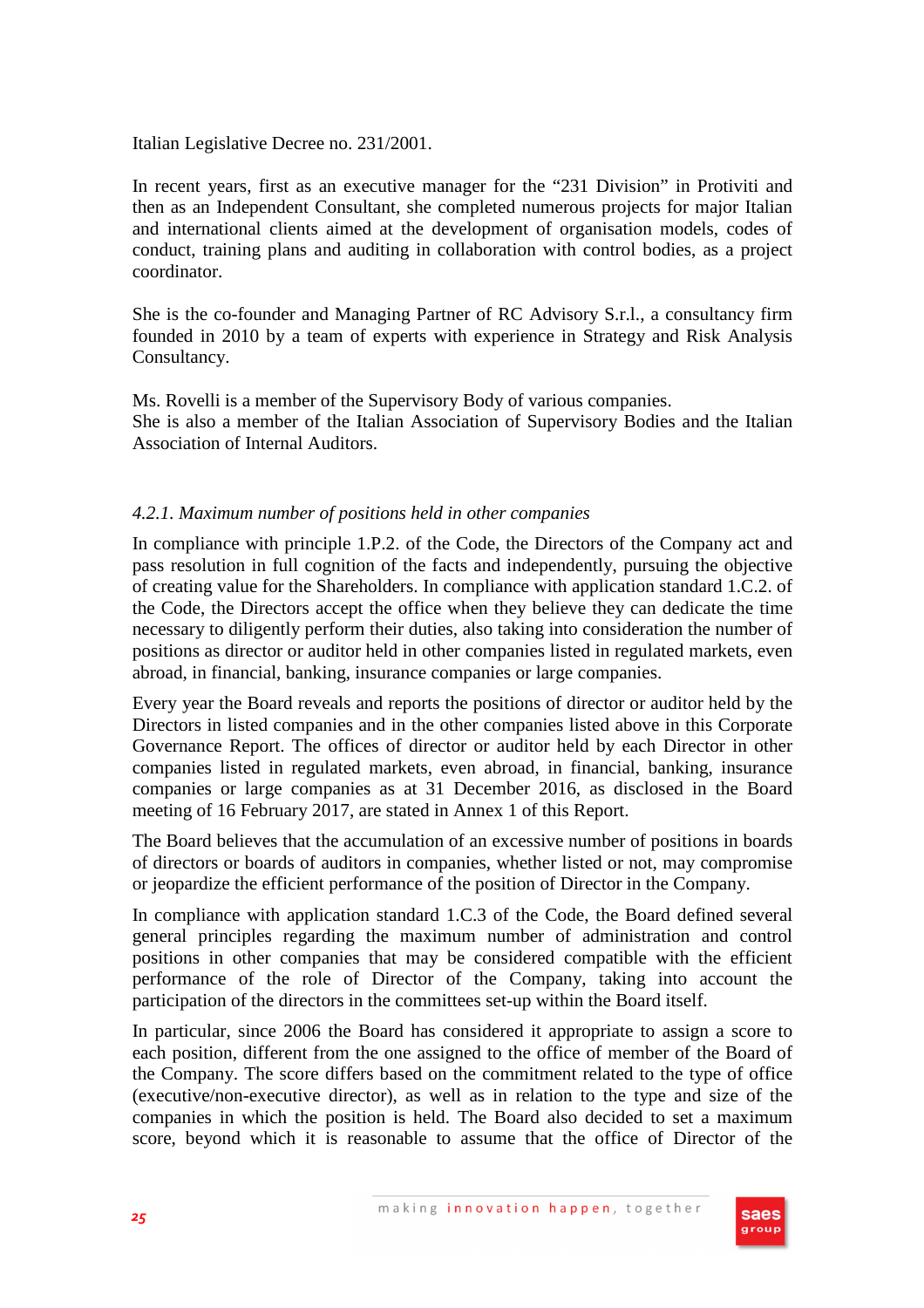Italian Legislative Decree no. 231/2001.

In recent years, first as an executive manager for the "231 Division" in Protiviti and then as an Independent Consultant, she completed numerous projects for major Italian and international clients aimed at the development of organisation models, codes of conduct, training plans and auditing in collaboration with control bodies, as a project coordinator.

She is the co-founder and Managing Partner of RC Advisory S.r.l., a consultancy firm founded in 2010 by a team of experts with experience in Strategy and Risk Analysis Consultancy.

Ms. Rovelli is a member of the Supervisory Body of various companies.
She is also a member of the Italian Association of Supervisory Bodies and the Italian Association of Internal Auditors.

*4.2.1. Maximum number of positions held in other companies*

In compliance with principle 1.P.2. of the Code, the Directors of the Company act and pass resolution in full cognition of the facts and independently, pursuing the objective of creating value for the Shareholders. In compliance with application standard 1.C.2. of the Code, the Directors accept the office when they believe they can dedicate the time necessary to diligently perform their duties, also taking into consideration the number of positions as director or auditor held in other companies listed in regulated markets, even abroad, in financial, banking, insurance companies or large companies.

Every year the Board reveals and reports the positions of director or auditor held by the Directors in listed companies and in the other companies listed above in this Corporate Governance Report. The offices of director or auditor held by each Director in other companies listed in regulated markets, even abroad, in financial, banking, insurance companies or large companies as at 31 December 2016, as disclosed in the Board meeting of 16 February 2017, are stated in Annex 1 of this Report.

The Board believes that the accumulation of an excessive number of positions in boards of directors or boards of auditors in companies, whether listed or not, may compromise or jeopardize the efficient performance of the position of Director in the Company.

In compliance with application standard 1.C.3 of the Code, the Board defined several general principles regarding the maximum number of administration and control positions in other companies that may be considered compatible with the efficient performance of the role of Director of the Company, taking into account the participation of the directors in the committees set-up within the Board itself.

In particular, since 2006 the Board has considered it appropriate to assign a score to each position, different from the one assigned to the office of member of the Board of the Company. The score differs based on the commitment related to the type of office (executive/non-executive director), as well as in relation to the type and size of the companies in which the position is held. The Board also decided to set a maximum score, beyond which it is reasonable to assume that the office of Director of the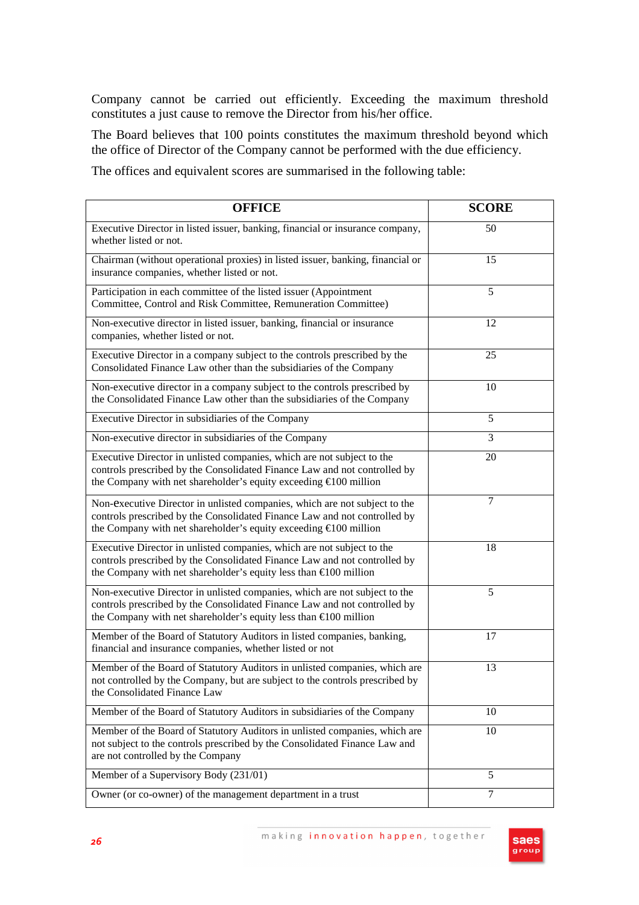Company cannot be carried out efficiently. Exceeding the maximum threshold constitutes a just cause to remove the Director from his/her office.

The Board believes that 100 points constitutes the maximum threshold beyond which the office of Director of the Company cannot be performed with the due efficiency.

The offices and equivalent scores are summarised in the following table:

| OFFICE | SCORE |
|---|---|
| Executive Director in listed issuer, banking, financial or insurance company, whether listed or not. | 50 |
| Chairman (without operational proxies) in listed issuer, banking, financial or insurance companies, whether listed or not. | 15 |
| Participation in each committee of the listed issuer (Appointment Committee, Control and Risk Committee, Remuneration Committee) | 5 |
| Non-executive director in listed issuer, banking, financial or insurance companies, whether listed or not. | 12 |
| Executive Director in a company subject to the controls prescribed by the Consolidated Finance Law other than the subsidiaries of the Company | 25 |
| Non-executive director in a company subject to the controls prescribed by the Consolidated Finance Law other than the subsidiaries of the Company | 10 |
| Executive Director in subsidiaries of the Company | 5 |
| Non-executive director in subsidiaries of the Company | 3 |
| Executive Director in unlisted companies, which are not subject to the controls prescribed by the Consolidated Finance Law and not controlled by the Company with net shareholder's equity exceeding €100 million | 20 |
| Non-executive Director in unlisted companies, which are not subject to the controls prescribed by the Consolidated Finance Law and not controlled by the Company with net shareholder's equity exceeding €100 million | 7 |
| Executive Director in unlisted companies, which are not subject to the controls prescribed by the Consolidated Finance Law and not controlled by the Company with net shareholder's equity less than €100 million | 18 |
| Non-executive Director in unlisted companies, which are not subject to the controls prescribed by the Consolidated Finance Law and not controlled by the Company with net shareholder's equity less than €100 million | 5 |
| Member of the Board of Statutory Auditors in listed companies, banking, financial and insurance companies, whether listed or not | 17 |
| Member of the Board of Statutory Auditors in unlisted companies, which are not controlled by the Company, but are subject to the controls prescribed by the Consolidated Finance Law | 13 |
| Member of the Board of Statutory Auditors in subsidiaries of the Company | 10 |
| Member of the Board of Statutory Auditors in unlisted companies, which are not subject to the controls prescribed by the Consolidated Finance Law and are not controlled by the Company | 10 |
| Member of a Supervisory Body (231/01) | 5 |
| Owner (or co-owner) of the management department in a trust | 7 |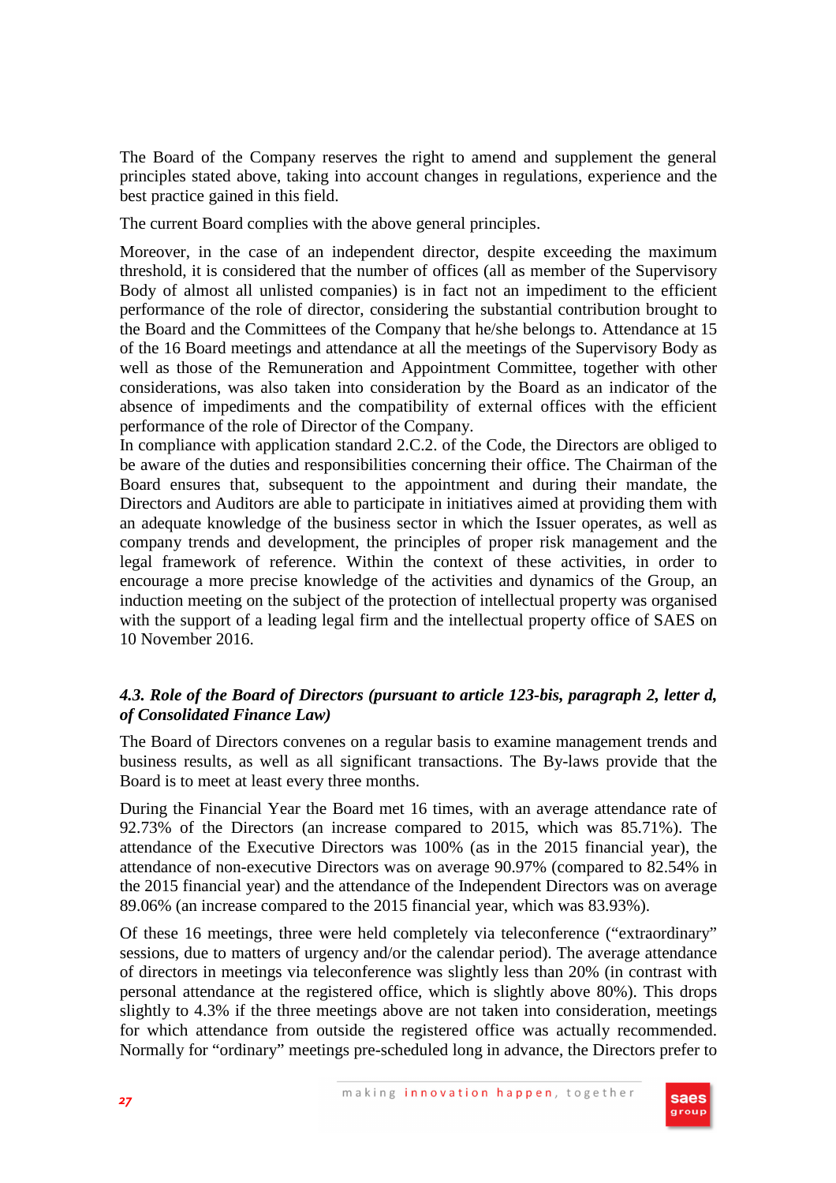The Board of the Company reserves the right to amend and supplement the general principles stated above, taking into account changes in regulations, experience and the best practice gained in this field.

The current Board complies with the above general principles.

Moreover, in the case of an independent director, despite exceeding the maximum threshold, it is considered that the number of offices (all as member of the Supervisory Body of almost all unlisted companies) is in fact not an impediment to the efficient performance of the role of director, considering the substantial contribution brought to the Board and the Committees of the Company that he/she belongs to. Attendance at 15 of the 16 Board meetings and attendance at all the meetings of the Supervisory Body as well as those of the Remuneration and Appointment Committee, together with other considerations, was also taken into consideration by the Board as an indicator of the absence of impediments and the compatibility of external offices with the efficient performance of the role of Director of the Company.
In compliance with application standard 2.C.2. of the Code, the Directors are obliged to be aware of the duties and responsibilities concerning their office. The Chairman of the Board ensures that, subsequent to the appointment and during their mandate, the Directors and Auditors are able to participate in initiatives aimed at providing them with an adequate knowledge of the business sector in which the Issuer operates, as well as company trends and development, the principles of proper risk management and the legal framework of reference. Within the context of these activities, in order to encourage a more precise knowledge of the activities and dynamics of the Group, an induction meeting on the subject of the protection of intellectual property was organised with the support of a leading legal firm and the intellectual property office of SAES on 10 November 2016.

### *4.3. Role of the Board of Directors (pursuant to article 123-bis, paragraph 2, letter d, of Consolidated Finance Law)*

The Board of Directors convenes on a regular basis to examine management trends and business results, as well as all significant transactions. The By-laws provide that the Board is to meet at least every three months.

During the Financial Year the Board met 16 times, with an average attendance rate of 92.73% of the Directors (an increase compared to 2015, which was 85.71%). The attendance of the Executive Directors was 100% (as in the 2015 financial year), the attendance of non-executive Directors was on average 90.97% (compared to 82.54% in the 2015 financial year) and the attendance of the Independent Directors was on average 89.06% (an increase compared to the 2015 financial year, which was 83.93%).

Of these 16 meetings, three were held completely via teleconference ("extraordinary" sessions, due to matters of urgency and/or the calendar period). The average attendance of directors in meetings via teleconference was slightly less than 20% (in contrast with personal attendance at the registered office, which is slightly above 80%). This drops slightly to 4.3% if the three meetings above are not taken into consideration, meetings for which attendance from outside the registered office was actually recommended. Normally for "ordinary" meetings pre-scheduled long in advance, the Directors prefer to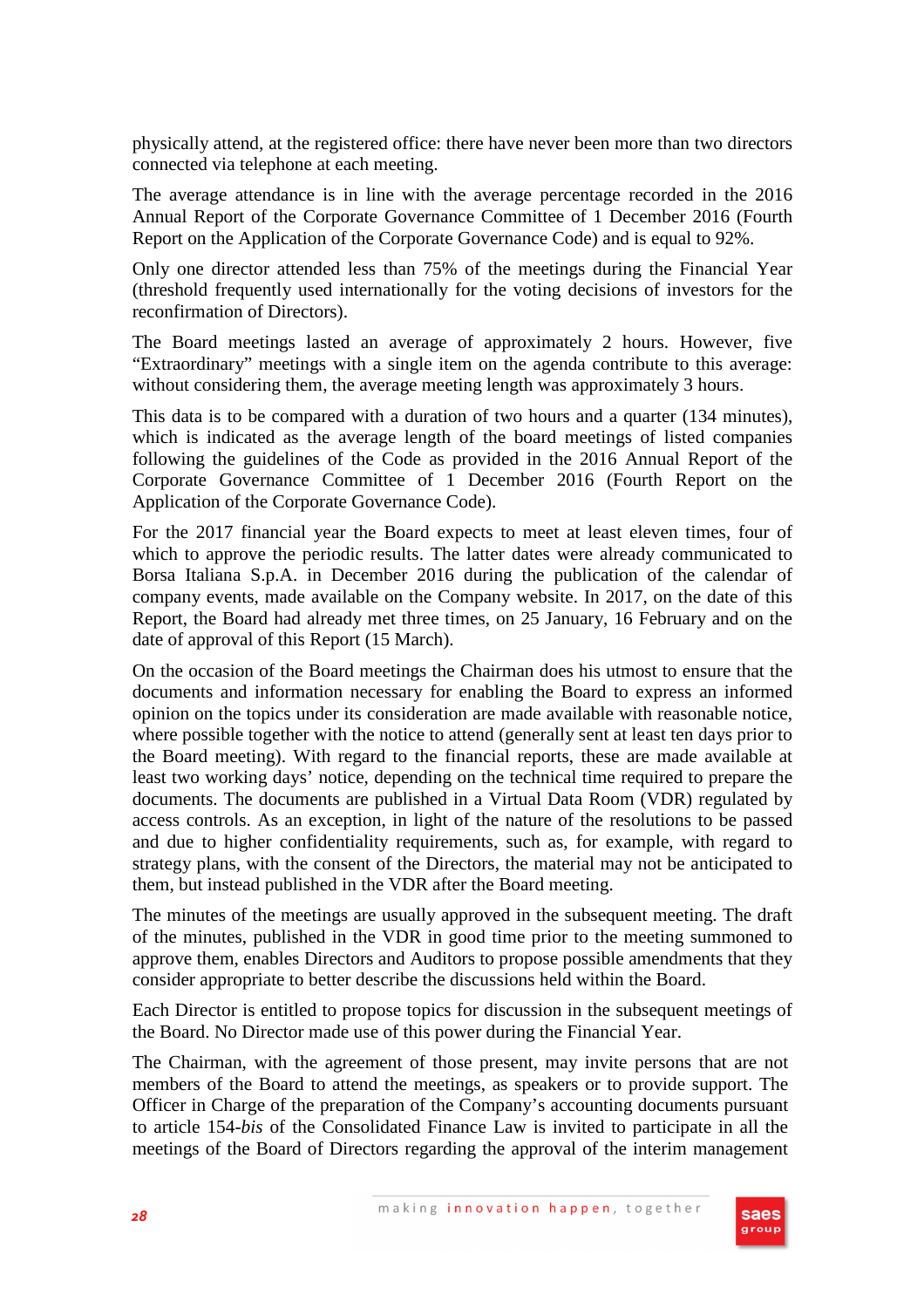physically attend, at the registered office: there have never been more than two directors connected via telephone at each meeting.

The average attendance is in line with the average percentage recorded in the 2016 Annual Report of the Corporate Governance Committee of 1 December 2016 (Fourth Report on the Application of the Corporate Governance Code) and is equal to 92%.

Only one director attended less than 75% of the meetings during the Financial Year (threshold frequently used internationally for the voting decisions of investors for the reconfirmation of Directors).

The Board meetings lasted an average of approximately 2 hours. However, five "Extraordinary" meetings with a single item on the agenda contribute to this average: without considering them, the average meeting length was approximately 3 hours.

This data is to be compared with a duration of two hours and a quarter (134 minutes), which is indicated as the average length of the board meetings of listed companies following the guidelines of the Code as provided in the 2016 Annual Report of the Corporate Governance Committee of 1 December 2016 (Fourth Report on the Application of the Corporate Governance Code).

For the 2017 financial year the Board expects to meet at least eleven times, four of which to approve the periodic results. The latter dates were already communicated to Borsa Italiana S.p.A. in December 2016 during the publication of the calendar of company events, made available on the Company website. In 2017, on the date of this Report, the Board had already met three times, on 25 January, 16 February and on the date of approval of this Report (15 March).

On the occasion of the Board meetings the Chairman does his utmost to ensure that the documents and information necessary for enabling the Board to express an informed opinion on the topics under its consideration are made available with reasonable notice, where possible together with the notice to attend (generally sent at least ten days prior to the Board meeting). With regard to the financial reports, these are made available at least two working days' notice, depending on the technical time required to prepare the documents. The documents are published in a Virtual Data Room (VDR) regulated by access controls. As an exception, in light of the nature of the resolutions to be passed and due to higher confidentiality requirements, such as, for example, with regard to strategy plans, with the consent of the Directors, the material may not be anticipated to them, but instead published in the VDR after the Board meeting.

The minutes of the meetings are usually approved in the subsequent meeting. The draft of the minutes, published in the VDR in good time prior to the meeting summoned to approve them, enables Directors and Auditors to propose possible amendments that they consider appropriate to better describe the discussions held within the Board.

Each Director is entitled to propose topics for discussion in the subsequent meetings of the Board. No Director made use of this power during the Financial Year.

The Chairman, with the agreement of those present, may invite persons that are not members of the Board to attend the meetings, as speakers or to provide support. The Officer in Charge of the preparation of the Company's accounting documents pursuant to article 154-*bis* of the Consolidated Finance Law is invited to participate in all the meetings of the Board of Directors regarding the approval of the interim management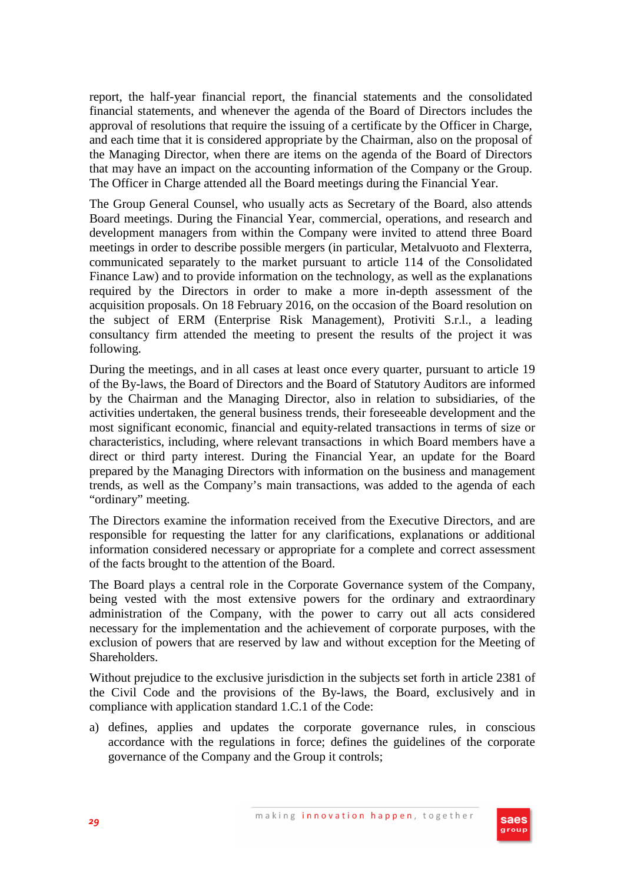report, the half-year financial report, the financial statements and the consolidated financial statements, and whenever the agenda of the Board of Directors includes the approval of resolutions that require the issuing of a certificate by the Officer in Charge, and each time that it is considered appropriate by the Chairman, also on the proposal of the Managing Director, when there are items on the agenda of the Board of Directors that may have an impact on the accounting information of the Company or the Group. The Officer in Charge attended all the Board meetings during the Financial Year.

The Group General Counsel, who usually acts as Secretary of the Board, also attends Board meetings. During the Financial Year, commercial, operations, and research and development managers from within the Company were invited to attend three Board meetings in order to describe possible mergers (in particular, Metalvuoto and Flexterra, communicated separately to the market pursuant to article 114 of the Consolidated Finance Law) and to provide information on the technology, as well as the explanations required by the Directors in order to make a more in-depth assessment of the acquisition proposals. On 18 February 2016, on the occasion of the Board resolution on the subject of ERM (Enterprise Risk Management), Protiviti S.r.l., a leading consultancy firm attended the meeting to present the results of the project it was following.

During the meetings, and in all cases at least once every quarter, pursuant to article 19 of the By-laws, the Board of Directors and the Board of Statutory Auditors are informed by the Chairman and the Managing Director, also in relation to subsidiaries, of the activities undertaken, the general business trends, their foreseeable development and the most significant economic, financial and equity-related transactions in terms of size or characteristics, including, where relevant transactions in which Board members have a direct or third party interest. During the Financial Year, an update for the Board prepared by the Managing Directors with information on the business and management trends, as well as the Company's main transactions, was added to the agenda of each "ordinary" meeting.

The Directors examine the information received from the Executive Directors, and are responsible for requesting the latter for any clarifications, explanations or additional information considered necessary or appropriate for a complete and correct assessment of the facts brought to the attention of the Board.

The Board plays a central role in the Corporate Governance system of the Company, being vested with the most extensive powers for the ordinary and extraordinary administration of the Company, with the power to carry out all acts considered necessary for the implementation and the achievement of corporate purposes, with the exclusion of powers that are reserved by law and without exception for the Meeting of Shareholders.

Without prejudice to the exclusive jurisdiction in the subjects set forth in article 2381 of the Civil Code and the provisions of the By-laws, the Board, exclusively and in compliance with application standard 1.C.1 of the Code:

a) defines, applies and updates the corporate governance rules, in conscious accordance with the regulations in force; defines the guidelines of the corporate governance of the Company and the Group it controls;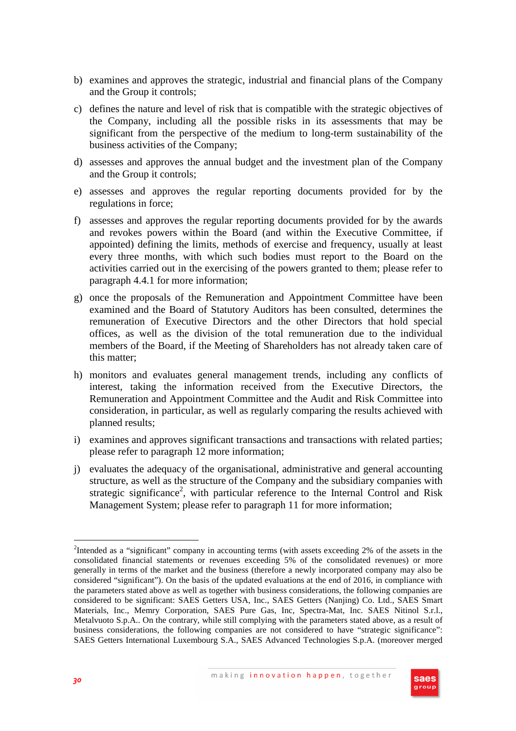b) examines and approves the strategic, industrial and financial plans of the Company and the Group it controls;

c) defines the nature and level of risk that is compatible with the strategic objectives of the Company, including all the possible risks in its assessments that may be significant from the perspective of the medium to long-term sustainability of the business activities of the Company;

d) assesses and approves the annual budget and the investment plan of the Company and the Group it controls;

e) assesses and approves the regular reporting documents provided for by the regulations in force;

f) assesses and approves the regular reporting documents provided for by the awards and revokes powers within the Board (and within the Executive Committee, if appointed) defining the limits, methods of exercise and frequency, usually at least every three months, with which such bodies must report to the Board on the activities carried out in the exercising of the powers granted to them; please refer to paragraph 4.4.1 for more information;

g) once the proposals of the Remuneration and Appointment Committee have been examined and the Board of Statutory Auditors has been consulted, determines the remuneration of Executive Directors and the other Directors that hold special offices, as well as the division of the total remuneration due to the individual members of the Board, if the Meeting of Shareholders has not already taken care of this matter;

h) monitors and evaluates general management trends, including any conflicts of interest, taking the information received from the Executive Directors, the Remuneration and Appointment Committee and the Audit and Risk Committee into consideration, in particular, as well as regularly comparing the results achieved with planned results;

i) examines and approves significant transactions and transactions with related parties; please refer to paragraph 12 more information;

j) evaluates the adequacy of the organisational, administrative and general accounting structure, as well as the structure of the Company and the subsidiary companies with strategic significance[2], with particular reference to the Internal Control and Risk Management System; please refer to paragraph 11 for more information;

---

[2]Intended as a "significant" company in accounting terms (with assets exceeding 2% of the assets in the consolidated financial statements or revenues exceeding 5% of the consolidated revenues) or more generally in terms of the market and the business (therefore a newly incorporated company may also be considered "significant"). On the basis of the updated evaluations at the end of 2016, in compliance with the parameters stated above as well as together with business considerations, the following companies are considered to be significant: SAES Getters USA, Inc., SAES Getters (Nanjing) Co. Ltd., SAES Smart Materials, Inc., Memry Corporation, SAES Pure Gas, Inc, Spectra-Mat, Inc. SAES Nitinol S.r.l., Metalvuoto S.p.A.. On the contrary, while still complying with the parameters stated above, as a result of business considerations, the following companies are not considered to have "strategic significance": SAES Getters International Luxembourg S.A., SAES Advanced Technologies S.p.A. (moreover merged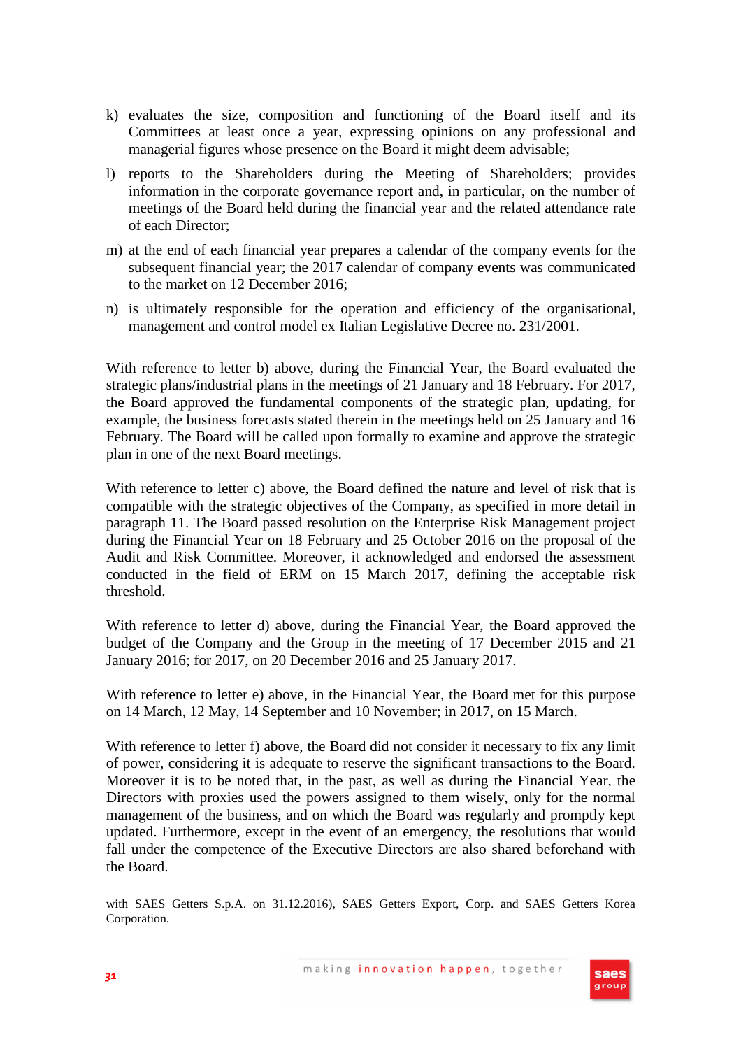k) evaluates the size, composition and functioning of the Board itself and its Committees at least once a year, expressing opinions on any professional and managerial figures whose presence on the Board it might deem advisable;

l) reports to the Shareholders during the Meeting of Shareholders; provides information in the corporate governance report and, in particular, on the number of meetings of the Board held during the financial year and the related attendance rate of each Director;

m) at the end of each financial year prepares a calendar of the company events for the subsequent financial year; the 2017 calendar of company events was communicated to the market on 12 December 2016;

n) is ultimately responsible for the operation and efficiency of the organisational, management and control model ex Italian Legislative Decree no. 231/2001.

With reference to letter b) above, during the Financial Year, the Board evaluated the strategic plans/industrial plans in the meetings of 21 January and 18 February. For 2017, the Board approved the fundamental components of the strategic plan, updating, for example, the business forecasts stated therein in the meetings held on 25 January and 16 February. The Board will be called upon formally to examine and approve the strategic plan in one of the next Board meetings.

With reference to letter c) above, the Board defined the nature and level of risk that is compatible with the strategic objectives of the Company, as specified in more detail in paragraph 11. The Board passed resolution on the Enterprise Risk Management project during the Financial Year on 18 February and 25 October 2016 on the proposal of the Audit and Risk Committee. Moreover, it acknowledged and endorsed the assessment conducted in the field of ERM on 15 March 2017, defining the acceptable risk threshold.

With reference to letter d) above, during the Financial Year, the Board approved the budget of the Company and the Group in the meeting of 17 December 2015 and 21 January 2016; for 2017, on 20 December 2016 and 25 January 2017.

With reference to letter e) above, in the Financial Year, the Board met for this purpose on 14 March, 12 May, 14 September and 10 November; in 2017, on 15 March.

With reference to letter f) above, the Board did not consider it necessary to fix any limit of power, considering it is adequate to reserve the significant transactions to the Board. Moreover it is to be noted that, in the past, as well as during the Financial Year, the Directors with proxies used the powers assigned to them wisely, only for the normal management of the business, and on which the Board was regularly and promptly kept updated. Furthermore, except in the event of an emergency, the resolutions that would fall under the competence of the Executive Directors are also shared beforehand with the Board.

---

with SAES Getters S.p.A. on 31.12.2016), SAES Getters Export, Corp. and SAES Getters Korea Corporation.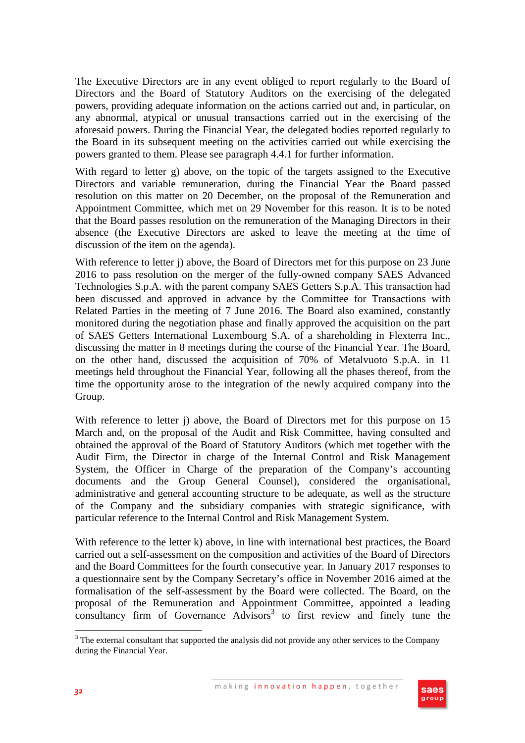The Executive Directors are in any event obliged to report regularly to the Board of Directors and the Board of Statutory Auditors on the exercising of the delegated powers, providing adequate information on the actions carried out and, in particular, on any abnormal, atypical or unusual transactions carried out in the exercising of the aforesaid powers. During the Financial Year, the delegated bodies reported regularly to the Board in its subsequent meeting on the activities carried out while exercising the powers granted to them. Please see paragraph 4.4.1 for further information.

With regard to letter g) above, on the topic of the targets assigned to the Executive Directors and variable remuneration, during the Financial Year the Board passed resolution on this matter on 20 December, on the proposal of the Remuneration and Appointment Committee, which met on 29 November for this reason. It is to be noted that the Board passes resolution on the remuneration of the Managing Directors in their absence (the Executive Directors are asked to leave the meeting at the time of discussion of the item on the agenda).

With reference to letter j) above, the Board of Directors met for this purpose on 23 June 2016 to pass resolution on the merger of the fully-owned company SAES Advanced Technologies S.p.A. with the parent company SAES Getters S.p.A. This transaction had been discussed and approved in advance by the Committee for Transactions with Related Parties in the meeting of 7 June 2016. The Board also examined, constantly monitored during the negotiation phase and finally approved the acquisition on the part of SAES Getters International Luxembourg S.A. of a shareholding in Flexterra Inc., discussing the matter in 8 meetings during the course of the Financial Year. The Board, on the other hand, discussed the acquisition of 70% of Metalvuoto S.p.A. in 11 meetings held throughout the Financial Year, following all the phases thereof, from the time the opportunity arose to the integration of the newly acquired company into the Group.

With reference to letter j) above, the Board of Directors met for this purpose on 15 March and, on the proposal of the Audit and Risk Committee, having consulted and obtained the approval of the Board of Statutory Auditors (which met together with the Audit Firm, the Director in charge of the Internal Control and Risk Management System, the Officer in Charge of the preparation of the Company's accounting documents and the Group General Counsel), considered the organisational, administrative and general accounting structure to be adequate, as well as the structure of the Company and the subsidiary companies with strategic significance, with particular reference to the Internal Control and Risk Management System.

With reference to the letter k) above, in line with international best practices, the Board carried out a self-assessment on the composition and activities of the Board of Directors and the Board Committees for the fourth consecutive year. In January 2017 responses to a questionnaire sent by the Company Secretary's office in November 2016 aimed at the formalisation of the self-assessment by the Board were collected. The Board, on the proposal of the Remuneration and Appointment Committee, appointed a leading consultancy firm of Governance Advisors[3] to first review and finely tune the

[3] The external consultant that supported the analysis did not provide any other services to the Company during the Financial Year.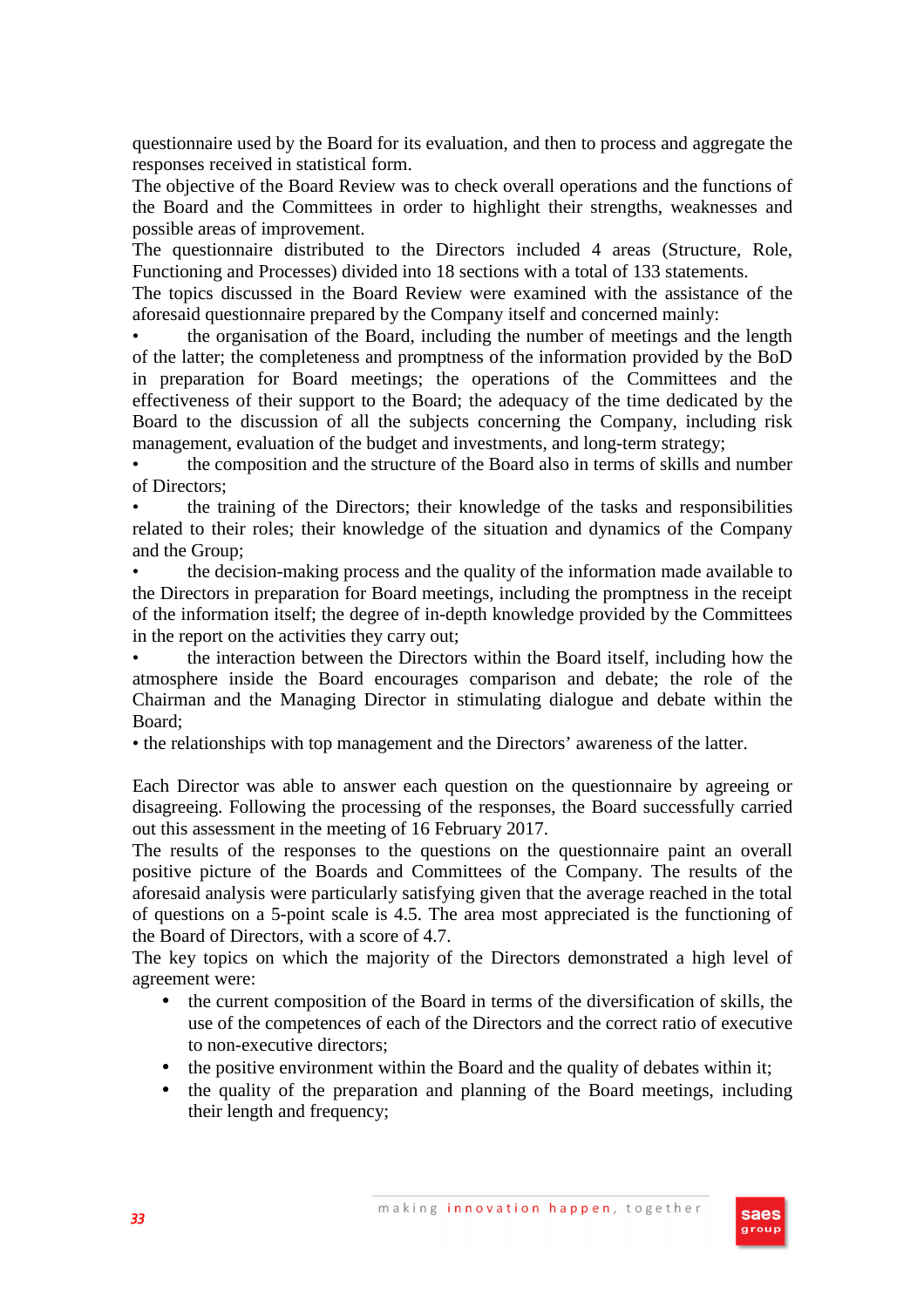questionnaire used by the Board for its evaluation, and then to process and aggregate the responses received in statistical form.

The objective of the Board Review was to check overall operations and the functions of the Board and the Committees in order to highlight their strengths, weaknesses and possible areas of improvement.

The questionnaire distributed to the Directors included 4 areas (Structure, Role, Functioning and Processes) divided into 18 sections with a total of 133 statements.

The topics discussed in the Board Review were examined with the assistance of the aforesaid questionnaire prepared by the Company itself and concerned mainly:

- the organisation of the Board, including the number of meetings and the length of the latter; the completeness and promptness of the information provided by the BoD in preparation for Board meetings; the operations of the Committees and the effectiveness of their support to the Board; the adequacy of the time dedicated by the Board to the discussion of all the subjects concerning the Company, including risk management, evaluation of the budget and investments, and long-term strategy;
- the composition and the structure of the Board also in terms of skills and number of Directors;
- the training of the Directors; their knowledge of the tasks and responsibilities related to their roles; their knowledge of the situation and dynamics of the Company and the Group;
- the decision-making process and the quality of the information made available to the Directors in preparation for Board meetings, including the promptness in the receipt of the information itself; the degree of in-depth knowledge provided by the Committees in the report on the activities they carry out;
- the interaction between the Directors within the Board itself, including how the atmosphere inside the Board encourages comparison and debate; the role of the Chairman and the Managing Director in stimulating dialogue and debate within the Board;
- the relationships with top management and the Directors' awareness of the latter.

Each Director was able to answer each question on the questionnaire by agreeing or disagreeing. Following the processing of the responses, the Board successfully carried out this assessment in the meeting of 16 February 2017.

The results of the responses to the questions on the questionnaire paint an overall positive picture of the Boards and Committees of the Company. The results of the aforesaid analysis were particularly satisfying given that the average reached in the total of questions on a 5-point scale is 4.5. The area most appreciated is the functioning of the Board of Directors, with a score of 4.7.

The key topics on which the majority of the Directors demonstrated a high level of agreement were:

- the current composition of the Board in terms of the diversification of skills, the use of the competences of each of the Directors and the correct ratio of executive to non-executive directors;
- the positive environment within the Board and the quality of debates within it;
- the quality of the preparation and planning of the Board meetings, including their length and frequency;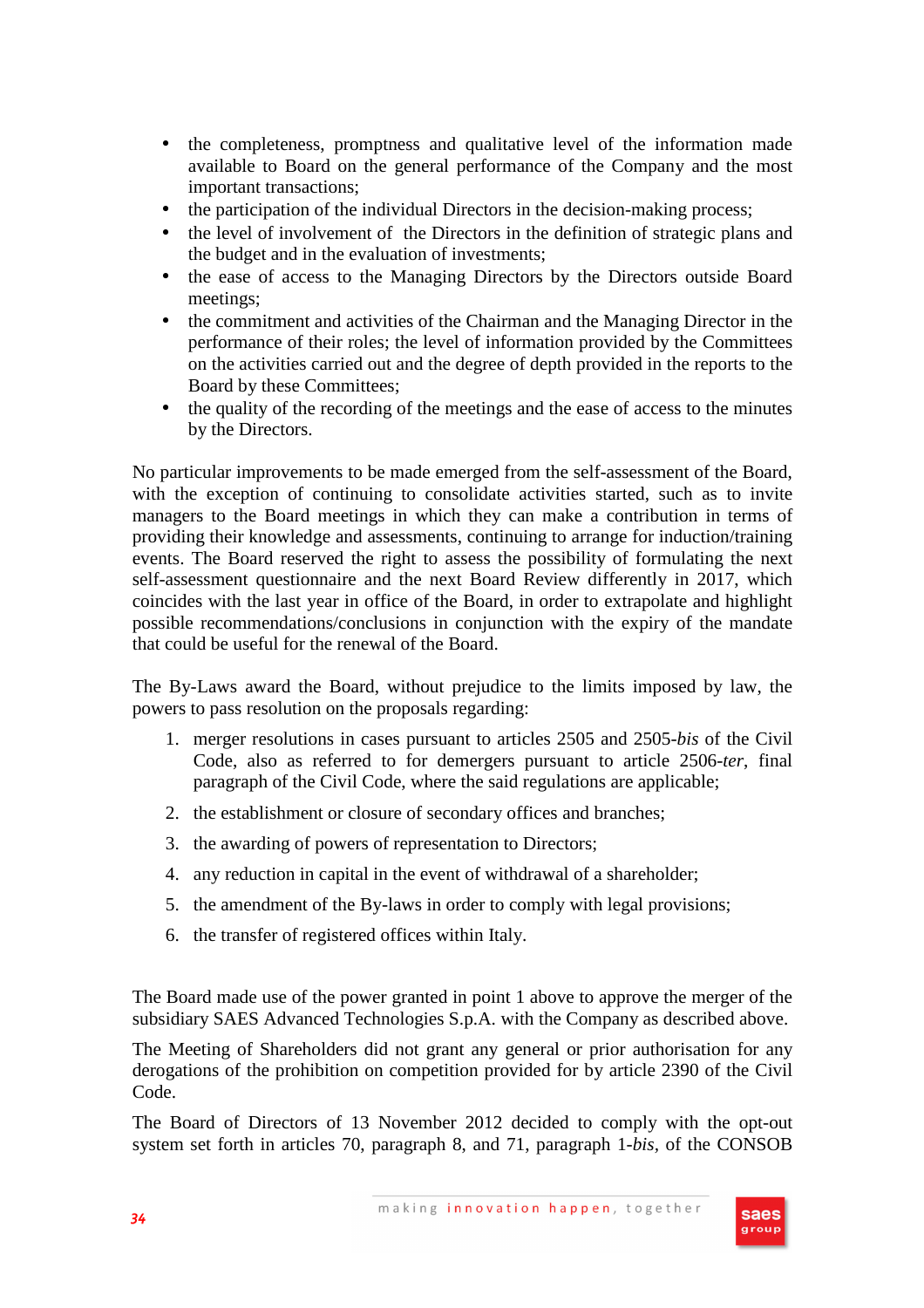- the completeness, promptness and qualitative level of the information made available to Board on the general performance of the Company and the most important transactions;
- the participation of the individual Directors in the decision-making process;
- the level of involvement of the Directors in the definition of strategic plans and the budget and in the evaluation of investments;
- the ease of access to the Managing Directors by the Directors outside Board meetings;
- the commitment and activities of the Chairman and the Managing Director in the performance of their roles; the level of information provided by the Committees on the activities carried out and the degree of depth provided in the reports to the Board by these Committees;
- the quality of the recording of the meetings and the ease of access to the minutes by the Directors.

No particular improvements to be made emerged from the self-assessment of the Board, with the exception of continuing to consolidate activities started, such as to invite managers to the Board meetings in which they can make a contribution in terms of providing their knowledge and assessments, continuing to arrange for induction/training events. The Board reserved the right to assess the possibility of formulating the next self-assessment questionnaire and the next Board Review differently in 2017, which coincides with the last year in office of the Board, in order to extrapolate and highlight possible recommendations/conclusions in conjunction with the expiry of the mandate that could be useful for the renewal of the Board.

The By-Laws award the Board, without prejudice to the limits imposed by law, the powers to pass resolution on the proposals regarding:

1. merger resolutions in cases pursuant to articles 2505 and 2505-*bis* of the Civil Code, also as referred to for demergers pursuant to article 2506-*ter*, final paragraph of the Civil Code, where the said regulations are applicable;
2. the establishment or closure of secondary offices and branches;
3. the awarding of powers of representation to Directors;
4. any reduction in capital in the event of withdrawal of a shareholder;
5. the amendment of the By-laws in order to comply with legal provisions;
6. the transfer of registered offices within Italy.

The Board made use of the power granted in point 1 above to approve the merger of the subsidiary SAES Advanced Technologies S.p.A. with the Company as described above.

The Meeting of Shareholders did not grant any general or prior authorisation for any derogations of the prohibition on competition provided for by article 2390 of the Civil Code.

The Board of Directors of 13 November 2012 decided to comply with the opt-out system set forth in articles 70, paragraph 8, and 71, paragraph 1-*bis*, of the CONSOB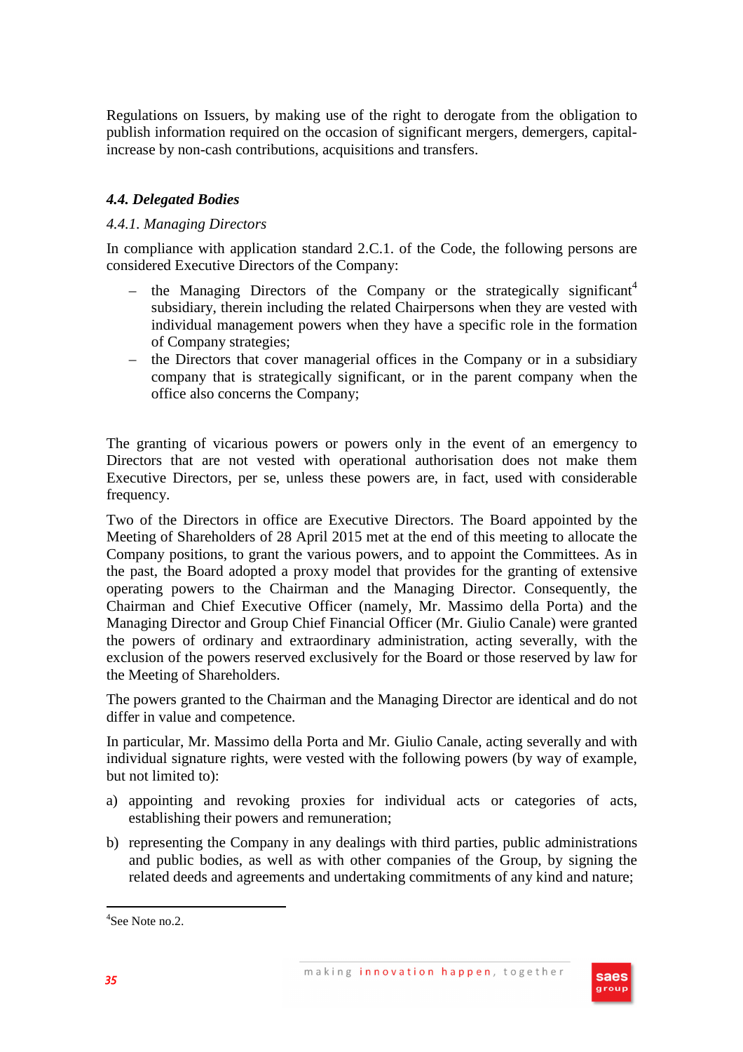Regulations on Issuers, by making use of the right to derogate from the obligation to publish information required on the occasion of significant mergers, demergers, capital-increase by non-cash contributions, acquisitions and transfers.

### *4.4. Delegated Bodies*

#### *4.4.1. Managing Directors*

In compliance with application standard 2.C.1. of the Code, the following persons are considered Executive Directors of the Company:

- the Managing Directors of the Company or the strategically significant[4] subsidiary, therein including the related Chairpersons when they are vested with individual management powers when they have a specific role in the formation of Company strategies;
- the Directors that cover managerial offices in the Company or in a subsidiary company that is strategically significant, or in the parent company when the office also concerns the Company;

The granting of vicarious powers or powers only in the event of an emergency to Directors that are not vested with operational authorisation does not make them Executive Directors, per se, unless these powers are, in fact, used with considerable frequency.

Two of the Directors in office are Executive Directors. The Board appointed by the Meeting of Shareholders of 28 April 2015 met at the end of this meeting to allocate the Company positions, to grant the various powers, and to appoint the Committees. As in the past, the Board adopted a proxy model that provides for the granting of extensive operating powers to the Chairman and the Managing Director. Consequently, the Chairman and Chief Executive Officer (namely, Mr. Massimo della Porta) and the Managing Director and Group Chief Financial Officer (Mr. Giulio Canale) were granted the powers of ordinary and extraordinary administration, acting severally, with the exclusion of the powers reserved exclusively for the Board or those reserved by law for the Meeting of Shareholders.

The powers granted to the Chairman and the Managing Director are identical and do not differ in value and competence.

In particular, Mr. Massimo della Porta and Mr. Giulio Canale, acting severally and with individual signature rights, were vested with the following powers (by way of example, but not limited to):

a) appointing and revoking proxies for individual acts or categories of acts, establishing their powers and remuneration;

b) representing the Company in any dealings with third parties, public administrations and public bodies, as well as with other companies of the Group, by signing the related deeds and agreements and undertaking commitments of any kind and nature;

---

[4] See Note no.2.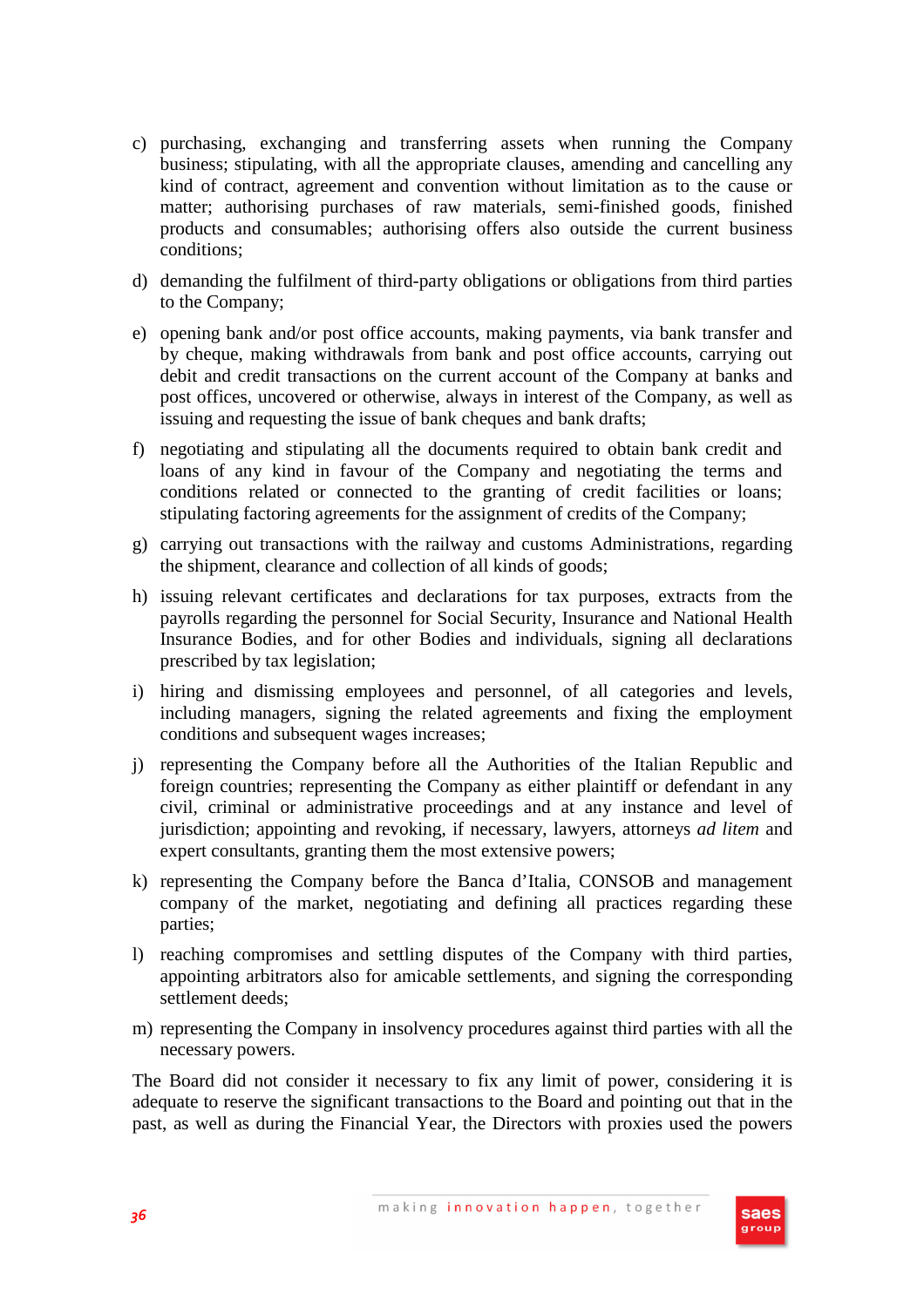c) purchasing, exchanging and transferring assets when running the Company business; stipulating, with all the appropriate clauses, amending and cancelling any kind of contract, agreement and convention without limitation as to the cause or matter; authorising purchases of raw materials, semi-finished goods, finished products and consumables; authorising offers also outside the current business conditions;

d) demanding the fulfilment of third-party obligations or obligations from third parties to the Company;

e) opening bank and/or post office accounts, making payments, via bank transfer and by cheque, making withdrawals from bank and post office accounts, carrying out debit and credit transactions on the current account of the Company at banks and post offices, uncovered or otherwise, always in interest of the Company, as well as issuing and requesting the issue of bank cheques and bank drafts;

f) negotiating and stipulating all the documents required to obtain bank credit and loans of any kind in favour of the Company and negotiating the terms and conditions related or connected to the granting of credit facilities or loans; stipulating factoring agreements for the assignment of credits of the Company;

g) carrying out transactions with the railway and customs Administrations, regarding the shipment, clearance and collection of all kinds of goods;

h) issuing relevant certificates and declarations for tax purposes, extracts from the payrolls regarding the personnel for Social Security, Insurance and National Health Insurance Bodies, and for other Bodies and individuals, signing all declarations prescribed by tax legislation;

i) hiring and dismissing employees and personnel, of all categories and levels, including managers, signing the related agreements and fixing the employment conditions and subsequent wages increases;

j) representing the Company before all the Authorities of the Italian Republic and foreign countries; representing the Company as either plaintiff or defendant in any civil, criminal or administrative proceedings and at any instance and level of jurisdiction; appointing and revoking, if necessary, lawyers, attorneys *ad litem* and expert consultants, granting them the most extensive powers;

k) representing the Company before the Banca d'Italia, CONSOB and management company of the market, negotiating and defining all practices regarding these parties;

l) reaching compromises and settling disputes of the Company with third parties, appointing arbitrators also for amicable settlements, and signing the corresponding settlement deeds;

m) representing the Company in insolvency procedures against third parties with all the necessary powers.

The Board did not consider it necessary to fix any limit of power, considering it is adequate to reserve the significant transactions to the Board and pointing out that in the past, as well as during the Financial Year, the Directors with proxies used the powers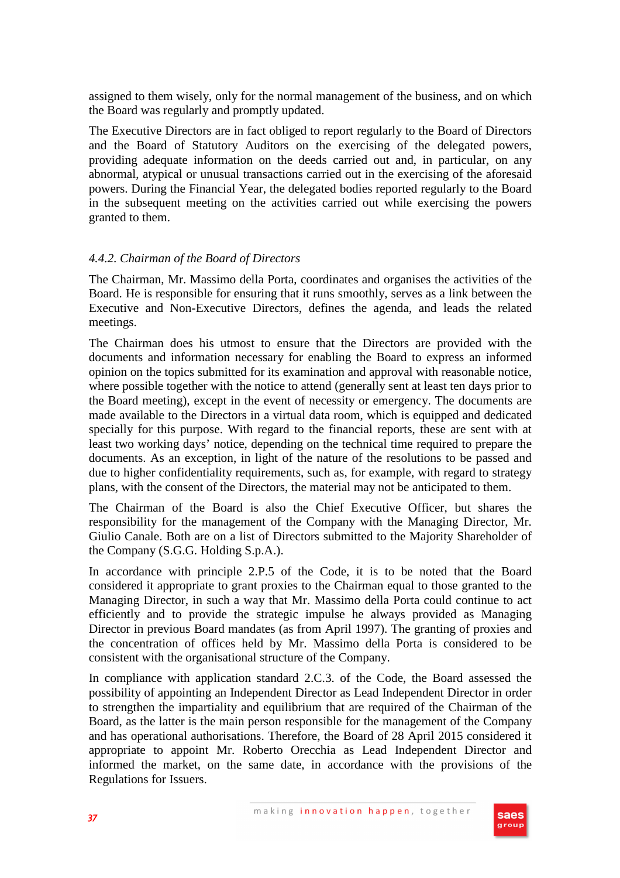assigned to them wisely, only for the normal management of the business, and on which the Board was regularly and promptly updated.

The Executive Directors are in fact obliged to report regularly to the Board of Directors and the Board of Statutory Auditors on the exercising of the delegated powers, providing adequate information on the deeds carried out and, in particular, on any abnormal, atypical or unusual transactions carried out in the exercising of the aforesaid powers. During the Financial Year, the delegated bodies reported regularly to the Board in the subsequent meeting on the activities carried out while exercising the powers granted to them.

### *4.4.2. Chairman of the Board of Directors*

The Chairman, Mr. Massimo della Porta, coordinates and organises the activities of the Board. He is responsible for ensuring that it runs smoothly, serves as a link between the Executive and Non-Executive Directors, defines the agenda, and leads the related meetings.

The Chairman does his utmost to ensure that the Directors are provided with the documents and information necessary for enabling the Board to express an informed opinion on the topics submitted for its examination and approval with reasonable notice, where possible together with the notice to attend (generally sent at least ten days prior to the Board meeting), except in the event of necessity or emergency. The documents are made available to the Directors in a virtual data room, which is equipped and dedicated specially for this purpose. With regard to the financial reports, these are sent with at least two working days' notice, depending on the technical time required to prepare the documents. As an exception, in light of the nature of the resolutions to be passed and due to higher confidentiality requirements, such as, for example, with regard to strategy plans, with the consent of the Directors, the material may not be anticipated to them.

The Chairman of the Board is also the Chief Executive Officer, but shares the responsibility for the management of the Company with the Managing Director, Mr. Giulio Canale. Both are on a list of Directors submitted to the Majority Shareholder of the Company (S.G.G. Holding S.p.A.).

In accordance with principle 2.P.5 of the Code, it is to be noted that the Board considered it appropriate to grant proxies to the Chairman equal to those granted to the Managing Director, in such a way that Mr. Massimo della Porta could continue to act efficiently and to provide the strategic impulse he always provided as Managing Director in previous Board mandates (as from April 1997). The granting of proxies and the concentration of offices held by Mr. Massimo della Porta is considered to be consistent with the organisational structure of the Company.

In compliance with application standard 2.C.3. of the Code, the Board assessed the possibility of appointing an Independent Director as Lead Independent Director in order to strengthen the impartiality and equilibrium that are required of the Chairman of the Board, as the latter is the main person responsible for the management of the Company and has operational authorisations. Therefore, the Board of 28 April 2015 considered it appropriate to appoint Mr. Roberto Orecchia as Lead Independent Director and informed the market, on the same date, in accordance with the provisions of the Regulations for Issuers.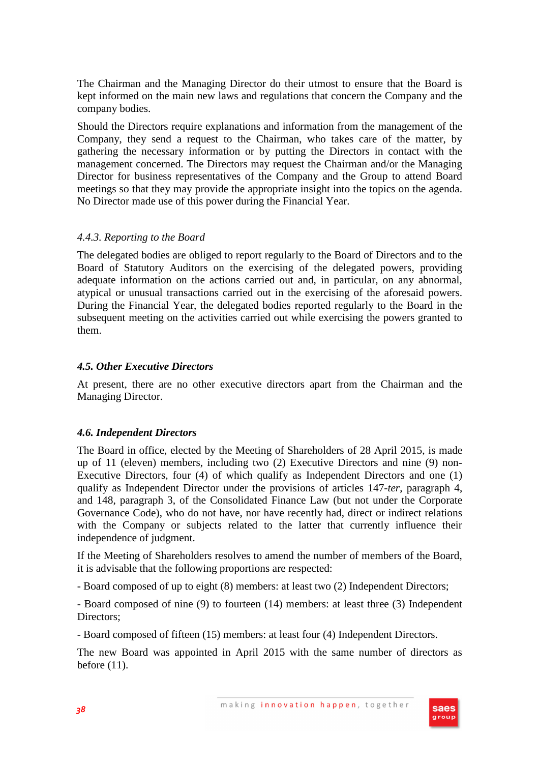The Chairman and the Managing Director do their utmost to ensure that the Board is kept informed on the main new laws and regulations that concern the Company and the company bodies.

Should the Directors require explanations and information from the management of the Company, they send a request to the Chairman, who takes care of the matter, by gathering the necessary information or by putting the Directors in contact with the management concerned. The Directors may request the Chairman and/or the Managing Director for business representatives of the Company and the Group to attend Board meetings so that they may provide the appropriate insight into the topics on the agenda. No Director made use of this power during the Financial Year.

#### *4.4.3. Reporting to the Board*

The delegated bodies are obliged to report regularly to the Board of Directors and to the Board of Statutory Auditors on the exercising of the delegated powers, providing adequate information on the actions carried out and, in particular, on any abnormal, atypical or unusual transactions carried out in the exercising of the aforesaid powers. During the Financial Year, the delegated bodies reported regularly to the Board in the subsequent meeting on the activities carried out while exercising the powers granted to them.

### *4.5. Other Executive Directors*

At present, there are no other executive directors apart from the Chairman and the Managing Director.

### *4.6. Independent Directors*

The Board in office, elected by the Meeting of Shareholders of 28 April 2015, is made up of 11 (eleven) members, including two (2) Executive Directors and nine (9) non-Executive Directors, four (4) of which qualify as Independent Directors and one (1) qualify as Independent Director under the provisions of articles 147-*ter*, paragraph 4, and 148, paragraph 3, of the Consolidated Finance Law (but not under the Corporate Governance Code), who do not have, nor have recently had, direct or indirect relations with the Company or subjects related to the latter that currently influence their independence of judgment.

If the Meeting of Shareholders resolves to amend the number of members of the Board, it is advisable that the following proportions are respected:

- Board composed of up to eight (8) members: at least two (2) Independent Directors;

- Board composed of nine (9) to fourteen (14) members: at least three (3) Independent Directors;

- Board composed of fifteen (15) members: at least four (4) Independent Directors.

The new Board was appointed in April 2015 with the same number of directors as before (11).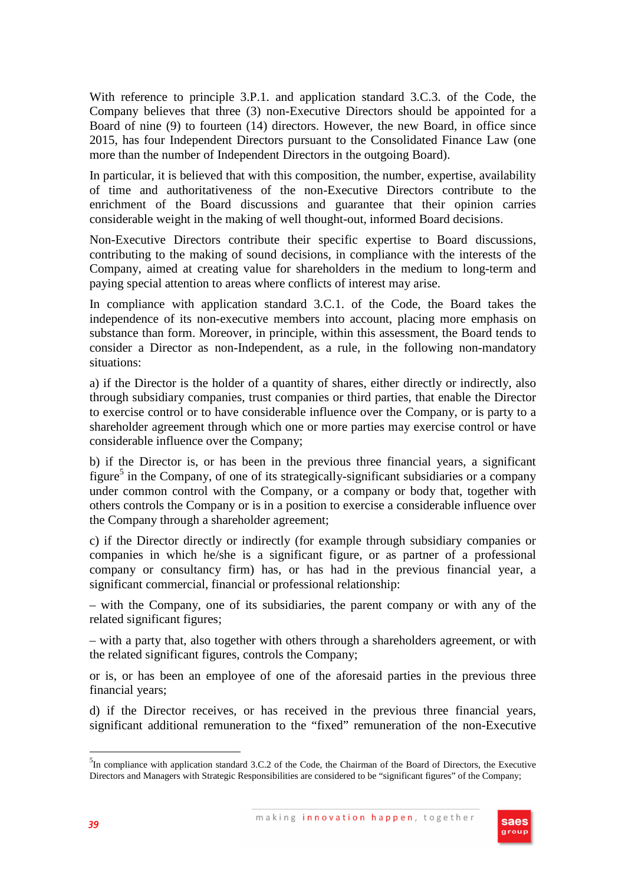With reference to principle 3.P.1. and application standard 3.C.3. of the Code, the Company believes that three (3) non-Executive Directors should be appointed for a Board of nine (9) to fourteen (14) directors. However, the new Board, in office since 2015, has four Independent Directors pursuant to the Consolidated Finance Law (one more than the number of Independent Directors in the outgoing Board).

In particular, it is believed that with this composition, the number, expertise, availability of time and authoritativeness of the non-Executive Directors contribute to the enrichment of the Board discussions and guarantee that their opinion carries considerable weight in the making of well thought-out, informed Board decisions.

Non-Executive Directors contribute their specific expertise to Board discussions, contributing to the making of sound decisions, in compliance with the interests of the Company, aimed at creating value for shareholders in the medium to long-term and paying special attention to areas where conflicts of interest may arise.

In compliance with application standard 3.C.1. of the Code, the Board takes the independence of its non-executive members into account, placing more emphasis on substance than form. Moreover, in principle, within this assessment, the Board tends to consider a Director as non-Independent, as a rule, in the following non-mandatory situations:

a) if the Director is the holder of a quantity of shares, either directly or indirectly, also through subsidiary companies, trust companies or third parties, that enable the Director to exercise control or to have considerable influence over the Company, or is party to a shareholder agreement through which one or more parties may exercise control or have considerable influence over the Company;

b) if the Director is, or has been in the previous three financial years, a significant figure[5] in the Company, of one of its strategically-significant subsidiaries or a company under common control with the Company, or a company or body that, together with others controls the Company or is in a position to exercise a considerable influence over the Company through a shareholder agreement;

c) if the Director directly or indirectly (for example through subsidiary companies or companies in which he/she is a significant figure, or as partner of a professional company or consultancy firm) has, or has had in the previous financial year, a significant commercial, financial or professional relationship:

– with the Company, one of its subsidiaries, the parent company or with any of the related significant figures;

– with a party that, also together with others through a shareholders agreement, or with the related significant figures, controls the Company;

or is, or has been an employee of one of the aforesaid parties in the previous three financial years;

d) if the Director receives, or has received in the previous three financial years, significant additional remuneration to the "fixed" remuneration of the non-Executive

[5] In compliance with application standard 3.C.2 of the Code, the Chairman of the Board of Directors, the Executive Directors and Managers with Strategic Responsibilities are considered to be "significant figures" of the Company;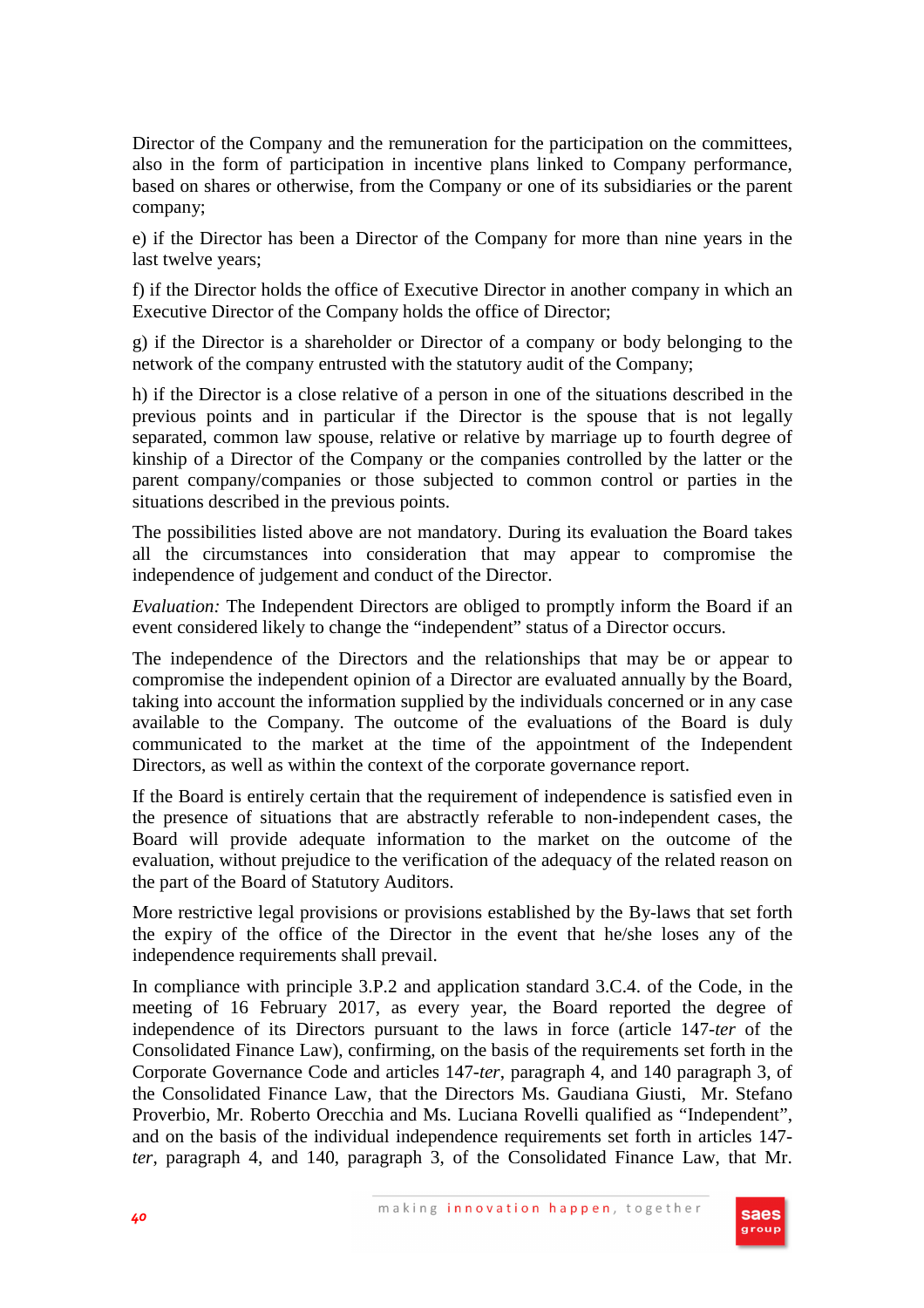Director of the Company and the remuneration for the participation on the committees, also in the form of participation in incentive plans linked to Company performance, based on shares or otherwise, from the Company or one of its subsidiaries or the parent company;

e) if the Director has been a Director of the Company for more than nine years in the last twelve years;

f) if the Director holds the office of Executive Director in another company in which an Executive Director of the Company holds the office of Director;

g) if the Director is a shareholder or Director of a company or body belonging to the network of the company entrusted with the statutory audit of the Company;

h) if the Director is a close relative of a person in one of the situations described in the previous points and in particular if the Director is the spouse that is not legally separated, common law spouse, relative or relative by marriage up to fourth degree of kinship of a Director of the Company or the companies controlled by the latter or the parent company/companies or those subjected to common control or parties in the situations described in the previous points.

The possibilities listed above are not mandatory. During its evaluation the Board takes all the circumstances into consideration that may appear to compromise the independence of judgement and conduct of the Director.

*Evaluation:* The Independent Directors are obliged to promptly inform the Board if an event considered likely to change the "independent" status of a Director occurs.

The independence of the Directors and the relationships that may be or appear to compromise the independent opinion of a Director are evaluated annually by the Board, taking into account the information supplied by the individuals concerned or in any case available to the Company. The outcome of the evaluations of the Board is duly communicated to the market at the time of the appointment of the Independent Directors, as well as within the context of the corporate governance report.

If the Board is entirely certain that the requirement of independence is satisfied even in the presence of situations that are abstractly referable to non-independent cases, the Board will provide adequate information to the market on the outcome of the evaluation, without prejudice to the verification of the adequacy of the related reason on the part of the Board of Statutory Auditors.

More restrictive legal provisions or provisions established by the By-laws that set forth the expiry of the office of the Director in the event that he/she loses any of the independence requirements shall prevail.

In compliance with principle 3.P.2 and application standard 3.C.4. of the Code, in the meeting of 16 February 2017, as every year, the Board reported the degree of independence of its Directors pursuant to the laws in force (article 147-*ter* of the Consolidated Finance Law), confirming, on the basis of the requirements set forth in the Corporate Governance Code and articles 147-*ter*, paragraph 4, and 140 paragraph 3, of the Consolidated Finance Law, that the Directors Ms. Gaudiana Giusti, Mr. Stefano Proverbio, Mr. Roberto Orecchia and Ms. Luciana Rovelli qualified as "Independent", and on the basis of the individual independence requirements set forth in articles 147-*ter*, paragraph 4, and 140, paragraph 3, of the Consolidated Finance Law, that Mr.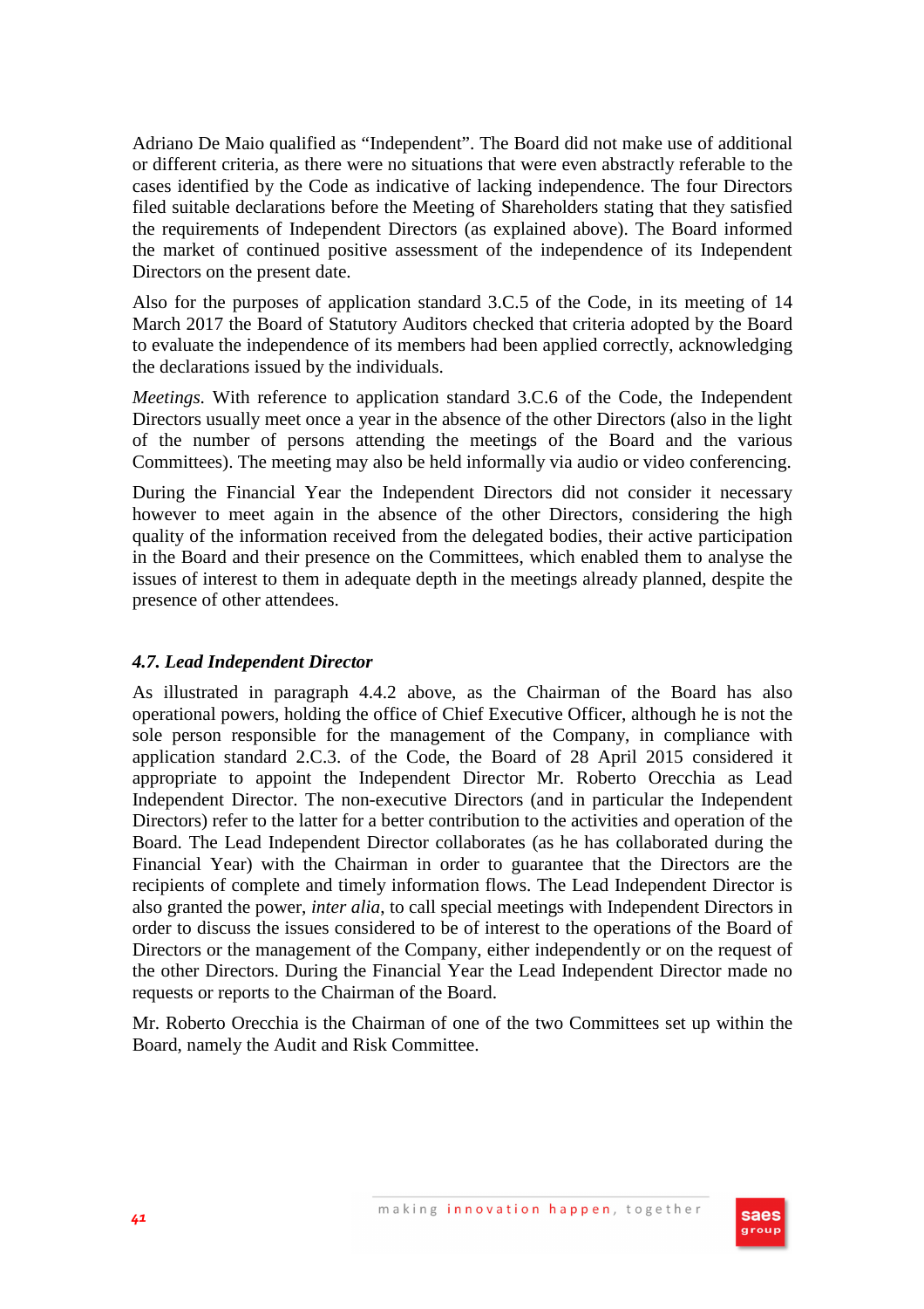Adriano De Maio qualified as “Independent”. The Board did not make use of additional or different criteria, as there were no situations that were even abstractly referable to the cases identified by the Code as indicative of lacking independence. The four Directors filed suitable declarations before the Meeting of Shareholders stating that they satisfied the requirements of Independent Directors (as explained above). The Board informed the market of continued positive assessment of the independence of its Independent Directors on the present date.

Also for the purposes of application standard 3.C.5 of the Code, in its meeting of 14 March 2017 the Board of Statutory Auditors checked that criteria adopted by the Board to evaluate the independence of its members had been applied correctly, acknowledging the declarations issued by the individuals.

*Meetings.* With reference to application standard 3.C.6 of the Code, the Independent Directors usually meet once a year in the absence of the other Directors (also in the light of the number of persons attending the meetings of the Board and the various Committees). The meeting may also be held informally via audio or video conferencing.

During the Financial Year the Independent Directors did not consider it necessary however to meet again in the absence of the other Directors, considering the high quality of the information received from the delegated bodies, their active participation in the Board and their presence on the Committees, which enabled them to analyse the issues of interest to them in adequate depth in the meetings already planned, despite the presence of other attendees.

### *4.7. Lead Independent Director*

As illustrated in paragraph 4.4.2 above, as the Chairman of the Board has also operational powers, holding the office of Chief Executive Officer, although he is not the sole person responsible for the management of the Company, in compliance with application standard 2.C.3. of the Code, the Board of 28 April 2015 considered it appropriate to appoint the Independent Director Mr. Roberto Orecchia as Lead Independent Director. The non-executive Directors (and in particular the Independent Directors) refer to the latter for a better contribution to the activities and operation of the Board. The Lead Independent Director collaborates (as he has collaborated during the Financial Year) with the Chairman in order to guarantee that the Directors are the recipients of complete and timely information flows. The Lead Independent Director is also granted the power, *inter alia*, to call special meetings with Independent Directors in order to discuss the issues considered to be of interest to the operations of the Board of Directors or the management of the Company, either independently or on the request of the other Directors. During the Financial Year the Lead Independent Director made no requests or reports to the Chairman of the Board.

Mr. Roberto Orecchia is the Chairman of one of the two Committees set up within the Board, namely the Audit and Risk Committee.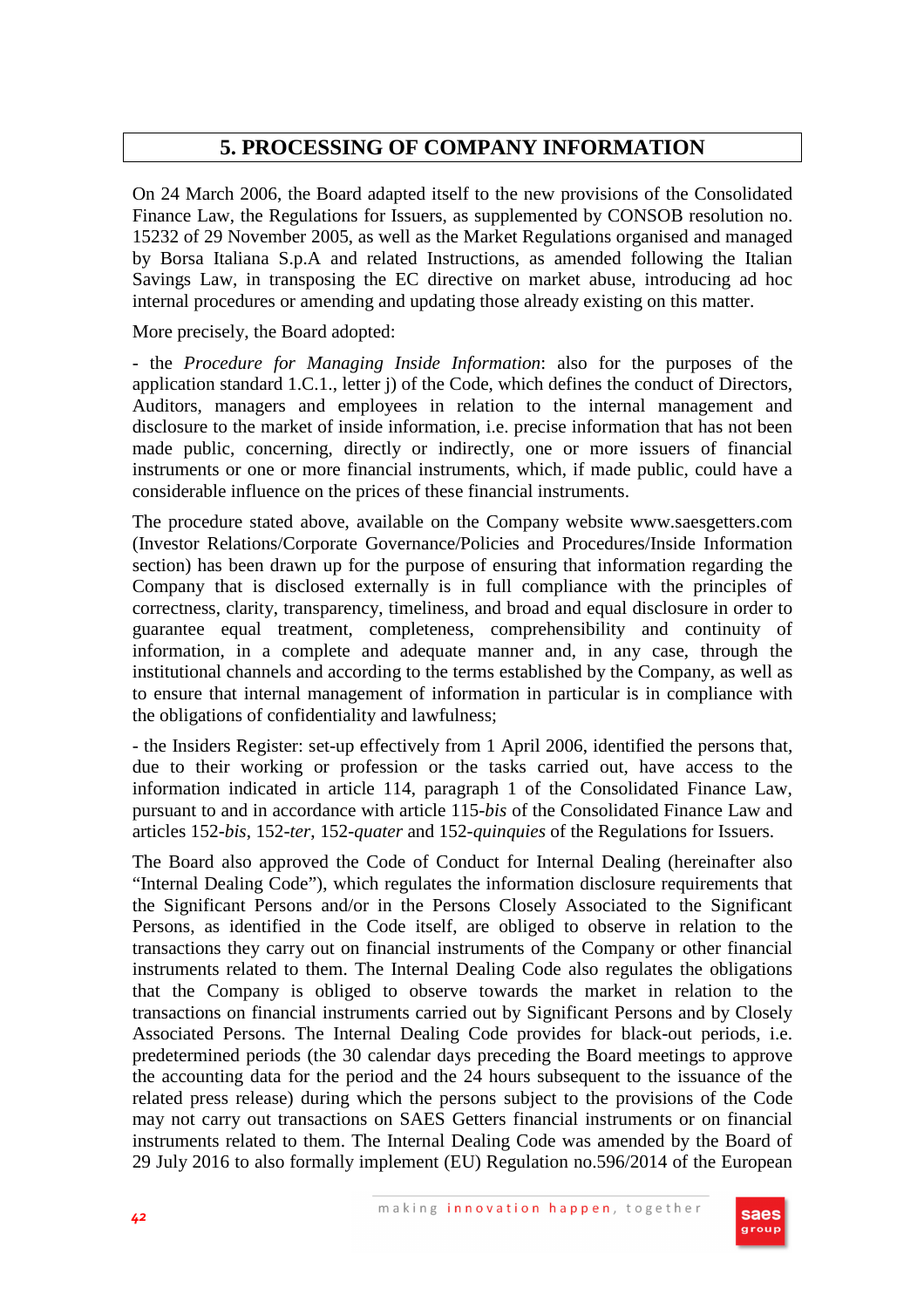# 5. PROCESSING OF COMPANY INFORMATION

On 24 March 2006, the Board adapted itself to the new provisions of the Consolidated Finance Law, the Regulations for Issuers, as supplemented by CONSOB resolution no. 15232 of 29 November 2005, as well as the Market Regulations organised and managed by Borsa Italiana S.p.A and related Instructions, as amended following the Italian Savings Law, in transposing the EC directive on market abuse, introducing ad hoc internal procedures or amending and updating those already existing on this matter.

More precisely, the Board adopted:

- the *Procedure for Managing Inside Information*: also for the purposes of the application standard 1.C.1., letter j) of the Code, which defines the conduct of Directors, Auditors, managers and employees in relation to the internal management and disclosure to the market of inside information, i.e. precise information that has not been made public, concerning, directly or indirectly, one or more issuers of financial instruments or one or more financial instruments, which, if made public, could have a considerable influence on the prices of these financial instruments.

The procedure stated above, available on the Company website www.saesgetters.com (Investor Relations/Corporate Governance/Policies and Procedures/Inside Information section) has been drawn up for the purpose of ensuring that information regarding the Company that is disclosed externally is in full compliance with the principles of correctness, clarity, transparency, timeliness, and broad and equal disclosure in order to guarantee equal treatment, completeness, comprehensibility and continuity of information, in a complete and adequate manner and, in any case, through the institutional channels and according to the terms established by the Company, as well as to ensure that internal management of information in particular is in compliance with the obligations of confidentiality and lawfulness;

- the Insiders Register: set-up effectively from 1 April 2006, identified the persons that, due to their working or profession or the tasks carried out, have access to the information indicated in article 114, paragraph 1 of the Consolidated Finance Law, pursuant to and in accordance with article 115-*bis* of the Consolidated Finance Law and articles 152-*bis*, 152-*ter*, 152-*quater* and 152-*quinquies* of the Regulations for Issuers.

The Board also approved the Code of Conduct for Internal Dealing (hereinafter also "Internal Dealing Code"), which regulates the information disclosure requirements that the Significant Persons and/or in the Persons Closely Associated to the Significant Persons, as identified in the Code itself, are obliged to observe in relation to the transactions they carry out on financial instruments of the Company or other financial instruments related to them. The Internal Dealing Code also regulates the obligations that the Company is obliged to observe towards the market in relation to the transactions on financial instruments carried out by Significant Persons and by Closely Associated Persons. The Internal Dealing Code provides for black-out periods, i.e. predetermined periods (the 30 calendar days preceding the Board meetings to approve the accounting data for the period and the 24 hours subsequent to the issuance of the related press release) during which the persons subject to the provisions of the Code may not carry out transactions on SAES Getters financial instruments or on financial instruments related to them. The Internal Dealing Code was amended by the Board of 29 July 2016 to also formally implement (EU) Regulation no.596/2014 of the European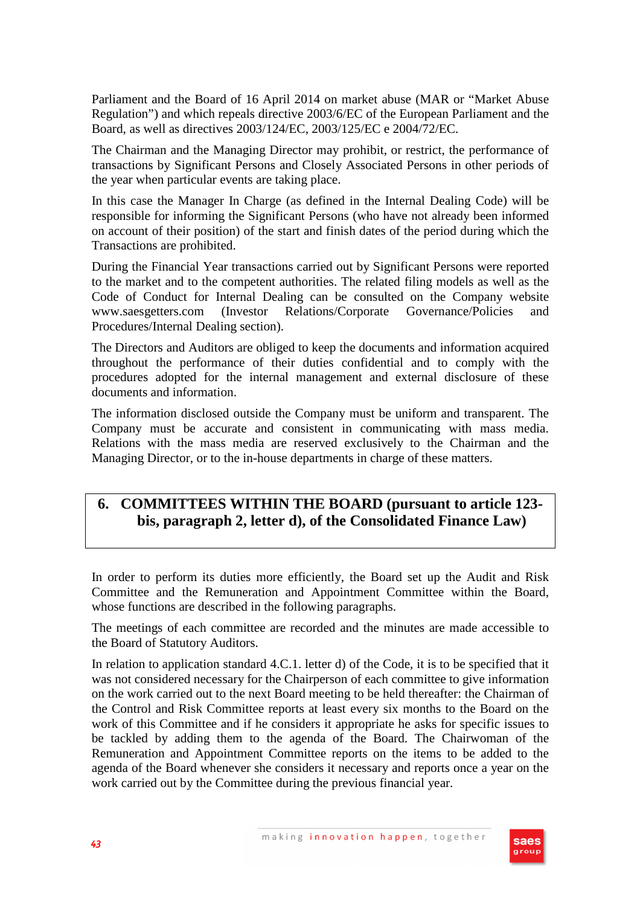Parliament and the Board of 16 April 2014 on market abuse (MAR or "Market Abuse Regulation") and which repeals directive 2003/6/EC of the European Parliament and the Board, as well as directives 2003/124/EC, 2003/125/EC e 2004/72/EC.

The Chairman and the Managing Director may prohibit, or restrict, the performance of transactions by Significant Persons and Closely Associated Persons in other periods of the year when particular events are taking place.

In this case the Manager In Charge (as defined in the Internal Dealing Code) will be responsible for informing the Significant Persons (who have not already been informed on account of their position) of the start and finish dates of the period during which the Transactions are prohibited.

During the Financial Year transactions carried out by Significant Persons were reported to the market and to the competent authorities. The related filing models as well as the Code of Conduct for Internal Dealing can be consulted on the Company website www.saesgetters.com (Investor Relations/Corporate Governance/Policies and Procedures/Internal Dealing section).

The Directors and Auditors are obliged to keep the documents and information acquired throughout the performance of their duties confidential and to comply with the procedures adopted for the internal management and external disclosure of these documents and information.

The information disclosed outside the Company must be uniform and transparent. The Company must be accurate and consistent in communicating with mass media. Relations with the mass media are reserved exclusively to the Chairman and the Managing Director, or to the in-house departments in charge of these matters.

## 6. COMMITTEES WITHIN THE BOARD (pursuant to article 123-bis, paragraph 2, letter d), of the Consolidated Finance Law)

In order to perform its duties more efficiently, the Board set up the Audit and Risk Committee and the Remuneration and Appointment Committee within the Board, whose functions are described in the following paragraphs.

The meetings of each committee are recorded and the minutes are made accessible to the Board of Statutory Auditors.

In relation to application standard 4.C.1. letter d) of the Code, it is to be specified that it was not considered necessary for the Chairperson of each committee to give information on the work carried out to the next Board meeting to be held thereafter: the Chairman of the Control and Risk Committee reports at least every six months to the Board on the work of this Committee and if he considers it appropriate he asks for specific issues to be tackled by adding them to the agenda of the Board. The Chairwoman of the Remuneration and Appointment Committee reports on the items to be added to the agenda of the Board whenever she considers it necessary and reports once a year on the work carried out by the Committee during the previous financial year.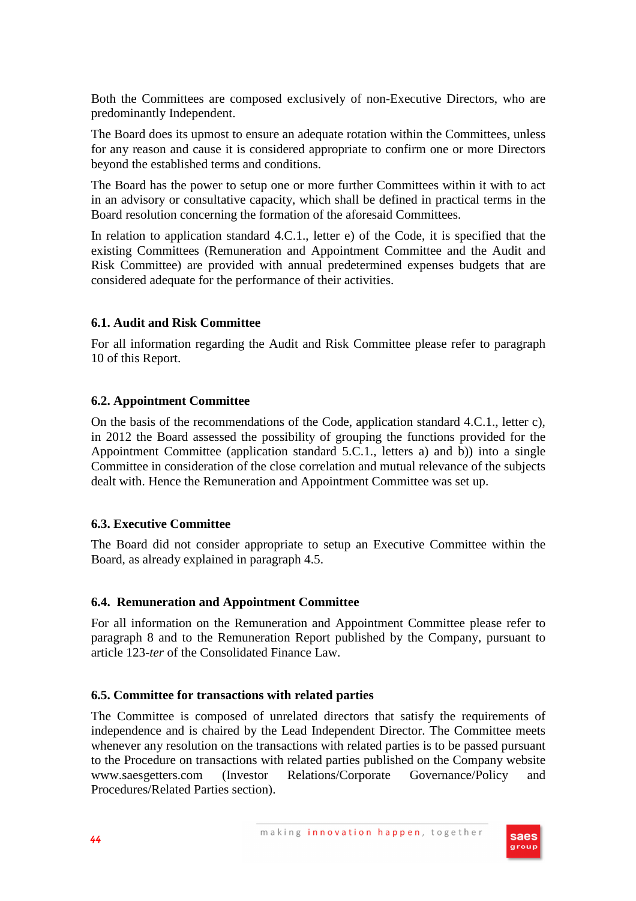Both the Committees are composed exclusively of non-Executive Directors, who are predominantly Independent.

The Board does its upmost to ensure an adequate rotation within the Committees, unless for any reason and cause it is considered appropriate to confirm one or more Directors beyond the established terms and conditions.

The Board has the power to setup one or more further Committees within it with to act in an advisory or consultative capacity, which shall be defined in practical terms in the Board resolution concerning the formation of the aforesaid Committees.

In relation to application standard 4.C.1., letter e) of the Code, it is specified that the existing Committees (Remuneration and Appointment Committee and the Audit and Risk Committee) are provided with annual predetermined expenses budgets that are considered adequate for the performance of their activities.

### 6.1. Audit and Risk Committee

For all information regarding the Audit and Risk Committee please refer to paragraph 10 of this Report.

### 6.2. Appointment Committee

On the basis of the recommendations of the Code, application standard 4.C.1., letter c), in 2012 the Board assessed the possibility of grouping the functions provided for the Appointment Committee (application standard 5.C.1., letters a) and b)) into a single Committee in consideration of the close correlation and mutual relevance of the subjects dealt with. Hence the Remuneration and Appointment Committee was set up.

### 6.3. Executive Committee

The Board did not consider appropriate to setup an Executive Committee within the Board, as already explained in paragraph 4.5.

### 6.4. Remuneration and Appointment Committee

For all information on the Remuneration and Appointment Committee please refer to paragraph 8 and to the Remuneration Report published by the Company, pursuant to article 123-*ter* of the Consolidated Finance Law.

### 6.5. Committee for transactions with related parties

The Committee is composed of unrelated directors that satisfy the requirements of independence and is chaired by the Lead Independent Director. The Committee meets whenever any resolution on the transactions with related parties is to be passed pursuant to the Procedure on transactions with related parties published on the Company website www.saesgetters.com (Investor Relations/Corporate Governance/Policy and Procedures/Related Parties section).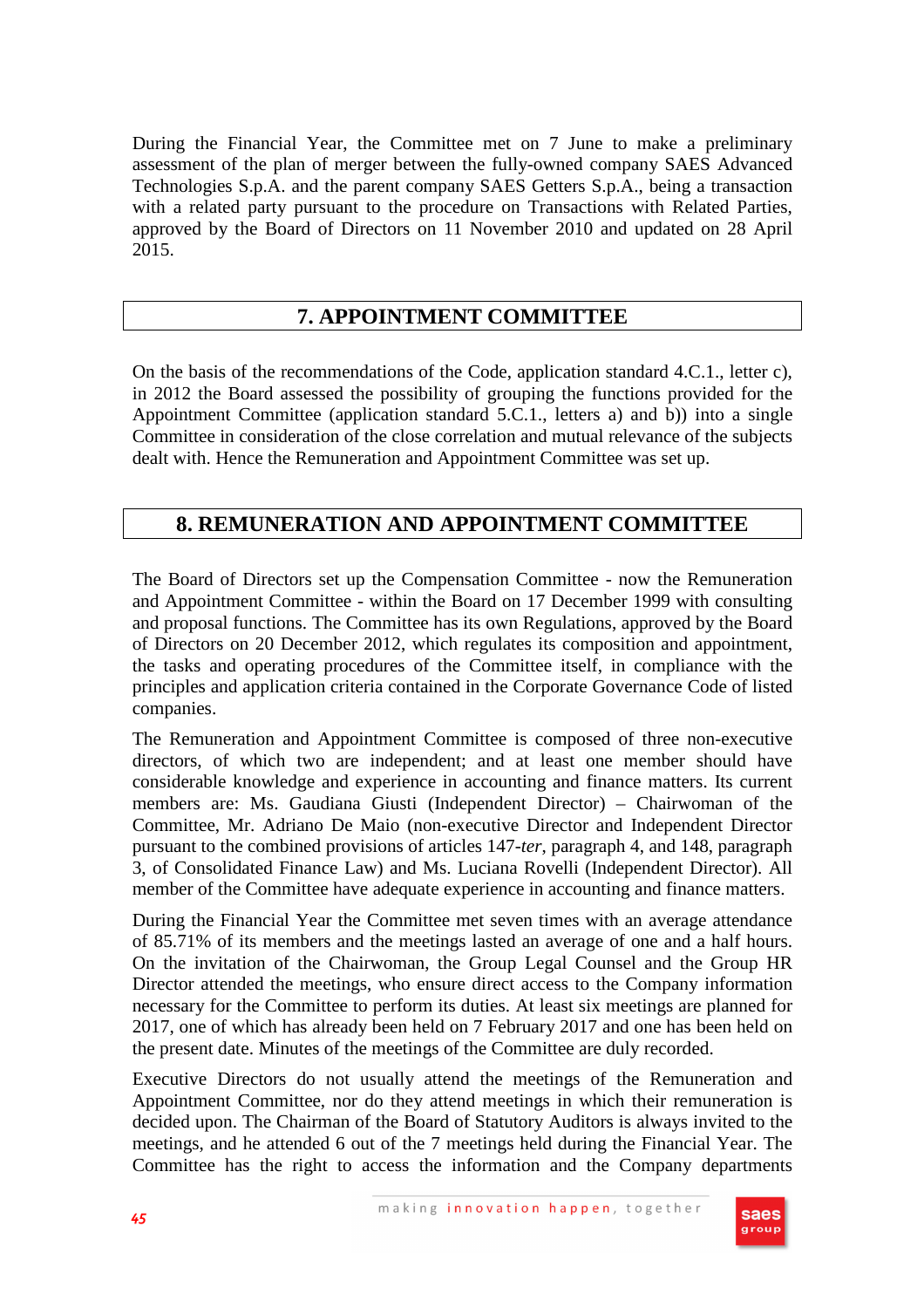During the Financial Year, the Committee met on 7 June to make a preliminary assessment of the plan of merger between the fully-owned company SAES Advanced Technologies S.p.A. and the parent company SAES Getters S.p.A., being a transaction with a related party pursuant to the procedure on Transactions with Related Parties, approved by the Board of Directors on 11 November 2010 and updated on 28 April 2015.

## 7. APPOINTMENT COMMITTEE

On the basis of the recommendations of the Code, application standard 4.C.1., letter c), in 2012 the Board assessed the possibility of grouping the functions provided for the Appointment Committee (application standard 5.C.1., letters a) and b)) into a single Committee in consideration of the close correlation and mutual relevance of the subjects dealt with. Hence the Remuneration and Appointment Committee was set up.

## 8. REMUNERATION AND APPOINTMENT COMMITTEE

The Board of Directors set up the Compensation Committee - now the Remuneration and Appointment Committee - within the Board on 17 December 1999 with consulting and proposal functions. The Committee has its own Regulations, approved by the Board of Directors on 20 December 2012, which regulates its composition and appointment, the tasks and operating procedures of the Committee itself, in compliance with the principles and application criteria contained in the Corporate Governance Code of listed companies.

The Remuneration and Appointment Committee is composed of three non-executive directors, of which two are independent; and at least one member should have considerable knowledge and experience in accounting and finance matters. Its current members are: Ms. Gaudiana Giusti (Independent Director) – Chairwoman of the Committee, Mr. Adriano De Maio (non-executive Director and Independent Director pursuant to the combined provisions of articles 147-*ter*, paragraph 4, and 148, paragraph 3, of Consolidated Finance Law) and Ms. Luciana Rovelli (Independent Director). All member of the Committee have adequate experience in accounting and finance matters.

During the Financial Year the Committee met seven times with an average attendance of 85.71% of its members and the meetings lasted an average of one and a half hours. On the invitation of the Chairwoman, the Group Legal Counsel and the Group HR Director attended the meetings, who ensure direct access to the Company information necessary for the Committee to perform its duties. At least six meetings are planned for 2017, one of which has already been held on 7 February 2017 and one has been held on the present date. Minutes of the meetings of the Committee are duly recorded.

Executive Directors do not usually attend the meetings of the Remuneration and Appointment Committee, nor do they attend meetings in which their remuneration is decided upon. The Chairman of the Board of Statutory Auditors is always invited to the meetings, and he attended 6 out of the 7 meetings held during the Financial Year. The Committee has the right to access the information and the Company departments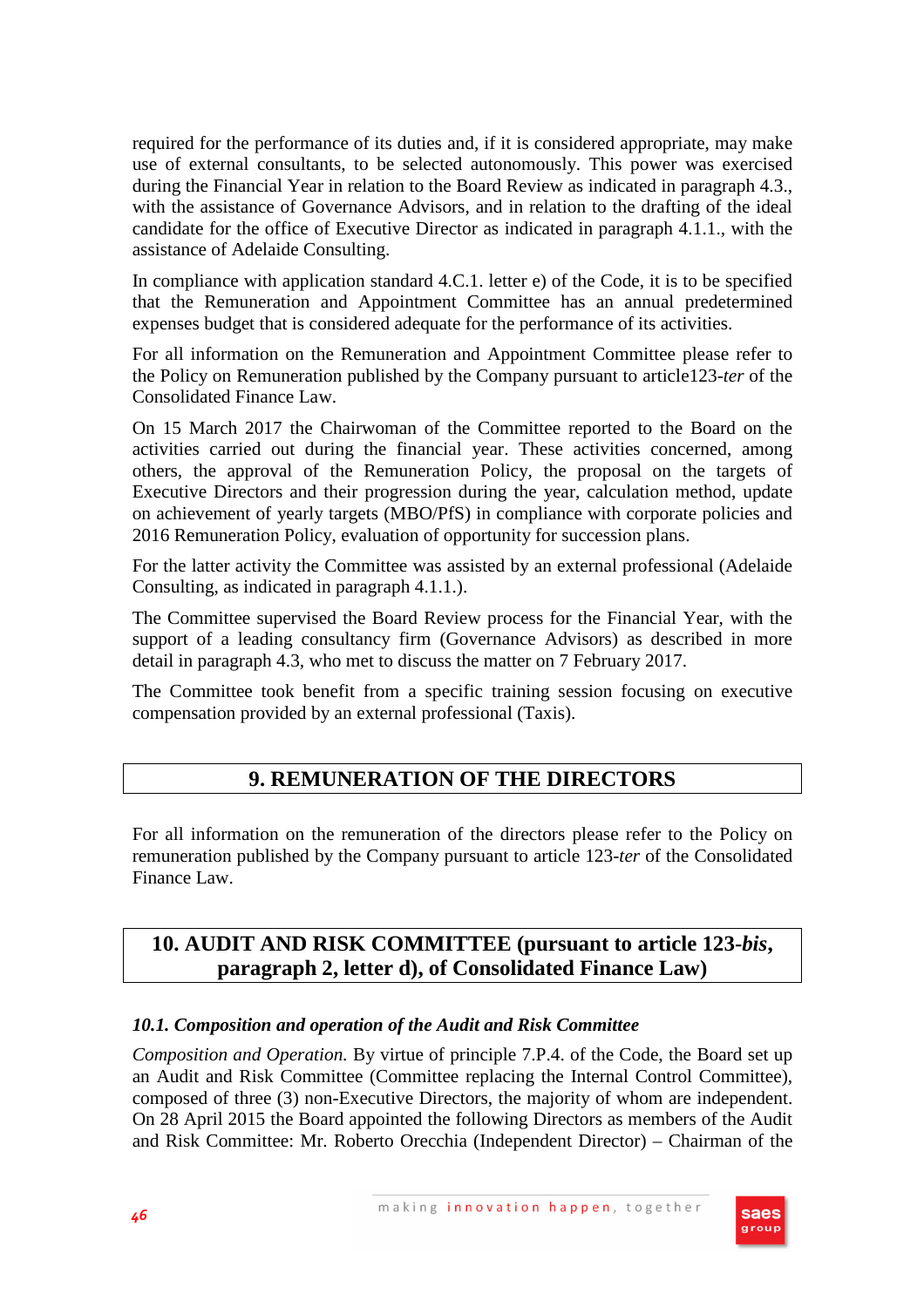required for the performance of its duties and, if it is considered appropriate, may make use of external consultants, to be selected autonomously. This power was exercised during the Financial Year in relation to the Board Review as indicated in paragraph 4.3., with the assistance of Governance Advisors, and in relation to the drafting of the ideal candidate for the office of Executive Director as indicated in paragraph 4.1.1., with the assistance of Adelaide Consulting.

In compliance with application standard 4.C.1. letter e) of the Code, it is to be specified that the Remuneration and Appointment Committee has an annual predetermined expenses budget that is considered adequate for the performance of its activities.

For all information on the Remuneration and Appointment Committee please refer to the Policy on Remuneration published by the Company pursuant to article123-*ter* of the Consolidated Finance Law.

On 15 March 2017 the Chairwoman of the Committee reported to the Board on the activities carried out during the financial year. These activities concerned, among others, the approval of the Remuneration Policy, the proposal on the targets of Executive Directors and their progression during the year, calculation method, update on achievement of yearly targets (MBO/PfS) in compliance with corporate policies and 2016 Remuneration Policy, evaluation of opportunity for succession plans.

For the latter activity the Committee was assisted by an external professional (Adelaide Consulting, as indicated in paragraph 4.1.1.).

The Committee supervised the Board Review process for the Financial Year, with the support of a leading consultancy firm (Governance Advisors) as described in more detail in paragraph 4.3, who met to discuss the matter on 7 February 2017.

The Committee took benefit from a specific training session focusing on executive compensation provided by an external professional (Taxis).

# 9. REMUNERATION OF THE DIRECTORS

For all information on the remuneration of the directors please refer to the Policy on remuneration published by the Company pursuant to article 123-*ter* of the Consolidated Finance Law.

# 10. AUDIT AND RISK COMMITTEE (pursuant to article 123-*bis*, paragraph 2, letter d), of Consolidated Finance Law)

### *10.1. Composition and operation of the Audit and Risk Committee*

*Composition and Operation.* By virtue of principle 7.P.4. of the Code, the Board set up an Audit and Risk Committee (Committee replacing the Internal Control Committee), composed of three (3) non-Executive Directors, the majority of whom are independent. On 28 April 2015 the Board appointed the following Directors as members of the Audit and Risk Committee: Mr. Roberto Orecchia (Independent Director) – Chairman of the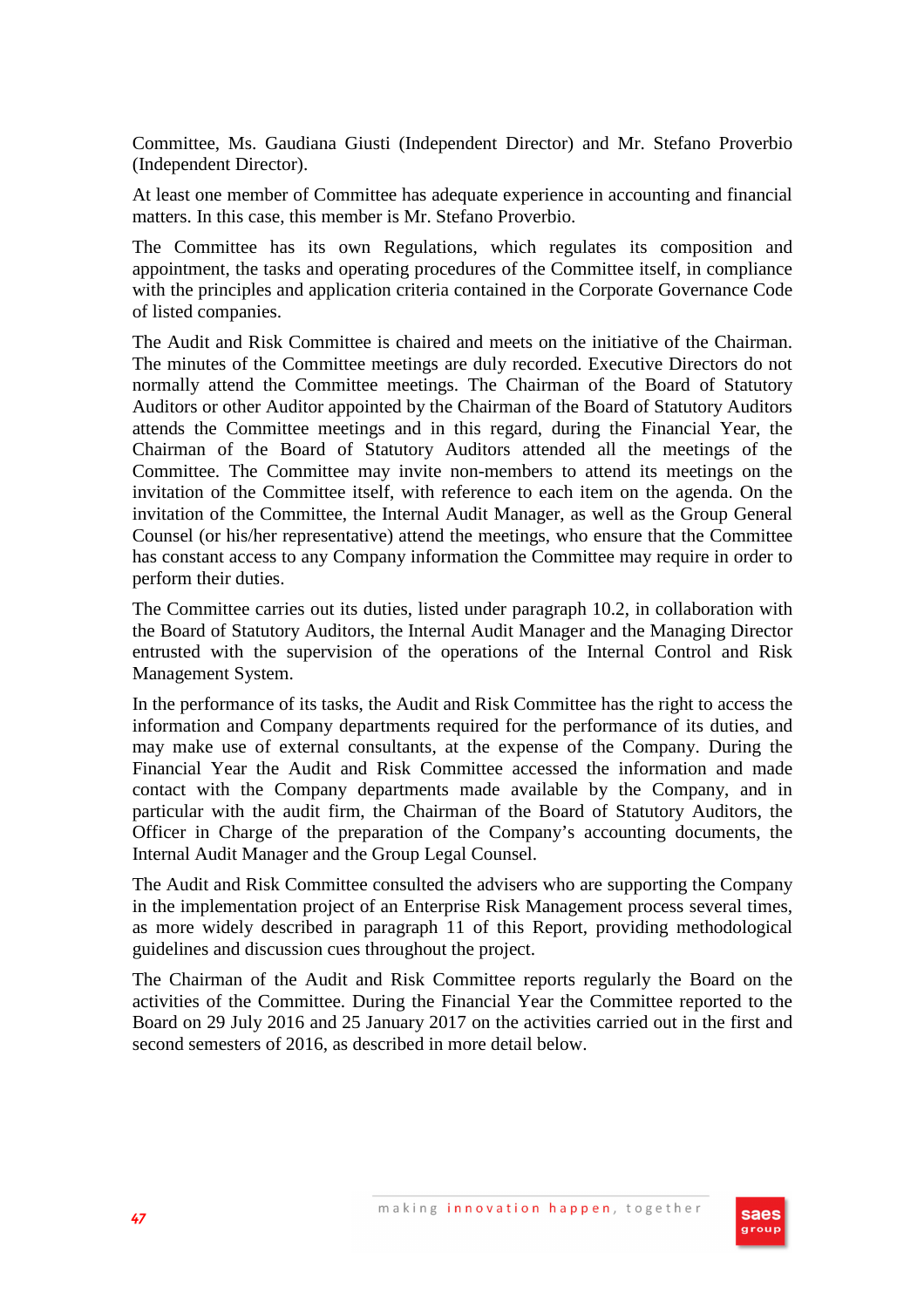Committee, Ms. Gaudiana Giusti (Independent Director) and Mr. Stefano Proverbio (Independent Director).

At least one member of Committee has adequate experience in accounting and financial matters. In this case, this member is Mr. Stefano Proverbio.

The Committee has its own Regulations, which regulates its composition and appointment, the tasks and operating procedures of the Committee itself, in compliance with the principles and application criteria contained in the Corporate Governance Code of listed companies.

The Audit and Risk Committee is chaired and meets on the initiative of the Chairman. The minutes of the Committee meetings are duly recorded. Executive Directors do not normally attend the Committee meetings. The Chairman of the Board of Statutory Auditors or other Auditor appointed by the Chairman of the Board of Statutory Auditors attends the Committee meetings and in this regard, during the Financial Year, the Chairman of the Board of Statutory Auditors attended all the meetings of the Committee. The Committee may invite non-members to attend its meetings on the invitation of the Committee itself, with reference to each item on the agenda. On the invitation of the Committee, the Internal Audit Manager, as well as the Group General Counsel (or his/her representative) attend the meetings, who ensure that the Committee has constant access to any Company information the Committee may require in order to perform their duties.

The Committee carries out its duties, listed under paragraph 10.2, in collaboration with the Board of Statutory Auditors, the Internal Audit Manager and the Managing Director entrusted with the supervision of the operations of the Internal Control and Risk Management System.

In the performance of its tasks, the Audit and Risk Committee has the right to access the information and Company departments required for the performance of its duties, and may make use of external consultants, at the expense of the Company. During the Financial Year the Audit and Risk Committee accessed the information and made contact with the Company departments made available by the Company, and in particular with the audit firm, the Chairman of the Board of Statutory Auditors, the Officer in Charge of the preparation of the Company's accounting documents, the Internal Audit Manager and the Group Legal Counsel.

The Audit and Risk Committee consulted the advisers who are supporting the Company in the implementation project of an Enterprise Risk Management process several times, as more widely described in paragraph 11 of this Report, providing methodological guidelines and discussion cues throughout the project.

The Chairman of the Audit and Risk Committee reports regularly the Board on the activities of the Committee. During the Financial Year the Committee reported to the Board on 29 July 2016 and 25 January 2017 on the activities carried out in the first and second semesters of 2016, as described in more detail below.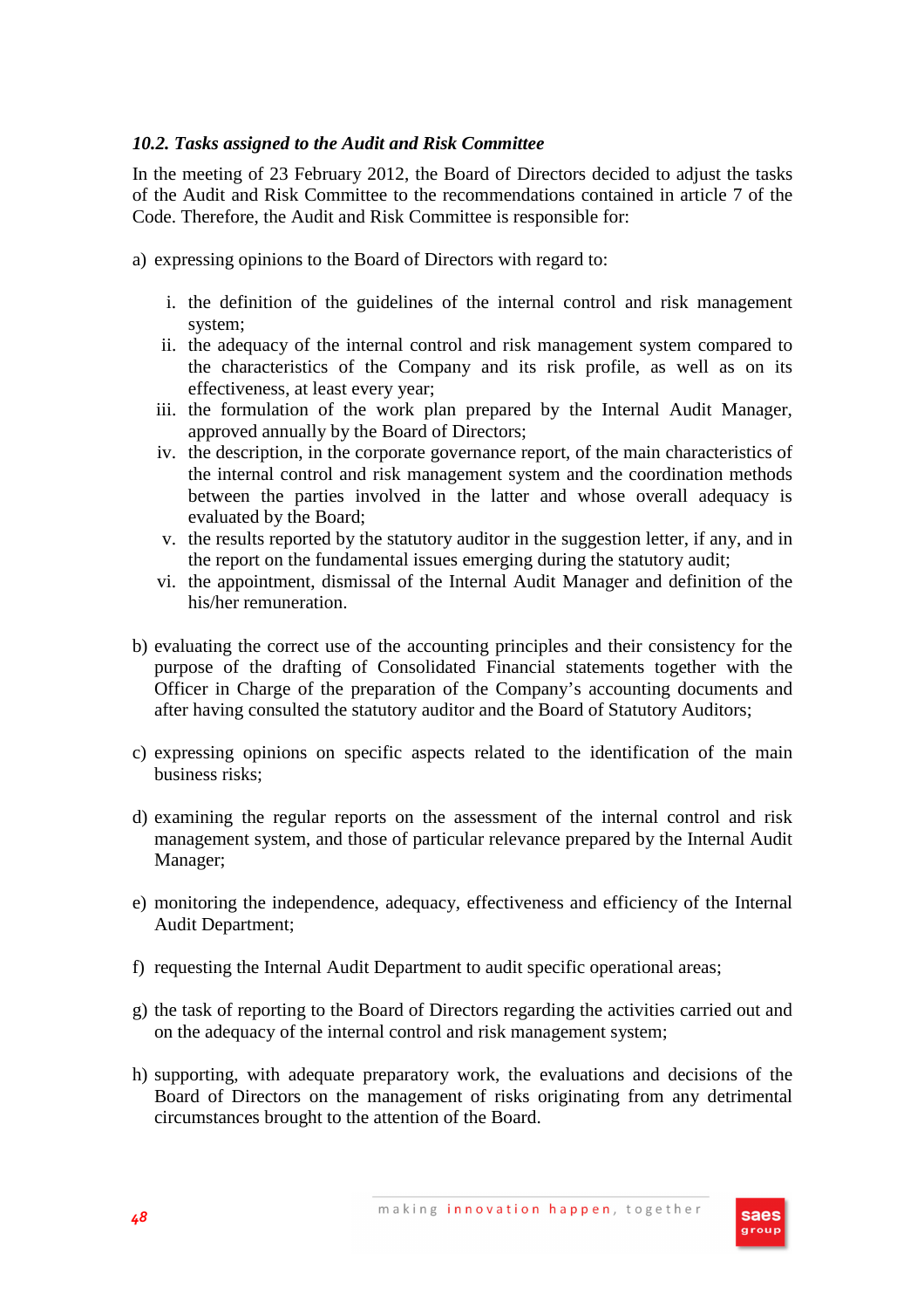### *10.2. Tasks assigned to the Audit and Risk Committee*

In the meeting of 23 February 2012, the Board of Directors decided to adjust the tasks of the Audit and Risk Committee to the recommendations contained in article 7 of the Code. Therefore, the Audit and Risk Committee is responsible for:

a) expressing opinions to the Board of Directors with regard to:

   i. the definition of the guidelines of the internal control and risk management system;
   ii. the adequacy of the internal control and risk management system compared to the characteristics of the Company and its risk profile, as well as on its effectiveness, at least every year;
   iii. the formulation of the work plan prepared by the Internal Audit Manager, approved annually by the Board of Directors;
   iv. the description, in the corporate governance report, of the main characteristics of the internal control and risk management system and the coordination methods between the parties involved in the latter and whose overall adequacy is evaluated by the Board;
   v. the results reported by the statutory auditor in the suggestion letter, if any, and in the report on the fundamental issues emerging during the statutory audit;
   vi. the appointment, dismissal of the Internal Audit Manager and definition of the his/her remuneration.

b) evaluating the correct use of the accounting principles and their consistency for the purpose of the drafting of Consolidated Financial statements together with the Officer in Charge of the preparation of the Company's accounting documents and after having consulted the statutory auditor and the Board of Statutory Auditors;

c) expressing opinions on specific aspects related to the identification of the main business risks;

d) examining the regular reports on the assessment of the internal control and risk management system, and those of particular relevance prepared by the Internal Audit Manager;

e) monitoring the independence, adequacy, effectiveness and efficiency of the Internal Audit Department;

f) requesting the Internal Audit Department to audit specific operational areas;

g) the task of reporting to the Board of Directors regarding the activities carried out and on the adequacy of the internal control and risk management system;

h) supporting, with adequate preparatory work, the evaluations and decisions of the Board of Directors on the management of risks originating from any detrimental circumstances brought to the attention of the Board.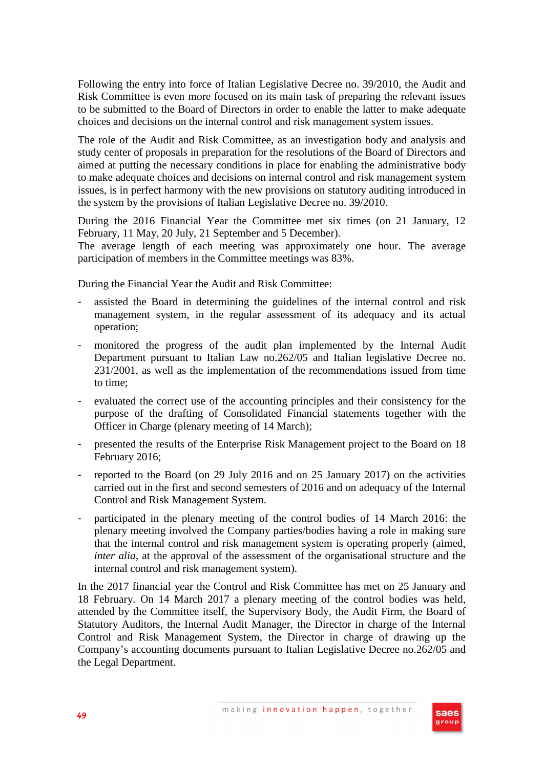Following the entry into force of Italian Legislative Decree no. 39/2010, the Audit and Risk Committee is even more focused on its main task of preparing the relevant issues to be submitted to the Board of Directors in order to enable the latter to make adequate choices and decisions on the internal control and risk management system issues.

The role of the Audit and Risk Committee, as an investigation body and analysis and study center of proposals in preparation for the resolutions of the Board of Directors and aimed at putting the necessary conditions in place for enabling the administrative body to make adequate choices and decisions on internal control and risk management system issues, is in perfect harmony with the new provisions on statutory auditing introduced in the system by the provisions of Italian Legislative Decree no. 39/2010.

During the 2016 Financial Year the Committee met six times (on 21 January, 12 February, 11 May, 20 July, 21 September and 5 December).
The average length of each meeting was approximately one hour. The average participation of members in the Committee meetings was 83%.

During the Financial Year the Audit and Risk Committee:

- assisted the Board in determining the guidelines of the internal control and risk management system, in the regular assessment of its adequacy and its actual operation;
- monitored the progress of the audit plan implemented by the Internal Audit Department pursuant to Italian Law no.262/05 and Italian legislative Decree no. 231/2001, as well as the implementation of the recommendations issued from time to time;
- evaluated the correct use of the accounting principles and their consistency for the purpose of the drafting of Consolidated Financial statements together with the Officer in Charge (plenary meeting of 14 March);
- presented the results of the Enterprise Risk Management project to the Board on 18 February 2016;
- reported to the Board (on 29 July 2016 and on 25 January 2017) on the activities carried out in the first and second semesters of 2016 and on adequacy of the Internal Control and Risk Management System.
- participated in the plenary meeting of the control bodies of 14 March 2016: the plenary meeting involved the Company parties/bodies having a role in making sure that the internal control and risk management system is operating properly (aimed, *inter alia*, at the approval of the assessment of the organisational structure and the internal control and risk management system).

In the 2017 financial year the Control and Risk Committee has met on 25 January and 18 February. On 14 March 2017 a plenary meeting of the control bodies was held, attended by the Committee itself, the Supervisory Body, the Audit Firm, the Board of Statutory Auditors, the Internal Audit Manager, the Director in charge of the Internal Control and Risk Management System, the Director in charge of drawing up the Company's accounting documents pursuant to Italian Legislative Decree no.262/05 and the Legal Department.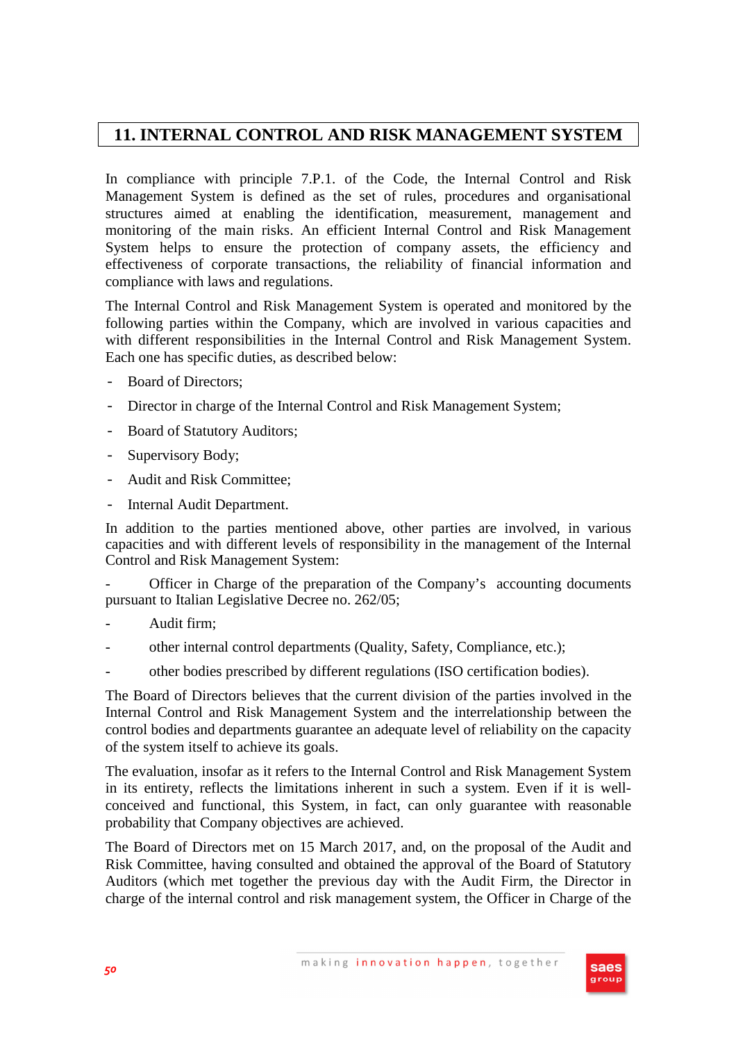# 11. INTERNAL CONTROL AND RISK MANAGEMENT SYSTEM

In compliance with principle 7.P.1. of the Code, the Internal Control and Risk Management System is defined as the set of rules, procedures and organisational structures aimed at enabling the identification, measurement, management and monitoring of the main risks. An efficient Internal Control and Risk Management System helps to ensure the protection of company assets, the efficiency and effectiveness of corporate transactions, the reliability of financial information and compliance with laws and regulations.

The Internal Control and Risk Management System is operated and monitored by the following parties within the Company, which are involved in various capacities and with different responsibilities in the Internal Control and Risk Management System. Each one has specific duties, as described below:

- Board of Directors;
- Director in charge of the Internal Control and Risk Management System;
- Board of Statutory Auditors;
- Supervisory Body;
- Audit and Risk Committee;
- Internal Audit Department.

In addition to the parties mentioned above, other parties are involved, in various capacities and with different levels of responsibility in the management of the Internal Control and Risk Management System:

- Officer in Charge of the preparation of the Company's accounting documents pursuant to Italian Legislative Decree no. 262/05;
- Audit firm;
- other internal control departments (Quality, Safety, Compliance, etc.);
- other bodies prescribed by different regulations (ISO certification bodies).

The Board of Directors believes that the current division of the parties involved in the Internal Control and Risk Management System and the interrelationship between the control bodies and departments guarantee an adequate level of reliability on the capacity of the system itself to achieve its goals.

The evaluation, insofar as it refers to the Internal Control and Risk Management System in its entirety, reflects the limitations inherent in such a system. Even if it is well-conceived and functional, this System, in fact, can only guarantee with reasonable probability that Company objectives are achieved.

The Board of Directors met on 15 March 2017, and, on the proposal of the Audit and Risk Committee, having consulted and obtained the approval of the Board of Statutory Auditors (which met together the previous day with the Audit Firm, the Director in charge of the internal control and risk management system, the Officer in Charge of the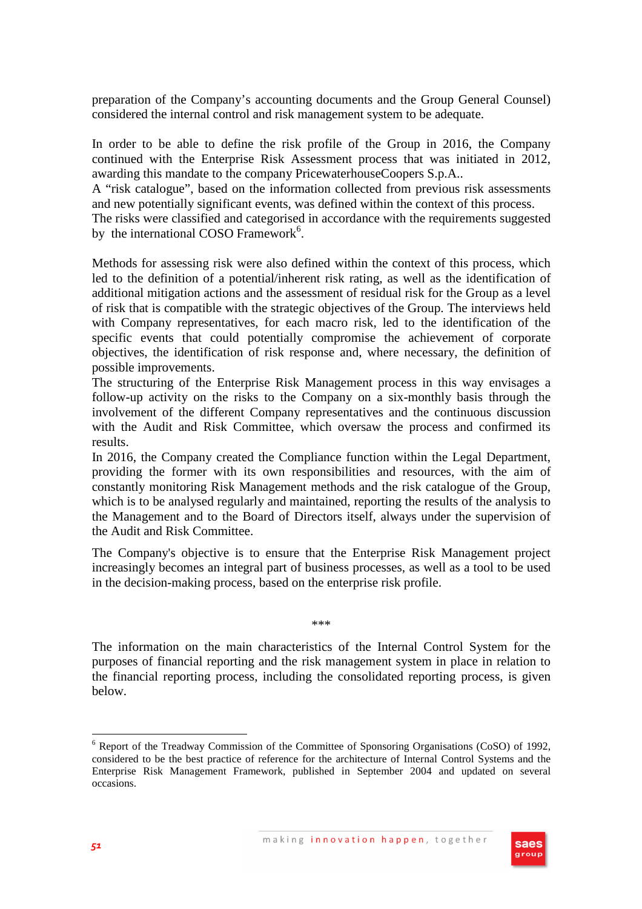preparation of the Company's accounting documents and the Group General Counsel) considered the internal control and risk management system to be adequate.

In order to be able to define the risk profile of the Group in 2016, the Company continued with the Enterprise Risk Assessment process that was initiated in 2012, awarding this mandate to the company PricewaterhouseCoopers S.p.A..
A "risk catalogue", based on the information collected from previous risk assessments and new potentially significant events, was defined within the context of this process.
The risks were classified and categorised in accordance with the requirements suggested by the international COSO Framework[6].

Methods for assessing risk were also defined within the context of this process, which led to the definition of a potential/inherent risk rating, as well as the identification of additional mitigation actions and the assessment of residual risk for the Group as a level of risk that is compatible with the strategic objectives of the Group. The interviews held with Company representatives, for each macro risk, led to the identification of the specific events that could potentially compromise the achievement of corporate objectives, the identification of risk response and, where necessary, the definition of possible improvements.
The structuring of the Enterprise Risk Management process in this way envisages a follow-up activity on the risks to the Company on a six-monthly basis through the involvement of the different Company representatives and the continuous discussion with the Audit and Risk Committee, which oversaw the process and confirmed its results.
In 2016, the Company created the Compliance function within the Legal Department, providing the former with its own responsibilities and resources, with the aim of constantly monitoring Risk Management methods and the risk catalogue of the Group, which is to be analysed regularly and maintained, reporting the results of the analysis to the Management and to the Board of Directors itself, always under the supervision of the Audit and Risk Committee.

The Company's objective is to ensure that the Enterprise Risk Management project increasingly becomes an integral part of business processes, as well as a tool to be used in the decision-making process, based on the enterprise risk profile.

***

The information on the main characteristics of the Internal Control System for the purposes of financial reporting and the risk management system in place in relation to the financial reporting process, including the consolidated reporting process, is given below.

---

[6] Report of the Treadway Commission of the Committee of Sponsoring Organisations (CoSO) of 1992, considered to be the best practice of reference for the architecture of Internal Control Systems and the Enterprise Risk Management Framework, published in September 2004 and updated on several occasions.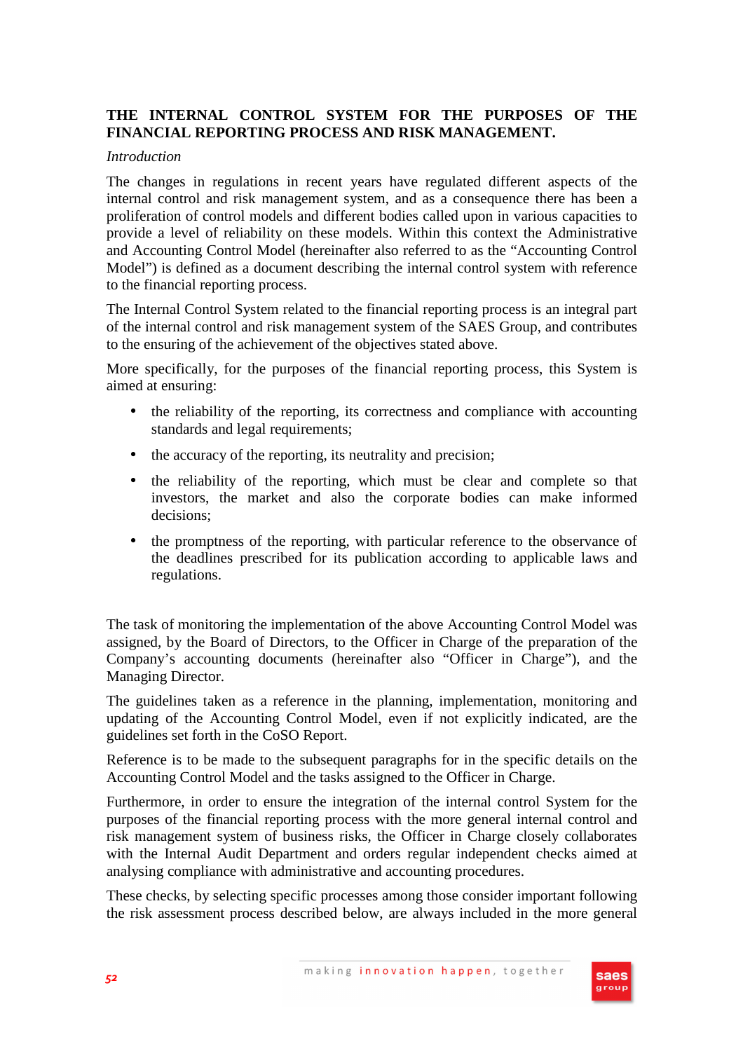## THE INTERNAL CONTROL SYSTEM FOR THE PURPOSES OF THE FINANCIAL REPORTING PROCESS AND RISK MANAGEMENT.

*Introduction*

The changes in regulations in recent years have regulated different aspects of the internal control and risk management system, and as a consequence there has been a proliferation of control models and different bodies called upon in various capacities to provide a level of reliability on these models. Within this context the Administrative and Accounting Control Model (hereinafter also referred to as the "Accounting Control Model") is defined as a document describing the internal control system with reference to the financial reporting process.

The Internal Control System related to the financial reporting process is an integral part of the internal control and risk management system of the SAES Group, and contributes to the ensuring of the achievement of the objectives stated above.

More specifically, for the purposes of the financial reporting process, this System is aimed at ensuring:

- the reliability of the reporting, its correctness and compliance with accounting standards and legal requirements;
- the accuracy of the reporting, its neutrality and precision;
- the reliability of the reporting, which must be clear and complete so that investors, the market and also the corporate bodies can make informed decisions;
- the promptness of the reporting, with particular reference to the observance of the deadlines prescribed for its publication according to applicable laws and regulations.

The task of monitoring the implementation of the above Accounting Control Model was assigned, by the Board of Directors, to the Officer in Charge of the preparation of the Company's accounting documents (hereinafter also "Officer in Charge"), and the Managing Director.

The guidelines taken as a reference in the planning, implementation, monitoring and updating of the Accounting Control Model, even if not explicitly indicated, are the guidelines set forth in the CoSO Report.

Reference is to be made to the subsequent paragraphs for in the specific details on the Accounting Control Model and the tasks assigned to the Officer in Charge.

Furthermore, in order to ensure the integration of the internal control System for the purposes of the financial reporting process with the more general internal control and risk management system of business risks, the Officer in Charge closely collaborates with the Internal Audit Department and orders regular independent checks aimed at analysing compliance with administrative and accounting procedures.

These checks, by selecting specific processes among those consider important following the risk assessment process described below, are always included in the more general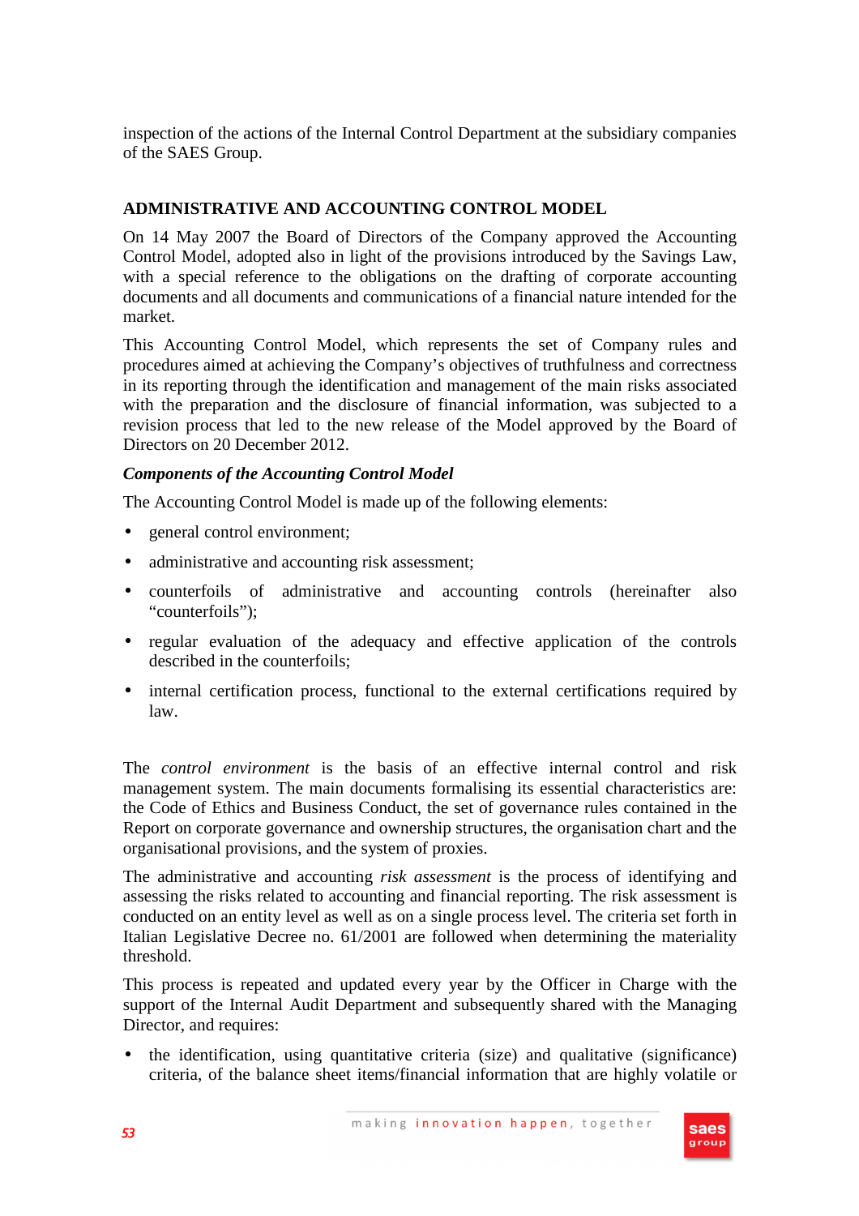inspection of the actions of the Internal Control Department at the subsidiary companies of the SAES Group.

## ADMINISTRATIVE AND ACCOUNTING CONTROL MODEL

On 14 May 2007 the Board of Directors of the Company approved the Accounting Control Model, adopted also in light of the provisions introduced by the Savings Law, with a special reference to the obligations on the drafting of corporate accounting documents and all documents and communications of a financial nature intended for the market.

This Accounting Control Model, which represents the set of Company rules and procedures aimed at achieving the Company's objectives of truthfulness and correctness in its reporting through the identification and management of the main risks associated with the preparation and the disclosure of financial information, was subjected to a revision process that led to the new release of the Model approved by the Board of Directors on 20 December 2012.

### *Components of the Accounting Control Model*

The Accounting Control Model is made up of the following elements:

- general control environment;
- administrative and accounting risk assessment;
- counterfoils of administrative and accounting controls (hereinafter also "counterfoils");
- regular evaluation of the adequacy and effective application of the controls described in the counterfoils;
- internal certification process, functional to the external certifications required by law.

The *control environment* is the basis of an effective internal control and risk management system. The main documents formalising its essential characteristics are: the Code of Ethics and Business Conduct, the set of governance rules contained in the Report on corporate governance and ownership structures, the organisation chart and the organisational provisions, and the system of proxies.

The administrative and accounting *risk assessment* is the process of identifying and assessing the risks related to accounting and financial reporting. The risk assessment is conducted on an entity level as well as on a single process level. The criteria set forth in Italian Legislative Decree no. 61/2001 are followed when determining the materiality threshold.

This process is repeated and updated every year by the Officer in Charge with the support of the Internal Audit Department and subsequently shared with the Managing Director, and requires:

- the identification, using quantitative criteria (size) and qualitative (significance) criteria, of the balance sheet items/financial information that are highly volatile or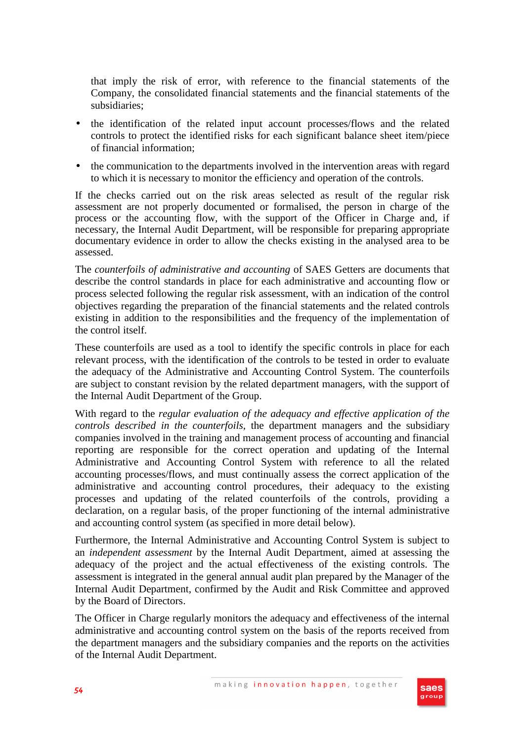that imply the risk of error, with reference to the financial statements of the Company, the consolidated financial statements and the financial statements of the subsidiaries;

- the identification of the related input account processes/flows and the related controls to protect the identified risks for each significant balance sheet item/piece of financial information;
- the communication to the departments involved in the intervention areas with regard to which it is necessary to monitor the efficiency and operation of the controls.

If the checks carried out on the risk areas selected as result of the regular risk assessment are not properly documented or formalised, the person in charge of the process or the accounting flow, with the support of the Officer in Charge and, if necessary, the Internal Audit Department, will be responsible for preparing appropriate documentary evidence in order to allow the checks existing in the analysed area to be assessed.

The *counterfoils of administrative and accounting* of SAES Getters are documents that describe the control standards in place for each administrative and accounting flow or process selected following the regular risk assessment, with an indication of the control objectives regarding the preparation of the financial statements and the related controls existing in addition to the responsibilities and the frequency of the implementation of the control itself.

These counterfoils are used as a tool to identify the specific controls in place for each relevant process, with the identification of the controls to be tested in order to evaluate the adequacy of the Administrative and Accounting Control System. The counterfoils are subject to constant revision by the related department managers, with the support of the Internal Audit Department of the Group.

With regard to the *regular evaluation of the adequacy and effective application of the controls described in the counterfoils*, the department managers and the subsidiary companies involved in the training and management process of accounting and financial reporting are responsible for the correct operation and updating of the Internal Administrative and Accounting Control System with reference to all the related accounting processes/flows, and must continually assess the correct application of the administrative and accounting control procedures, their adequacy to the existing processes and updating of the related counterfoils of the controls, providing a declaration, on a regular basis, of the proper functioning of the internal administrative and accounting control system (as specified in more detail below).

Furthermore, the Internal Administrative and Accounting Control System is subject to an *independent assessment* by the Internal Audit Department, aimed at assessing the adequacy of the project and the actual effectiveness of the existing controls. The assessment is integrated in the general annual audit plan prepared by the Manager of the Internal Audit Department, confirmed by the Audit and Risk Committee and approved by the Board of Directors.

The Officer in Charge regularly monitors the adequacy and effectiveness of the internal administrative and accounting control system on the basis of the reports received from the department managers and the subsidiary companies and the reports on the activities of the Internal Audit Department.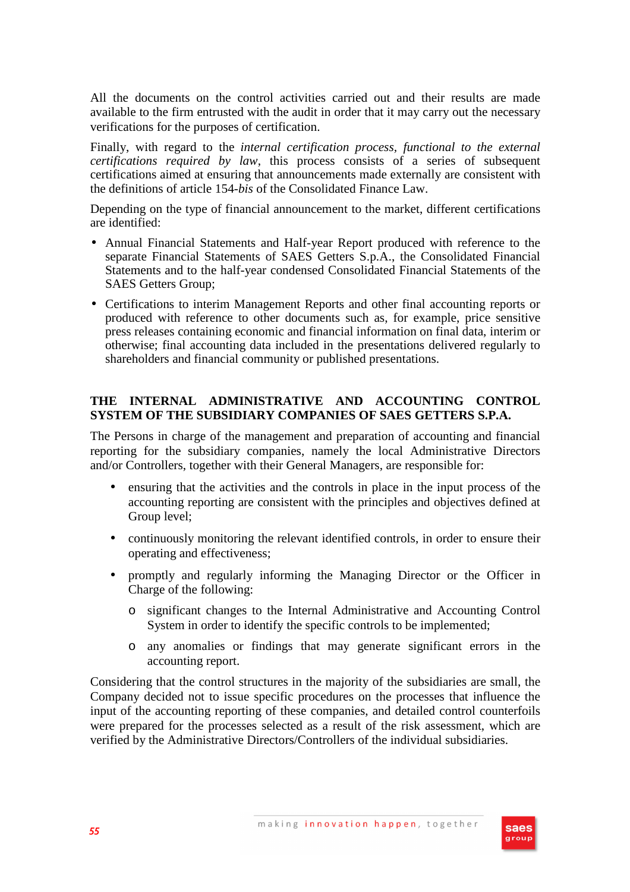All the documents on the control activities carried out and their results are made available to the firm entrusted with the audit in order that it may carry out the necessary verifications for the purposes of certification.

Finally, with regard to the *internal certification process, functional to the external certifications required by law*, this process consists of a series of subsequent certifications aimed at ensuring that announcements made externally are consistent with the definitions of article 154-*bis* of the Consolidated Finance Law.

Depending on the type of financial announcement to the market, different certifications are identified:

- Annual Financial Statements and Half-year Report produced with reference to the separate Financial Statements of SAES Getters S.p.A., the Consolidated Financial Statements and to the half-year condensed Consolidated Financial Statements of the SAES Getters Group;
- Certifications to interim Management Reports and other final accounting reports or produced with reference to other documents such as, for example, price sensitive press releases containing economic and financial information on final data, interim or otherwise; final accounting data included in the presentations delivered regularly to shareholders and financial community or published presentations.

## THE INTERNAL ADMINISTRATIVE AND ACCOUNTING CONTROL SYSTEM OF THE SUBSIDIARY COMPANIES OF SAES GETTERS S.P.A.

The Persons in charge of the management and preparation of accounting and financial reporting for the subsidiary companies, namely the local Administrative Directors and/or Controllers, together with their General Managers, are responsible for:

- ensuring that the activities and the controls in place in the input process of the accounting reporting are consistent with the principles and objectives defined at Group level;
- continuously monitoring the relevant identified controls, in order to ensure their operating and effectiveness;
- promptly and regularly informing the Managing Director or the Officer in Charge of the following:
  - significant changes to the Internal Administrative and Accounting Control System in order to identify the specific controls to be implemented;
  - any anomalies or findings that may generate significant errors in the accounting report.

Considering that the control structures in the majority of the subsidiaries are small, the Company decided not to issue specific procedures on the processes that influence the input of the accounting reporting of these companies, and detailed control counterfoils were prepared for the processes selected as a result of the risk assessment, which are verified by the Administrative Directors/Controllers of the individual subsidiaries.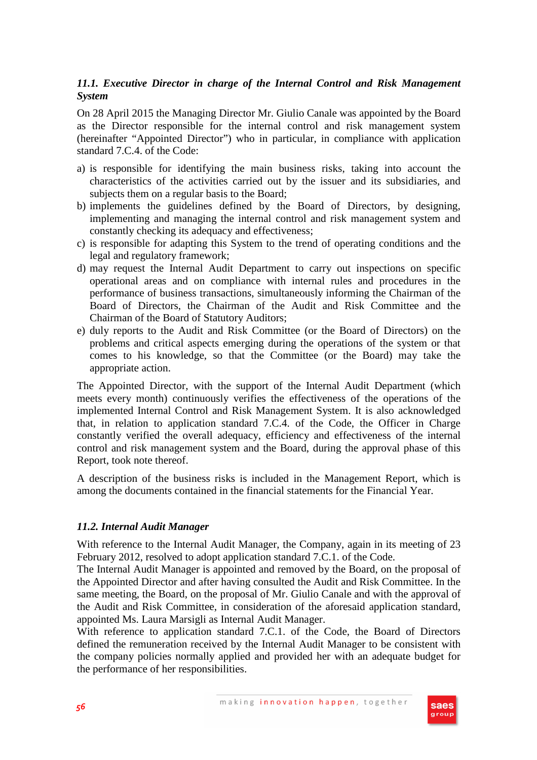### *11.1. Executive Director in charge of the Internal Control and Risk Management System*

On 28 April 2015 the Managing Director Mr. Giulio Canale was appointed by the Board as the Director responsible for the internal control and risk management system (hereinafter "Appointed Director") who in particular, in compliance with application standard 7.C.4. of the Code:

a) is responsible for identifying the main business risks, taking into account the characteristics of the activities carried out by the issuer and its subsidiaries, and subjects them on a regular basis to the Board;
b) implements the guidelines defined by the Board of Directors, by designing, implementing and managing the internal control and risk management system and constantly checking its adequacy and effectiveness;
c) is responsible for adapting this System to the trend of operating conditions and the legal and regulatory framework;
d) may request the Internal Audit Department to carry out inspections on specific operational areas and on compliance with internal rules and procedures in the performance of business transactions, simultaneously informing the Chairman of the Board of Directors, the Chairman of the Audit and Risk Committee and the Chairman of the Board of Statutory Auditors;
e) duly reports to the Audit and Risk Committee (or the Board of Directors) on the problems and critical aspects emerging during the operations of the system or that comes to his knowledge, so that the Committee (or the Board) may take the appropriate action.

The Appointed Director, with the support of the Internal Audit Department (which meets every month) continuously verifies the effectiveness of the operations of the implemented Internal Control and Risk Management System. It is also acknowledged that, in relation to application standard 7.C.4. of the Code, the Officer in Charge constantly verified the overall adequacy, efficiency and effectiveness of the internal control and risk management system and the Board, during the approval phase of this Report, took note thereof.

A description of the business risks is included in the Management Report, which is among the documents contained in the financial statements for the Financial Year.

### *11.2. Internal Audit Manager*

With reference to the Internal Audit Manager, the Company, again in its meeting of 23 February 2012, resolved to adopt application standard 7.C.1. of the Code.
The Internal Audit Manager is appointed and removed by the Board, on the proposal of the Appointed Director and after having consulted the Audit and Risk Committee. In the same meeting, the Board, on the proposal of Mr. Giulio Canale and with the approval of the Audit and Risk Committee, in consideration of the aforesaid application standard, appointed Ms. Laura Marsigli as Internal Audit Manager.
With reference to application standard 7.C.1. of the Code, the Board of Directors defined the remuneration received by the Internal Audit Manager to be consistent with the company policies normally applied and provided her with an adequate budget for the performance of her responsibilities.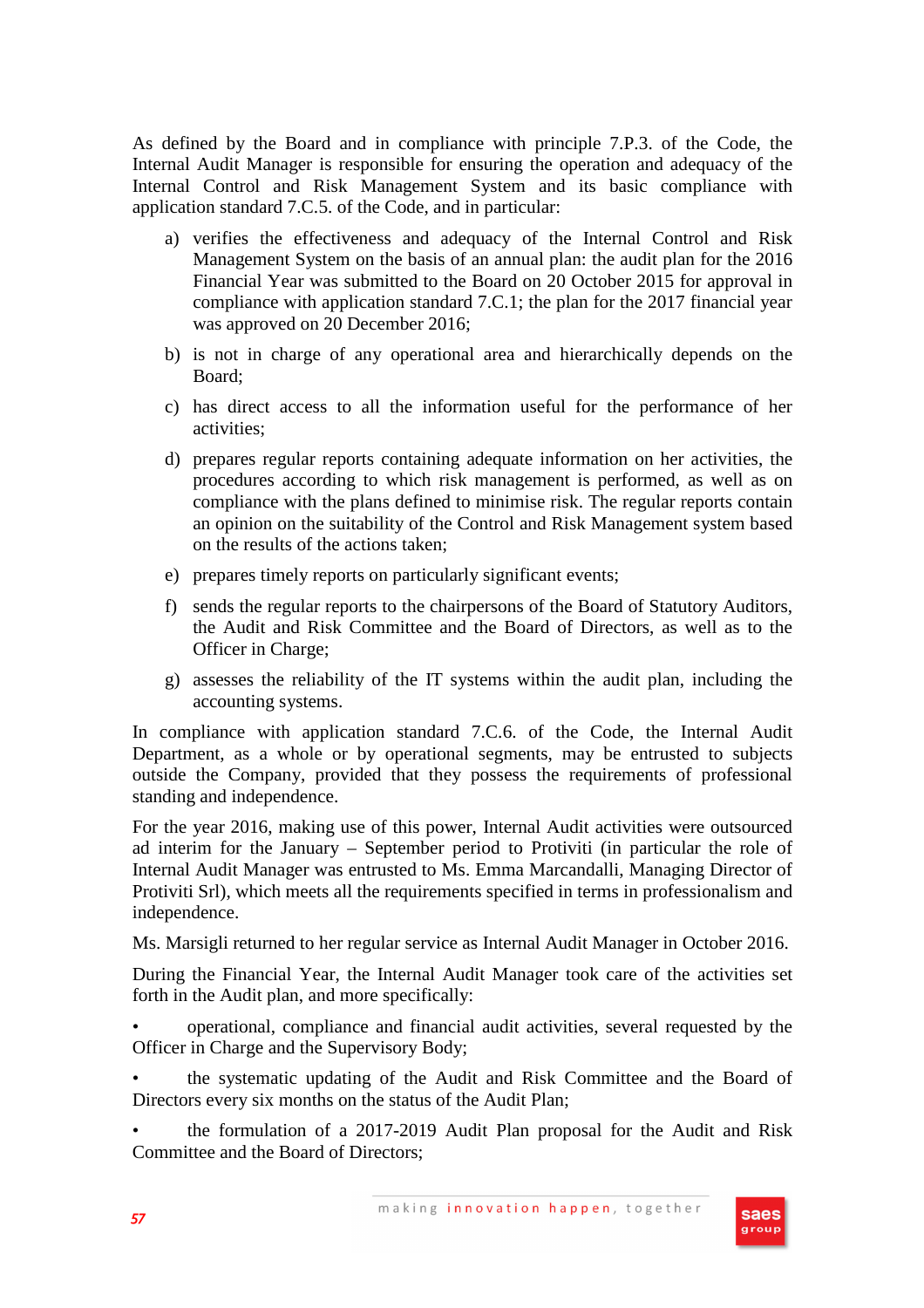As defined by the Board and in compliance with principle 7.P.3. of the Code, the Internal Audit Manager is responsible for ensuring the operation and adequacy of the Internal Control and Risk Management System and its basic compliance with application standard 7.C.5. of the Code, and in particular:

a) verifies the effectiveness and adequacy of the Internal Control and Risk Management System on the basis of an annual plan: the audit plan for the 2016 Financial Year was submitted to the Board on 20 October 2015 for approval in compliance with application standard 7.C.1; the plan for the 2017 financial year was approved on 20 December 2016;

b) is not in charge of any operational area and hierarchically depends on the Board;

c) has direct access to all the information useful for the performance of her activities;

d) prepares regular reports containing adequate information on her activities, the procedures according to which risk management is performed, as well as on compliance with the plans defined to minimise risk. The regular reports contain an opinion on the suitability of the Control and Risk Management system based on the results of the actions taken;

e) prepares timely reports on particularly significant events;

f) sends the regular reports to the chairpersons of the Board of Statutory Auditors, the Audit and Risk Committee and the Board of Directors, as well as to the Officer in Charge;

g) assesses the reliability of the IT systems within the audit plan, including the accounting systems.

In compliance with application standard 7.C.6. of the Code, the Internal Audit Department, as a whole or by operational segments, may be entrusted to subjects outside the Company, provided that they possess the requirements of professional standing and independence.

For the year 2016, making use of this power, Internal Audit activities were outsourced ad interim for the January – September period to Protiviti (in particular the role of Internal Audit Manager was entrusted to Ms. Emma Marcandalli, Managing Director of Protiviti Srl), which meets all the requirements specified in terms in professionalism and independence.

Ms. Marsigli returned to her regular service as Internal Audit Manager in October 2016.

During the Financial Year, the Internal Audit Manager took care of the activities set forth in the Audit plan, and more specifically:

- operational, compliance and financial audit activities, several requested by the Officer in Charge and the Supervisory Body;
- the systematic updating of the Audit and Risk Committee and the Board of Directors every six months on the status of the Audit Plan;
- the formulation of a 2017-2019 Audit Plan proposal for the Audit and Risk Committee and the Board of Directors;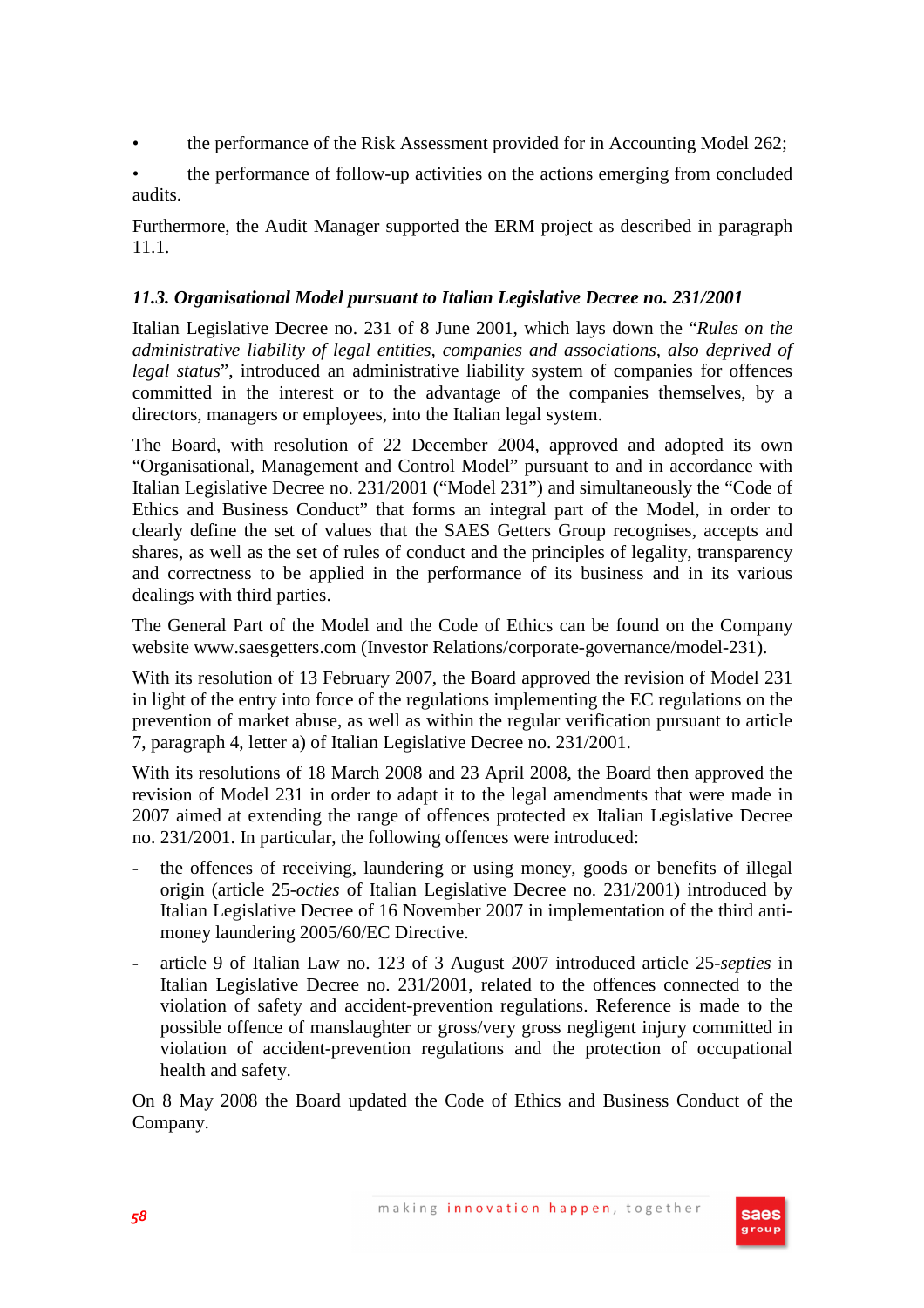- the performance of the Risk Assessment provided for in Accounting Model 262;
- the performance of follow-up activities on the actions emerging from concluded audits.

Furthermore, the Audit Manager supported the ERM project as described in paragraph 11.1.

### *11.3. Organisational Model pursuant to Italian Legislative Decree no. 231/2001*

Italian Legislative Decree no. 231 of 8 June 2001, which lays down the "*Rules on the administrative liability of legal entities, companies and associations, also deprived of legal status*", introduced an administrative liability system of companies for offences committed in the interest or to the advantage of the companies themselves, by a directors, managers or employees, into the Italian legal system.

The Board, with resolution of 22 December 2004, approved and adopted its own "Organisational, Management and Control Model" pursuant to and in accordance with Italian Legislative Decree no. 231/2001 ("Model 231") and simultaneously the "Code of Ethics and Business Conduct" that forms an integral part of the Model, in order to clearly define the set of values that the SAES Getters Group recognises, accepts and shares, as well as the set of rules of conduct and the principles of legality, transparency and correctness to be applied in the performance of its business and in its various dealings with third parties.

The General Part of the Model and the Code of Ethics can be found on the Company website www.saesgetters.com (Investor Relations/corporate-governance/model-231).

With its resolution of 13 February 2007, the Board approved the revision of Model 231 in light of the entry into force of the regulations implementing the EC regulations on the prevention of market abuse, as well as within the regular verification pursuant to article 7, paragraph 4, letter a) of Italian Legislative Decree no. 231/2001.

With its resolutions of 18 March 2008 and 23 April 2008, the Board then approved the revision of Model 231 in order to adapt it to the legal amendments that were made in 2007 aimed at extending the range of offences protected ex Italian Legislative Decree no. 231/2001. In particular, the following offences were introduced:

- the offences of receiving, laundering or using money, goods or benefits of illegal origin (article 25-*octies* of Italian Legislative Decree no. 231/2001) introduced by Italian Legislative Decree of 16 November 2007 in implementation of the third anti-money laundering 2005/60/EC Directive.
- article 9 of Italian Law no. 123 of 3 August 2007 introduced article 25-*septies* in Italian Legislative Decree no. 231/2001, related to the offences connected to the violation of safety and accident-prevention regulations. Reference is made to the possible offence of manslaughter or gross/very gross negligent injury committed in violation of accident-prevention regulations and the protection of occupational health and safety.

On 8 May 2008 the Board updated the Code of Ethics and Business Conduct of the Company.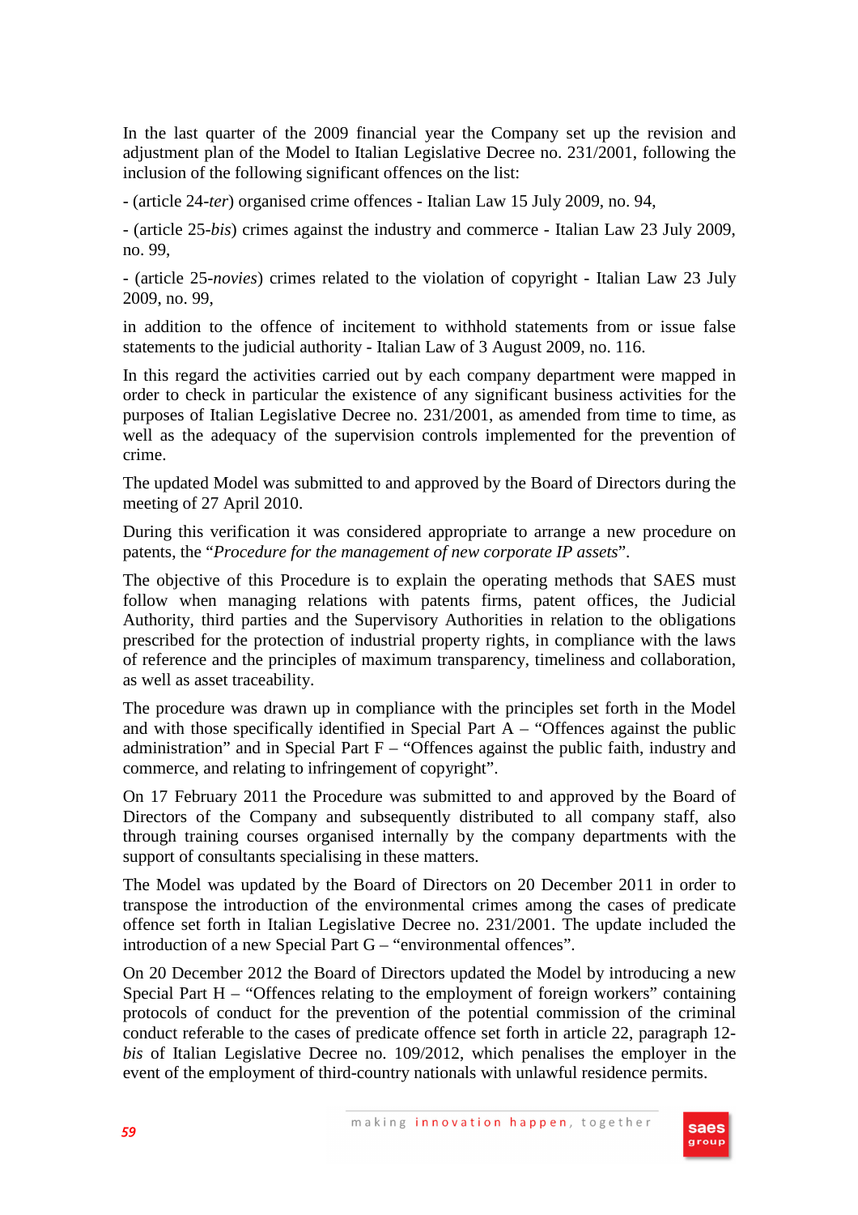In the last quarter of the 2009 financial year the Company set up the revision and adjustment plan of the Model to Italian Legislative Decree no. 231/2001, following the inclusion of the following significant offences on the list:

- (article 24-*ter*) organised crime offences - Italian Law 15 July 2009, no. 94,

- (article 25-*bis*) crimes against the industry and commerce - Italian Law 23 July 2009, no. 99,

- (article 25-*novies*) crimes related to the violation of copyright - Italian Law 23 July 2009, no. 99,

in addition to the offence of incitement to withhold statements from or issue false statements to the judicial authority - Italian Law of 3 August 2009, no. 116.

In this regard the activities carried out by each company department were mapped in order to check in particular the existence of any significant business activities for the purposes of Italian Legislative Decree no. 231/2001, as amended from time to time, as well as the adequacy of the supervision controls implemented for the prevention of crime.

The updated Model was submitted to and approved by the Board of Directors during the meeting of 27 April 2010.

During this verification it was considered appropriate to arrange a new procedure on patents, the "*Procedure for the management of new corporate IP assets*".

The objective of this Procedure is to explain the operating methods that SAES must follow when managing relations with patents firms, patent offices, the Judicial Authority, third parties and the Supervisory Authorities in relation to the obligations prescribed for the protection of industrial property rights, in compliance with the laws of reference and the principles of maximum transparency, timeliness and collaboration, as well as asset traceability.

The procedure was drawn up in compliance with the principles set forth in the Model and with those specifically identified in Special Part A – "Offences against the public administration" and in Special Part F – "Offences against the public faith, industry and commerce, and relating to infringement of copyright".

On 17 February 2011 the Procedure was submitted to and approved by the Board of Directors of the Company and subsequently distributed to all company staff, also through training courses organised internally by the company departments with the support of consultants specialising in these matters.

The Model was updated by the Board of Directors on 20 December 2011 in order to transpose the introduction of the environmental crimes among the cases of predicate offence set forth in Italian Legislative Decree no. 231/2001. The update included the introduction of a new Special Part G – "environmental offences".

On 20 December 2012 the Board of Directors updated the Model by introducing a new Special Part H – "Offences relating to the employment of foreign workers" containing protocols of conduct for the prevention of the potential commission of the criminal conduct referable to the cases of predicate offence set forth in article 22, paragraph 12-*bis* of Italian Legislative Decree no. 109/2012, which penalises the employer in the event of the employment of third-country nationals with unlawful residence permits.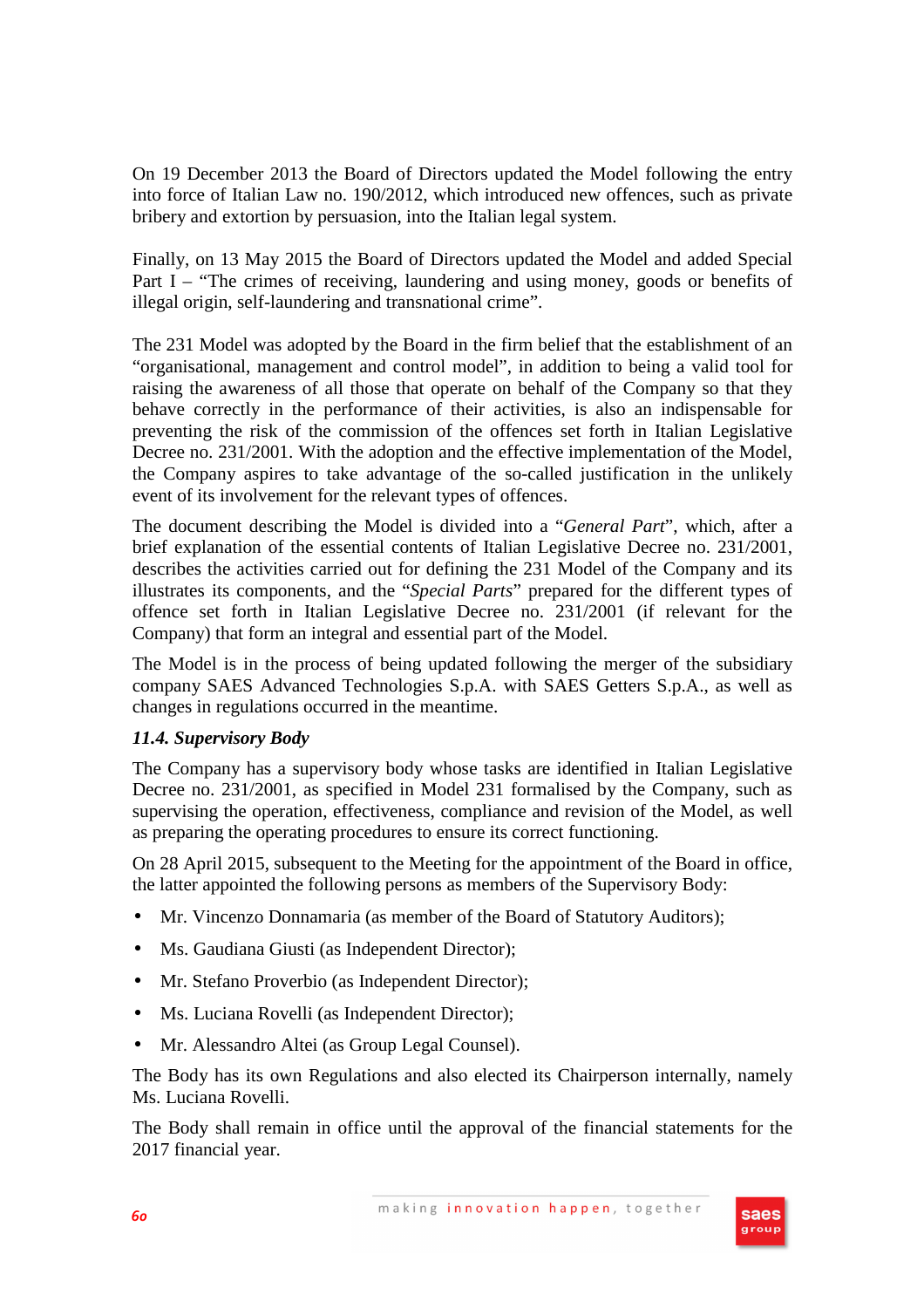On 19 December 2013 the Board of Directors updated the Model following the entry into force of Italian Law no. 190/2012, which introduced new offences, such as private bribery and extortion by persuasion, into the Italian legal system.

Finally, on 13 May 2015 the Board of Directors updated the Model and added Special Part I – "The crimes of receiving, laundering and using money, goods or benefits of illegal origin, self-laundering and transnational crime".

The 231 Model was adopted by the Board in the firm belief that the establishment of an "organisational, management and control model", in addition to being a valid tool for raising the awareness of all those that operate on behalf of the Company so that they behave correctly in the performance of their activities, is also an indispensable for preventing the risk of the commission of the offences set forth in Italian Legislative Decree no. 231/2001. With the adoption and the effective implementation of the Model, the Company aspires to take advantage of the so-called justification in the unlikely event of its involvement for the relevant types of offences.

The document describing the Model is divided into a "*General Part*", which, after a brief explanation of the essential contents of Italian Legislative Decree no. 231/2001, describes the activities carried out for defining the 231 Model of the Company and its illustrates its components, and the "*Special Parts*" prepared for the different types of offence set forth in Italian Legislative Decree no. 231/2001 (if relevant for the Company) that form an integral and essential part of the Model.

The Model is in the process of being updated following the merger of the subsidiary company SAES Advanced Technologies S.p.A. with SAES Getters S.p.A., as well as changes in regulations occurred in the meantime.

***11.4. Supervisory Body***

The Company has a supervisory body whose tasks are identified in Italian Legislative Decree no. 231/2001, as specified in Model 231 formalised by the Company, such as supervising the operation, effectiveness, compliance and revision of the Model, as well as preparing the operating procedures to ensure its correct functioning.

On 28 April 2015, subsequent to the Meeting for the appointment of the Board in office, the latter appointed the following persons as members of the Supervisory Body:

- Mr. Vincenzo Donnamaria (as member of the Board of Statutory Auditors);
- Ms. Gaudiana Giusti (as Independent Director);
- Mr. Stefano Proverbio (as Independent Director);
- Ms. Luciana Rovelli (as Independent Director);
- Mr. Alessandro Altei (as Group Legal Counsel).

The Body has its own Regulations and also elected its Chairperson internally, namely Ms. Luciana Rovelli.

The Body shall remain in office until the approval of the financial statements for the 2017 financial year.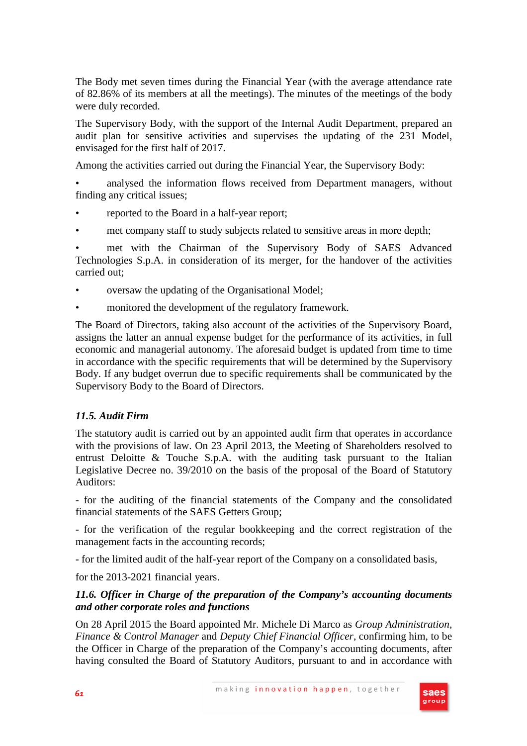The Body met seven times during the Financial Year (with the average attendance rate of 82.86% of its members at all the meetings). The minutes of the meetings of the body were duly recorded.

The Supervisory Body, with the support of the Internal Audit Department, prepared an audit plan for sensitive activities and supervises the updating of the 231 Model, envisaged for the first half of 2017.

Among the activities carried out during the Financial Year, the Supervisory Body:

- analysed the information flows received from Department managers, without finding any critical issues;
- reported to the Board in a half-year report;
- met company staff to study subjects related to sensitive areas in more depth;
- met with the Chairman of the Supervisory Body of SAES Advanced Technologies S.p.A. in consideration of its merger, for the handover of the activities carried out;
- oversaw the updating of the Organisational Model;
- monitored the development of the regulatory framework.

The Board of Directors, taking also account of the activities of the Supervisory Board, assigns the latter an annual expense budget for the performance of its activities, in full economic and managerial autonomy. The aforesaid budget is updated from time to time in accordance with the specific requirements that will be determined by the Supervisory Body. If any budget overrun due to specific requirements shall be communicated by the Supervisory Body to the Board of Directors.

### *11.5. Audit Firm*

The statutory audit is carried out by an appointed audit firm that operates in accordance with the provisions of law. On 23 April 2013, the Meeting of Shareholders resolved to entrust Deloitte & Touche S.p.A. with the auditing task pursuant to the Italian Legislative Decree no. 39/2010 on the basis of the proposal of the Board of Statutory Auditors:

- for the auditing of the financial statements of the Company and the consolidated financial statements of the SAES Getters Group;

- for the verification of the regular bookkeeping and the correct registration of the management facts in the accounting records;

- for the limited audit of the half-year report of the Company on a consolidated basis,

for the 2013-2021 financial years.

### *11.6. Officer in Charge of the preparation of the Company's accounting documents and other corporate roles and functions*

On 28 April 2015 the Board appointed Mr. Michele Di Marco as *Group Administration, Finance & Control Manager* and *Deputy Chief Financial Officer*, confirming him, to be the Officer in Charge of the preparation of the Company's accounting documents, after having consulted the Board of Statutory Auditors, pursuant to and in accordance with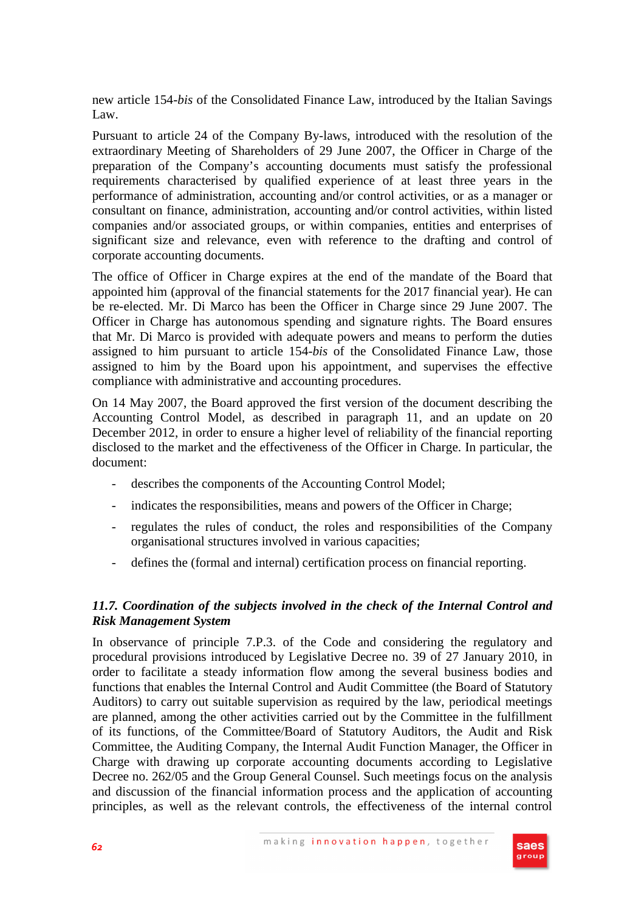new article 154-*bis* of the Consolidated Finance Law, introduced by the Italian Savings Law.

Pursuant to article 24 of the Company By-laws, introduced with the resolution of the extraordinary Meeting of Shareholders of 29 June 2007, the Officer in Charge of the preparation of the Company's accounting documents must satisfy the professional requirements characterised by qualified experience of at least three years in the performance of administration, accounting and/or control activities, or as a manager or consultant on finance, administration, accounting and/or control activities, within listed companies and/or associated groups, or within companies, entities and enterprises of significant size and relevance, even with reference to the drafting and control of corporate accounting documents.

The office of Officer in Charge expires at the end of the mandate of the Board that appointed him (approval of the financial statements for the 2017 financial year). He can be re-elected. Mr. Di Marco has been the Officer in Charge since 29 June 2007. The Officer in Charge has autonomous spending and signature rights. The Board ensures that Mr. Di Marco is provided with adequate powers and means to perform the duties assigned to him pursuant to article 154-*bis* of the Consolidated Finance Law, those assigned to him by the Board upon his appointment, and supervises the effective compliance with administrative and accounting procedures.

On 14 May 2007, the Board approved the first version of the document describing the Accounting Control Model, as described in paragraph 11, and an update on 20 December 2012, in order to ensure a higher level of reliability of the financial reporting disclosed to the market and the effectiveness of the Officer in Charge. In particular, the document:

- describes the components of the Accounting Control Model;
- indicates the responsibilities, means and powers of the Officer in Charge;
- regulates the rules of conduct, the roles and responsibilities of the Company organisational structures involved in various capacities;
- defines the (formal and internal) certification process on financial reporting.

### *11.7. Coordination of the subjects involved in the check of the Internal Control and Risk Management System*

In observance of principle 7.P.3. of the Code and considering the regulatory and procedural provisions introduced by Legislative Decree no. 39 of 27 January 2010, in order to facilitate a steady information flow among the several business bodies and functions that enables the Internal Control and Audit Committee (the Board of Statutory Auditors) to carry out suitable supervision as required by the law, periodical meetings are planned, among the other activities carried out by the Committee in the fulfillment of its functions, of the Committee/Board of Statutory Auditors, the Audit and Risk Committee, the Auditing Company, the Internal Audit Function Manager, the Officer in Charge with drawing up corporate accounting documents according to Legislative Decree no. 262/05 and the Group General Counsel. Such meetings focus on the analysis and discussion of the financial information process and the application of accounting principles, as well as the relevant controls, the effectiveness of the internal control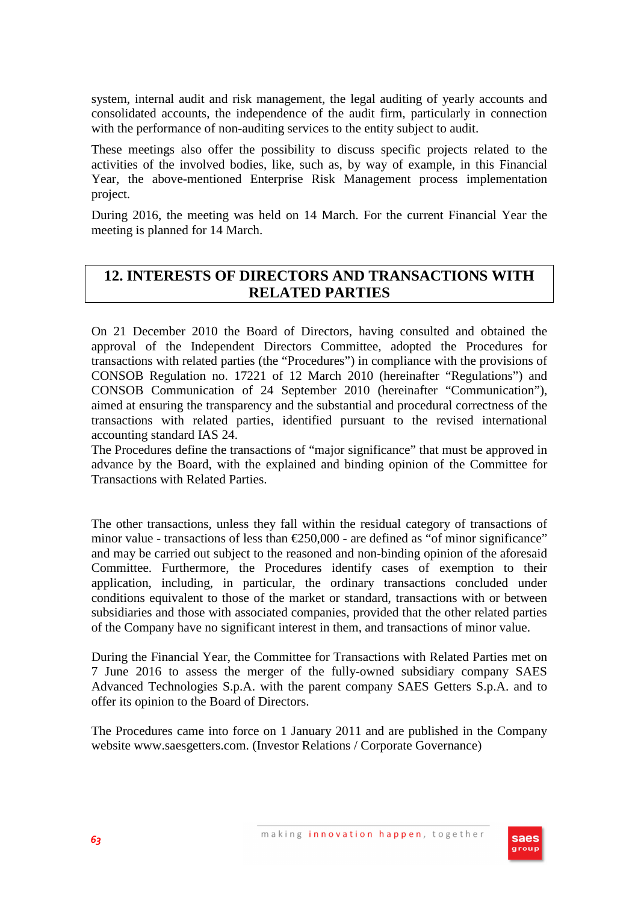system, internal audit and risk management, the legal auditing of yearly accounts and consolidated accounts, the independence of the audit firm, particularly in connection with the performance of non-auditing services to the entity subject to audit.

These meetings also offer the possibility to discuss specific projects related to the activities of the involved bodies, like, such as, by way of example, in this Financial Year, the above-mentioned Enterprise Risk Management process implementation project.

During 2016, the meeting was held on 14 March. For the current Financial Year the meeting is planned for 14 March.

## 12. INTERESTS OF DIRECTORS AND TRANSACTIONS WITH RELATED PARTIES

On 21 December 2010 the Board of Directors, having consulted and obtained the approval of the Independent Directors Committee, adopted the Procedures for transactions with related parties (the "Procedures") in compliance with the provisions of CONSOB Regulation no. 17221 of 12 March 2010 (hereinafter "Regulations") and CONSOB Communication of 24 September 2010 (hereinafter "Communication"), aimed at ensuring the transparency and the substantial and procedural correctness of the transactions with related parties, identified pursuant to the revised international accounting standard IAS 24.

The Procedures define the transactions of "major significance" that must be approved in advance by the Board, with the explained and binding opinion of the Committee for Transactions with Related Parties.

The other transactions, unless they fall within the residual category of transactions of minor value - transactions of less than €250,000 - are defined as "of minor significance" and may be carried out subject to the reasoned and non-binding opinion of the aforesaid Committee. Furthermore, the Procedures identify cases of exemption to their application, including, in particular, the ordinary transactions concluded under conditions equivalent to those of the market or standard, transactions with or between subsidiaries and those with associated companies, provided that the other related parties of the Company have no significant interest in them, and transactions of minor value.

During the Financial Year, the Committee for Transactions with Related Parties met on 7 June 2016 to assess the merger of the fully-owned subsidiary company SAES Advanced Technologies S.p.A. with the parent company SAES Getters S.p.A. and to offer its opinion to the Board of Directors.

The Procedures came into force on 1 January 2011 and are published in the Company website www.saesgetters.com. (Investor Relations / Corporate Governance)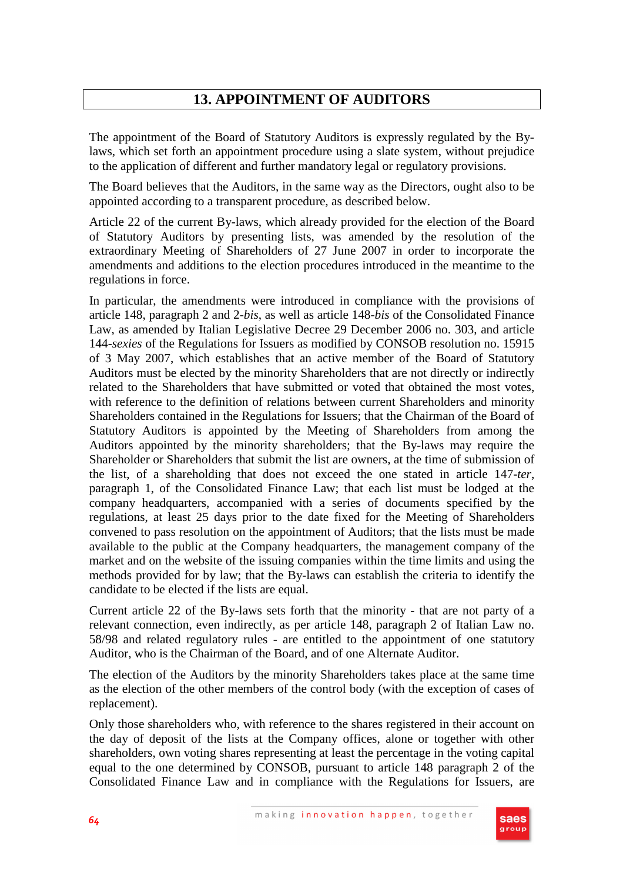# 13. APPOINTMENT OF AUDITORS

The appointment of the Board of Statutory Auditors is expressly regulated by the By-laws, which set forth an appointment procedure using a slate system, without prejudice to the application of different and further mandatory legal or regulatory provisions.

The Board believes that the Auditors, in the same way as the Directors, ought also to be appointed according to a transparent procedure, as described below.

Article 22 of the current By-laws, which already provided for the election of the Board of Statutory Auditors by presenting lists, was amended by the resolution of the extraordinary Meeting of Shareholders of 27 June 2007 in order to incorporate the amendments and additions to the election procedures introduced in the meantime to the regulations in force.

In particular, the amendments were introduced in compliance with the provisions of article 148, paragraph 2 and 2-*bis*, as well as article 148-*bis* of the Consolidated Finance Law, as amended by Italian Legislative Decree 29 December 2006 no. 303, and article 144-*sexies* of the Regulations for Issuers as modified by CONSOB resolution no. 15915 of 3 May 2007, which establishes that an active member of the Board of Statutory Auditors must be elected by the minority Shareholders that are not directly or indirectly related to the Shareholders that have submitted or voted that obtained the most votes, with reference to the definition of relations between current Shareholders and minority Shareholders contained in the Regulations for Issuers; that the Chairman of the Board of Statutory Auditors is appointed by the Meeting of Shareholders from among the Auditors appointed by the minority shareholders; that the By-laws may require the Shareholder or Shareholders that submit the list are owners, at the time of submission of the list, of a shareholding that does not exceed the one stated in article 147-*ter*, paragraph 1, of the Consolidated Finance Law; that each list must be lodged at the company headquarters, accompanied with a series of documents specified by the regulations, at least 25 days prior to the date fixed for the Meeting of Shareholders convened to pass resolution on the appointment of Auditors; that the lists must be made available to the public at the Company headquarters, the management company of the market and on the website of the issuing companies within the time limits and using the methods provided for by law; that the By-laws can establish the criteria to identify the candidate to be elected if the lists are equal.

Current article 22 of the By-laws sets forth that the minority - that are not party of a relevant connection, even indirectly, as per article 148, paragraph 2 of Italian Law no. 58/98 and related regulatory rules - are entitled to the appointment of one statutory Auditor, who is the Chairman of the Board, and of one Alternate Auditor.

The election of the Auditors by the minority Shareholders takes place at the same time as the election of the other members of the control body (with the exception of cases of replacement).

Only those shareholders who, with reference to the shares registered in their account on the day of deposit of the lists at the Company offices, alone or together with other shareholders, own voting shares representing at least the percentage in the voting capital equal to the one determined by CONSOB, pursuant to article 148 paragraph 2 of the Consolidated Finance Law and in compliance with the Regulations for Issuers, are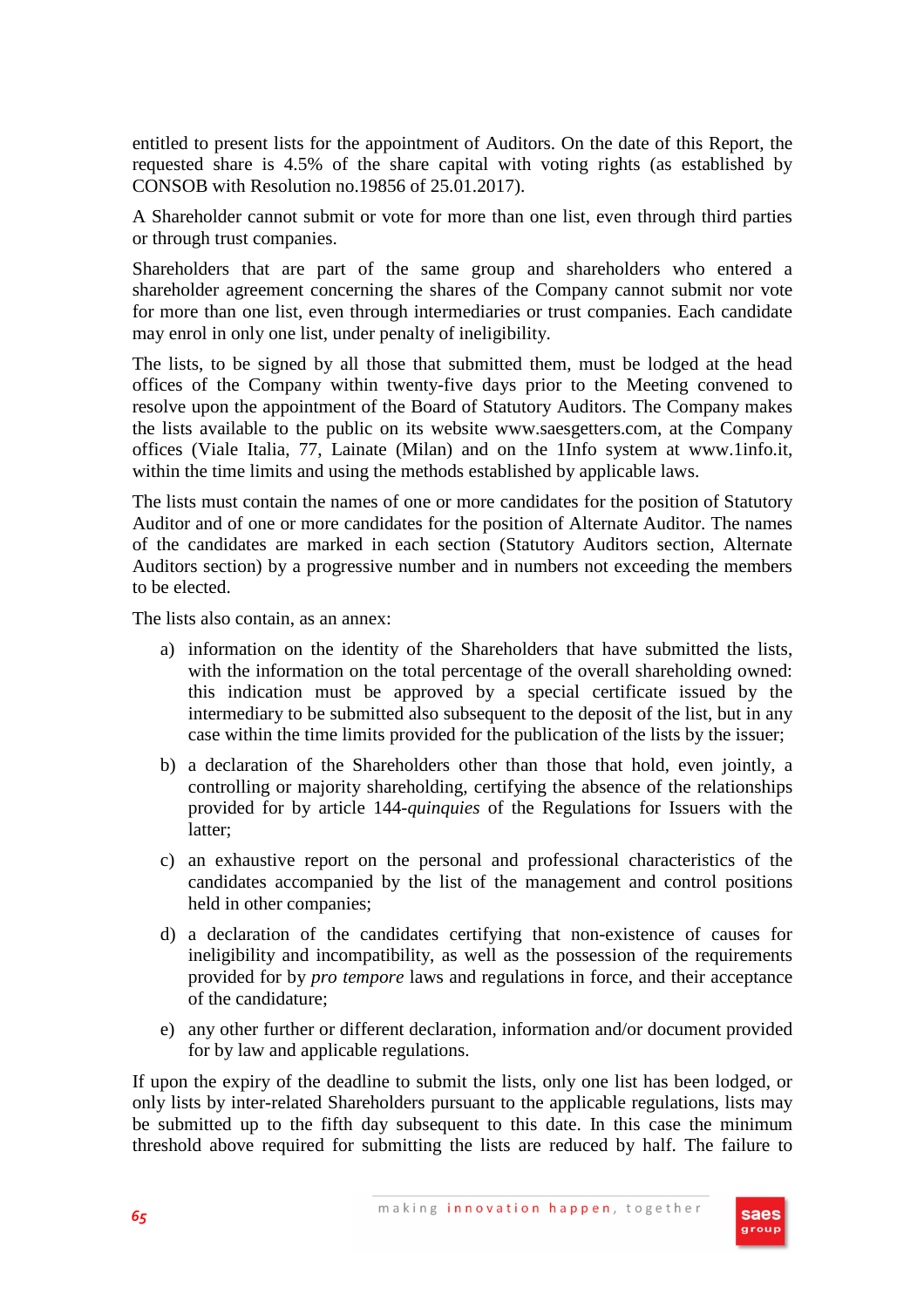entitled to present lists for the appointment of Auditors. On the date of this Report, the requested share is 4.5% of the share capital with voting rights (as established by CONSOB with Resolution no.19856 of 25.01.2017).

A Shareholder cannot submit or vote for more than one list, even through third parties or through trust companies.

Shareholders that are part of the same group and shareholders who entered a shareholder agreement concerning the shares of the Company cannot submit nor vote for more than one list, even through intermediaries or trust companies. Each candidate may enrol in only one list, under penalty of ineligibility.

The lists, to be signed by all those that submitted them, must be lodged at the head offices of the Company within twenty-five days prior to the Meeting convened to resolve upon the appointment of the Board of Statutory Auditors. The Company makes the lists available to the public on its website www.saesgetters.com, at the Company offices (Viale Italia, 77, Lainate (Milan) and on the 1Info system at www.1info.it, within the time limits and using the methods established by applicable laws.

The lists must contain the names of one or more candidates for the position of Statutory Auditor and of one or more candidates for the position of Alternate Auditor. The names of the candidates are marked in each section (Statutory Auditors section, Alternate Auditors section) by a progressive number and in numbers not exceeding the members to be elected.

The lists also contain, as an annex:

a) information on the identity of the Shareholders that have submitted the lists, with the information on the total percentage of the overall shareholding owned: this indication must be approved by a special certificate issued by the intermediary to be submitted also subsequent to the deposit of the list, but in any case within the time limits provided for the publication of the lists by the issuer;

b) a declaration of the Shareholders other than those that hold, even jointly, a controlling or majority shareholding, certifying the absence of the relationships provided for by article 144-*quinquies* of the Regulations for Issuers with the latter;

c) an exhaustive report on the personal and professional characteristics of the candidates accompanied by the list of the management and control positions held in other companies;

d) a declaration of the candidates certifying that non-existence of causes for ineligibility and incompatibility, as well as the possession of the requirements provided for by *pro tempore* laws and regulations in force, and their acceptance of the candidature;

e) any other further or different declaration, information and/or document provided for by law and applicable regulations.

If upon the expiry of the deadline to submit the lists, only one list has been lodged, or only lists by inter-related Shareholders pursuant to the applicable regulations, lists may be submitted up to the fifth day subsequent to this date. In this case the minimum threshold above required for submitting the lists are reduced by half. The failure to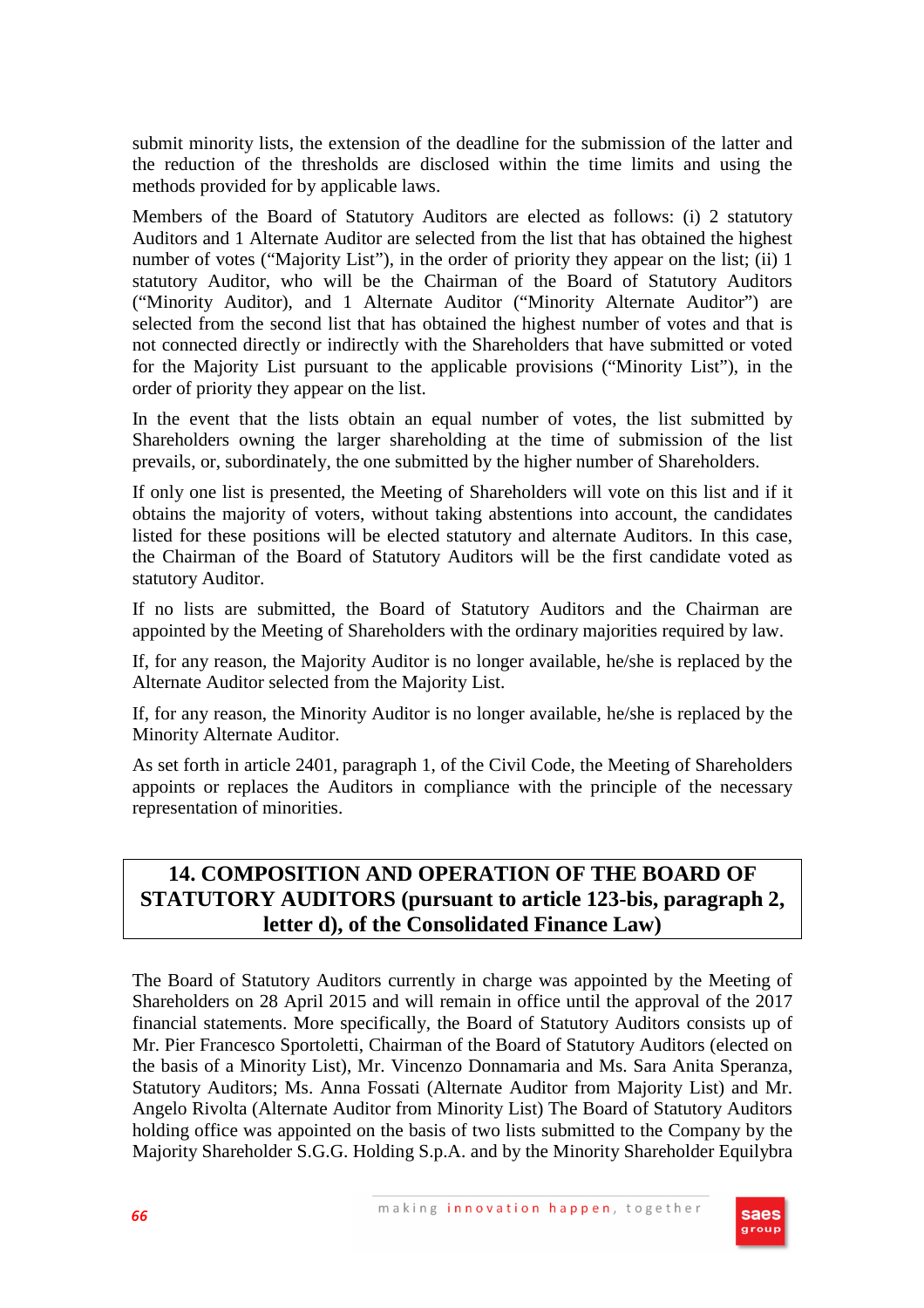submit minority lists, the extension of the deadline for the submission of the latter and the reduction of the thresholds are disclosed within the time limits and using the methods provided for by applicable laws.

Members of the Board of Statutory Auditors are elected as follows: (i) 2 statutory Auditors and 1 Alternate Auditor are selected from the list that has obtained the highest number of votes ("Majority List"), in the order of priority they appear on the list; (ii) 1 statutory Auditor, who will be the Chairman of the Board of Statutory Auditors ("Minority Auditor), and 1 Alternate Auditor ("Minority Alternate Auditor") are selected from the second list that has obtained the highest number of votes and that is not connected directly or indirectly with the Shareholders that have submitted or voted for the Majority List pursuant to the applicable provisions ("Minority List"), in the order of priority they appear on the list.

In the event that the lists obtain an equal number of votes, the list submitted by Shareholders owning the larger shareholding at the time of submission of the list prevails, or, subordinately, the one submitted by the higher number of Shareholders.

If only one list is presented, the Meeting of Shareholders will vote on this list and if it obtains the majority of voters, without taking abstentions into account, the candidates listed for these positions will be elected statutory and alternate Auditors. In this case, the Chairman of the Board of Statutory Auditors will be the first candidate voted as statutory Auditor.

If no lists are submitted, the Board of Statutory Auditors and the Chairman are appointed by the Meeting of Shareholders with the ordinary majorities required by law.

If, for any reason, the Majority Auditor is no longer available, he/she is replaced by the Alternate Auditor selected from the Majority List.

If, for any reason, the Minority Auditor is no longer available, he/she is replaced by the Minority Alternate Auditor.

As set forth in article 2401, paragraph 1, of the Civil Code, the Meeting of Shareholders appoints or replaces the Auditors in compliance with the principle of the necessary representation of minorities.

## 14. COMPOSITION AND OPERATION OF THE BOARD OF STATUTORY AUDITORS (pursuant to article 123-bis, paragraph 2, letter d), of the Consolidated Finance Law)

The Board of Statutory Auditors currently in charge was appointed by the Meeting of Shareholders on 28 April 2015 and will remain in office until the approval of the 2017 financial statements. More specifically, the Board of Statutory Auditors consists up of Mr. Pier Francesco Sportoletti, Chairman of the Board of Statutory Auditors (elected on the basis of a Minority List), Mr. Vincenzo Donnamaria and Ms. Sara Anita Speranza, Statutory Auditors; Ms. Anna Fossati (Alternate Auditor from Majority List) and Mr. Angelo Rivolta (Alternate Auditor from Minority List) The Board of Statutory Auditors holding office was appointed on the basis of two lists submitted to the Company by the Majority Shareholder S.G.G. Holding S.p.A. and by the Minority Shareholder Equilybra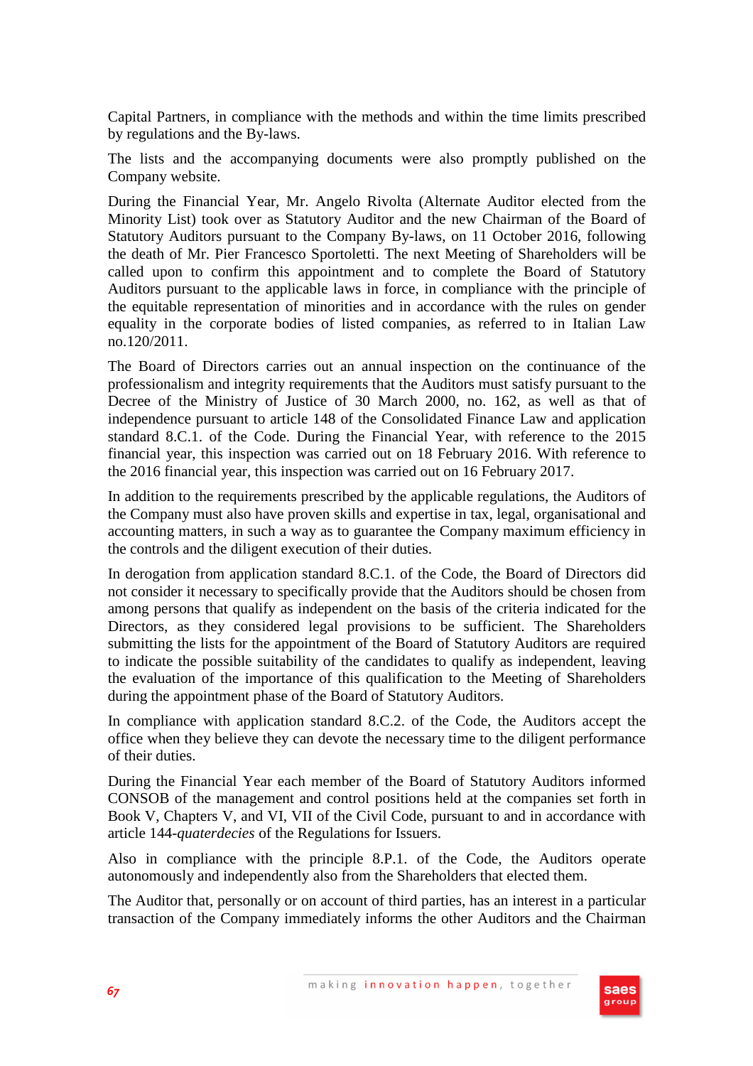Capital Partners, in compliance with the methods and within the time limits prescribed by regulations and the By-laws.

The lists and the accompanying documents were also promptly published on the Company website.

During the Financial Year, Mr. Angelo Rivolta (Alternate Auditor elected from the Minority List) took over as Statutory Auditor and the new Chairman of the Board of Statutory Auditors pursuant to the Company By-laws, on 11 October 2016, following the death of Mr. Pier Francesco Sportoletti. The next Meeting of Shareholders will be called upon to confirm this appointment and to complete the Board of Statutory Auditors pursuant to the applicable laws in force, in compliance with the principle of the equitable representation of minorities and in accordance with the rules on gender equality in the corporate bodies of listed companies, as referred to in Italian Law no.120/2011.

The Board of Directors carries out an annual inspection on the continuance of the professionalism and integrity requirements that the Auditors must satisfy pursuant to the Decree of the Ministry of Justice of 30 March 2000, no. 162, as well as that of independence pursuant to article 148 of the Consolidated Finance Law and application standard 8.C.1. of the Code. During the Financial Year, with reference to the 2015 financial year, this inspection was carried out on 18 February 2016. With reference to the 2016 financial year, this inspection was carried out on 16 February 2017.

In addition to the requirements prescribed by the applicable regulations, the Auditors of the Company must also have proven skills and expertise in tax, legal, organisational and accounting matters, in such a way as to guarantee the Company maximum efficiency in the controls and the diligent execution of their duties.

In derogation from application standard 8.C.1. of the Code, the Board of Directors did not consider it necessary to specifically provide that the Auditors should be chosen from among persons that qualify as independent on the basis of the criteria indicated for the Directors, as they considered legal provisions to be sufficient. The Shareholders submitting the lists for the appointment of the Board of Statutory Auditors are required to indicate the possible suitability of the candidates to qualify as independent, leaving the evaluation of the importance of this qualification to the Meeting of Shareholders during the appointment phase of the Board of Statutory Auditors.

In compliance with application standard 8.C.2. of the Code, the Auditors accept the office when they believe they can devote the necessary time to the diligent performance of their duties.

During the Financial Year each member of the Board of Statutory Auditors informed CONSOB of the management and control positions held at the companies set forth in Book V, Chapters V, and VI, VII of the Civil Code, pursuant to and in accordance with article 144-*quaterdecies* of the Regulations for Issuers.

Also in compliance with the principle 8.P.1. of the Code, the Auditors operate autonomously and independently also from the Shareholders that elected them.

The Auditor that, personally or on account of third parties, has an interest in a particular transaction of the Company immediately informs the other Auditors and the Chairman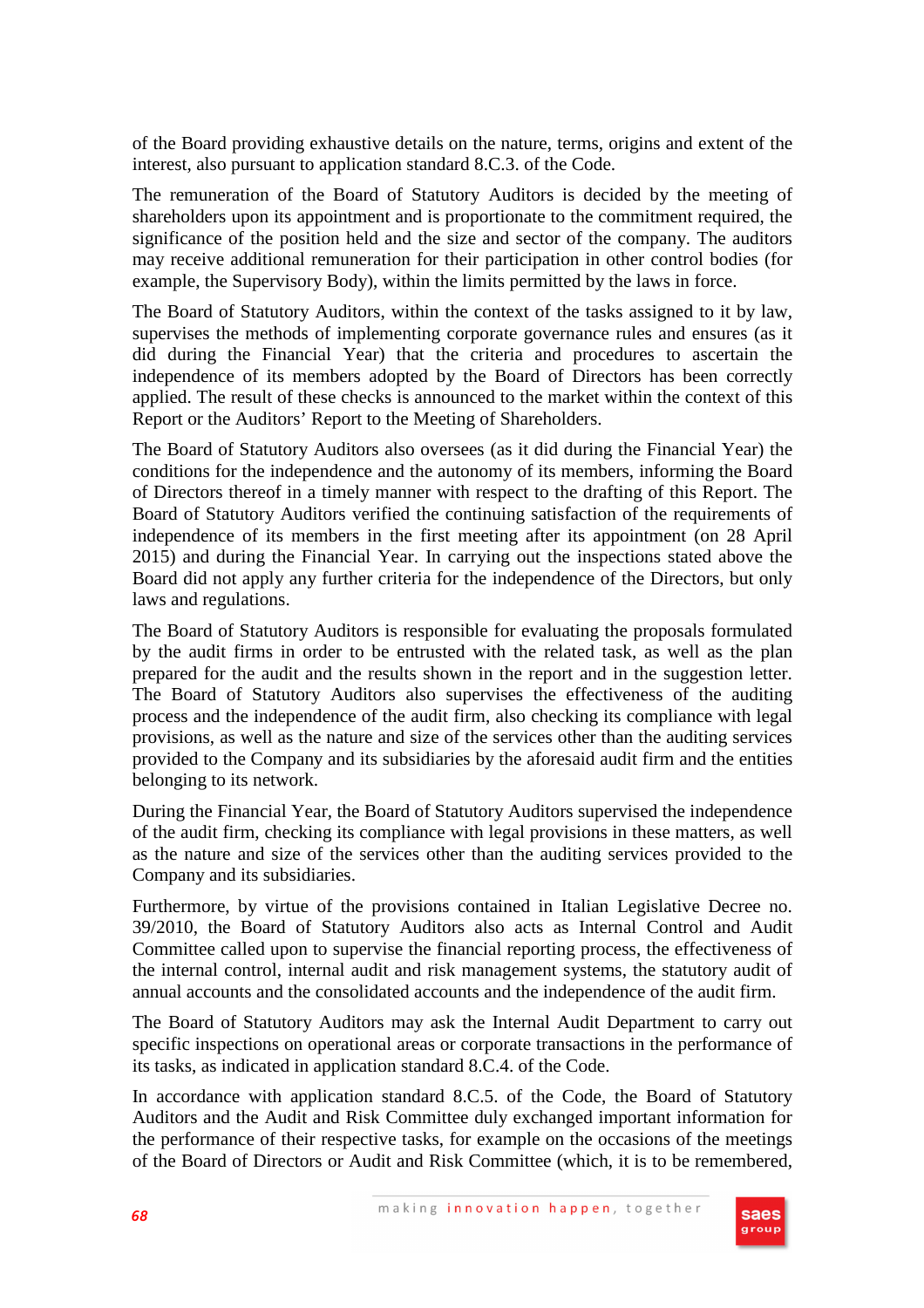of the Board providing exhaustive details on the nature, terms, origins and extent of the interest, also pursuant to application standard 8.C.3. of the Code.

The remuneration of the Board of Statutory Auditors is decided by the meeting of shareholders upon its appointment and is proportionate to the commitment required, the significance of the position held and the size and sector of the company. The auditors may receive additional remuneration for their participation in other control bodies (for example, the Supervisory Body), within the limits permitted by the laws in force.

The Board of Statutory Auditors, within the context of the tasks assigned to it by law, supervises the methods of implementing corporate governance rules and ensures (as it did during the Financial Year) that the criteria and procedures to ascertain the independence of its members adopted by the Board of Directors has been correctly applied. The result of these checks is announced to the market within the context of this Report or the Auditors' Report to the Meeting of Shareholders.

The Board of Statutory Auditors also oversees (as it did during the Financial Year) the conditions for the independence and the autonomy of its members, informing the Board of Directors thereof in a timely manner with respect to the drafting of this Report. The Board of Statutory Auditors verified the continuing satisfaction of the requirements of independence of its members in the first meeting after its appointment (on 28 April 2015) and during the Financial Year. In carrying out the inspections stated above the Board did not apply any further criteria for the independence of the Directors, but only laws and regulations.

The Board of Statutory Auditors is responsible for evaluating the proposals formulated by the audit firms in order to be entrusted with the related task, as well as the plan prepared for the audit and the results shown in the report and in the suggestion letter. The Board of Statutory Auditors also supervises the effectiveness of the auditing process and the independence of the audit firm, also checking its compliance with legal provisions, as well as the nature and size of the services other than the auditing services provided to the Company and its subsidiaries by the aforesaid audit firm and the entities belonging to its network.

During the Financial Year, the Board of Statutory Auditors supervised the independence of the audit firm, checking its compliance with legal provisions in these matters, as well as the nature and size of the services other than the auditing services provided to the Company and its subsidiaries.

Furthermore, by virtue of the provisions contained in Italian Legislative Decree no. 39/2010, the Board of Statutory Auditors also acts as Internal Control and Audit Committee called upon to supervise the financial reporting process, the effectiveness of the internal control, internal audit and risk management systems, the statutory audit of annual accounts and the consolidated accounts and the independence of the audit firm.

The Board of Statutory Auditors may ask the Internal Audit Department to carry out specific inspections on operational areas or corporate transactions in the performance of its tasks, as indicated in application standard 8.C.4. of the Code.

In accordance with application standard 8.C.5. of the Code, the Board of Statutory Auditors and the Audit and Risk Committee duly exchanged important information for the performance of their respective tasks, for example on the occasions of the meetings of the Board of Directors or Audit and Risk Committee (which, it is to be remembered,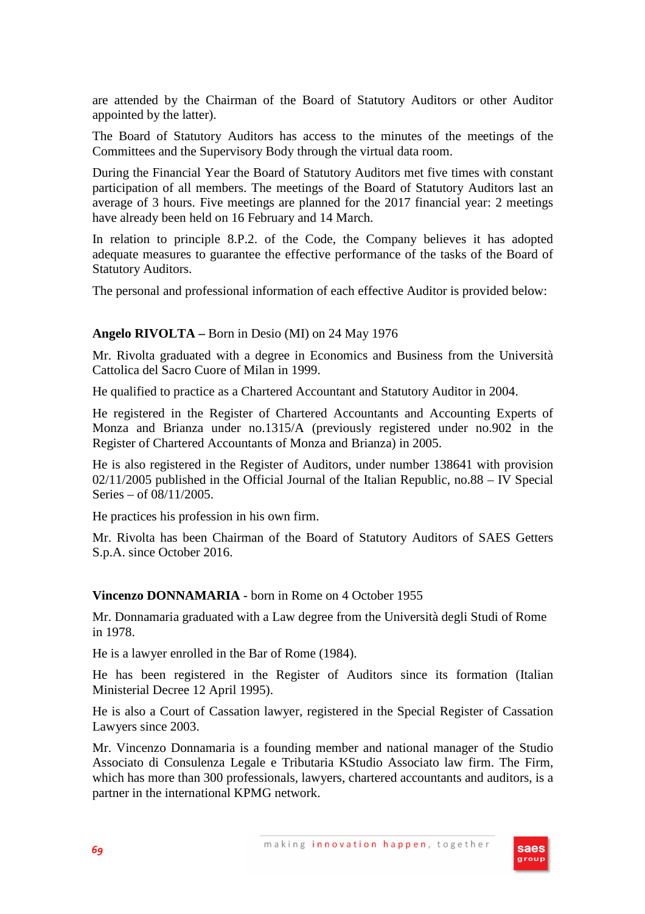are attended by the Chairman of the Board of Statutory Auditors or other Auditor appointed by the latter).

The Board of Statutory Auditors has access to the minutes of the meetings of the Committees and the Supervisory Body through the virtual data room.

During the Financial Year the Board of Statutory Auditors met five times with constant participation of all members. The meetings of the Board of Statutory Auditors last an average of 3 hours. Five meetings are planned for the 2017 financial year: 2 meetings have already been held on 16 February and 14 March.

In relation to principle 8.P.2. of the Code, the Company believes it has adopted adequate measures to guarantee the effective performance of the tasks of the Board of Statutory Auditors.

The personal and professional information of each effective Auditor is provided below:

**Angelo RIVOLTA –** Born in Desio (MI) on 24 May 1976

Mr. Rivolta graduated with a degree in Economics and Business from the Università Cattolica del Sacro Cuore of Milan in 1999.

He qualified to practice as a Chartered Accountant and Statutory Auditor in 2004.

He registered in the Register of Chartered Accountants and Accounting Experts of Monza and Brianza under no.1315/A (previously registered under no.902 in the Register of Chartered Accountants of Monza and Brianza) in 2005.

He is also registered in the Register of Auditors, under number 138641 with provision 02/11/2005 published in the Official Journal of the Italian Republic, no.88 – IV Special Series – of 08/11/2005.

He practices his profession in his own firm.

Mr. Rivolta has been Chairman of the Board of Statutory Auditors of SAES Getters S.p.A. since October 2016.

**Vincenzo DONNAMARIA** - born in Rome on 4 October 1955

Mr. Donnamaria graduated with a Law degree from the Università degli Studi of Rome in 1978.

He is a lawyer enrolled in the Bar of Rome (1984).

He has been registered in the Register of Auditors since its formation (Italian Ministerial Decree 12 April 1995).

He is also a Court of Cassation lawyer, registered in the Special Register of Cassation Lawyers since 2003.

Mr. Vincenzo Donnamaria is a founding member and national manager of the Studio Associato di Consulenza Legale e Tributaria KStudio Associato law firm. The Firm, which has more than 300 professionals, lawyers, chartered accountants and auditors, is a partner in the international KPMG network.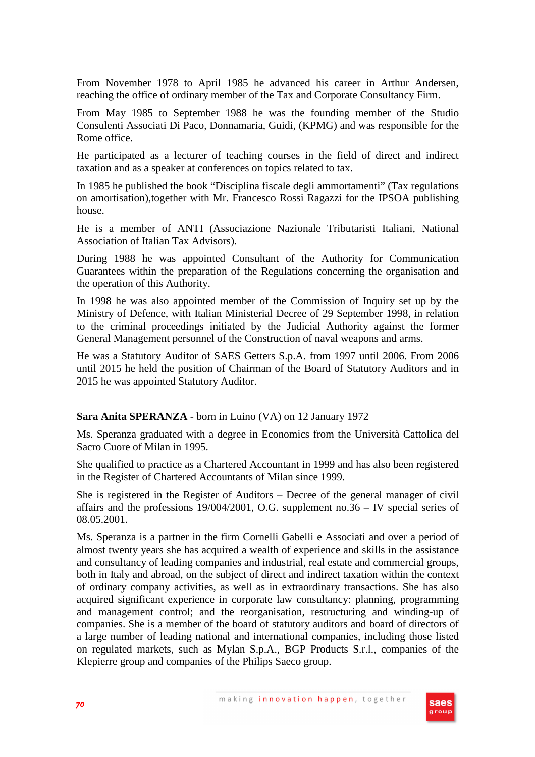From November 1978 to April 1985 he advanced his career in Arthur Andersen, reaching the office of ordinary member of the Tax and Corporate Consultancy Firm.

From May 1985 to September 1988 he was the founding member of the Studio Consulenti Associati Di Paco, Donnamaria, Guidi, (KPMG) and was responsible for the Rome office.

He participated as a lecturer of teaching courses in the field of direct and indirect taxation and as a speaker at conferences on topics related to tax.

In 1985 he published the book “Disciplina fiscale degli ammortamenti” (Tax regulations on amortisation),together with Mr. Francesco Rossi Ragazzi for the IPSOA publishing house.

He is a member of ANTI (Associazione Nazionale Tributaristi Italiani, National Association of Italian Tax Advisors).

During 1988 he was appointed Consultant of the Authority for Communication Guarantees within the preparation of the Regulations concerning the organisation and the operation of this Authority.

In 1998 he was also appointed member of the Commission of Inquiry set up by the Ministry of Defence, with Italian Ministerial Decree of 29 September 1998, in relation to the criminal proceedings initiated by the Judicial Authority against the former General Management personnel of the Construction of naval weapons and arms.

He was a Statutory Auditor of SAES Getters S.p.A. from 1997 until 2006. From 2006 until 2015 he held the position of Chairman of the Board of Statutory Auditors and in 2015 he was appointed Statutory Auditor.

**Sara Anita SPERANZA** - born in Luino (VA) on 12 January 1972

Ms. Speranza graduated with a degree in Economics from the Università Cattolica del Sacro Cuore of Milan in 1995.

She qualified to practice as a Chartered Accountant in 1999 and has also been registered in the Register of Chartered Accountants of Milan since 1999.

She is registered in the Register of Auditors – Decree of the general manager of civil affairs and the professions 19/004/2001, O.G. supplement no.36 – IV special series of 08.05.2001.

Ms. Speranza is a partner in the firm Cornelli Gabelli e Associati and over a period of almost twenty years she has acquired a wealth of experience and skills in the assistance and consultancy of leading companies and industrial, real estate and commercial groups, both in Italy and abroad, on the subject of direct and indirect taxation within the context of ordinary company activities, as well as in extraordinary transactions. She has also acquired significant experience in corporate law consultancy: planning, programming and management control; and the reorganisation, restructuring and winding-up of companies. She is a member of the board of statutory auditors and board of directors of a large number of leading national and international companies, including those listed on regulated markets, such as Mylan S.p.A., BGP Products S.r.l., companies of the Klepierre group and companies of the Philips Saeco group.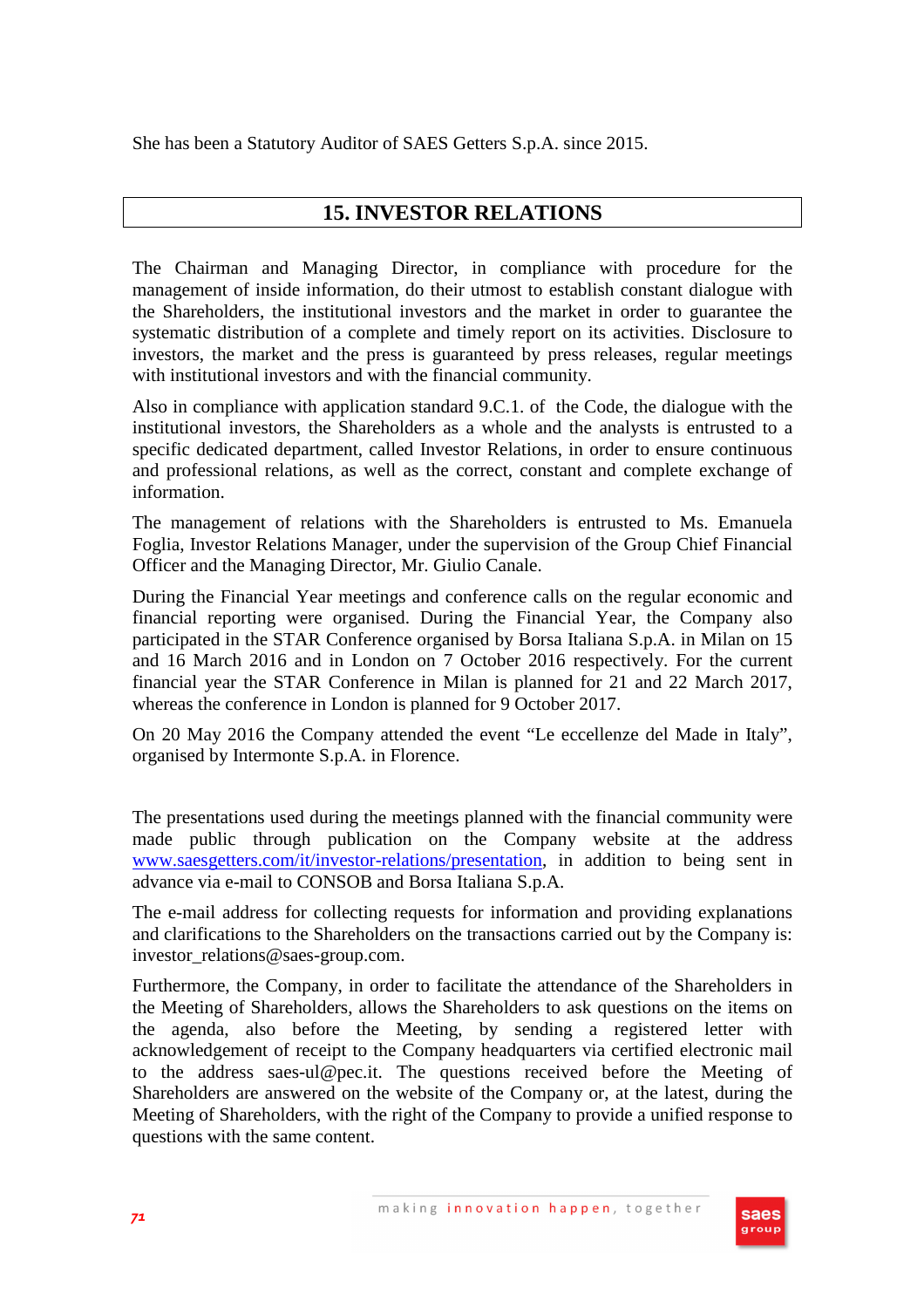She has been a Statutory Auditor of SAES Getters S.p.A. since 2015.

## 15. INVESTOR RELATIONS

The Chairman and Managing Director, in compliance with procedure for the management of inside information, do their utmost to establish constant dialogue with the Shareholders, the institutional investors and the market in order to guarantee the systematic distribution of a complete and timely report on its activities. Disclosure to investors, the market and the press is guaranteed by press releases, regular meetings with institutional investors and with the financial community.

Also in compliance with application standard 9.C.1. of the Code, the dialogue with the institutional investors, the Shareholders as a whole and the analysts is entrusted to a specific dedicated department, called Investor Relations, in order to ensure continuous and professional relations, as well as the correct, constant and complete exchange of information.

The management of relations with the Shareholders is entrusted to Ms. Emanuela Foglia, Investor Relations Manager, under the supervision of the Group Chief Financial Officer and the Managing Director, Mr. Giulio Canale.

During the Financial Year meetings and conference calls on the regular economic and financial reporting were organised. During the Financial Year, the Company also participated in the STAR Conference organised by Borsa Italiana S.p.A. in Milan on 15 and 16 March 2016 and in London on 7 October 2016 respectively. For the current financial year the STAR Conference in Milan is planned for 21 and 22 March 2017, whereas the conference in London is planned for 9 October 2017.

On 20 May 2016 the Company attended the event "Le eccellenze del Made in Italy", organised by Intermonte S.p.A. in Florence.

The presentations used during the meetings planned with the financial community were made public through publication on the Company website at the address www.saesgetters.com/it/investor-relations/presentation, in addition to being sent in advance via e-mail to CONSOB and Borsa Italiana S.p.A.

The e-mail address for collecting requests for information and providing explanations and clarifications to the Shareholders on the transactions carried out by the Company is: investor_relations@saes-group.com.

Furthermore, the Company, in order to facilitate the attendance of the Shareholders in the Meeting of Shareholders, allows the Shareholders to ask questions on the items on the agenda, also before the Meeting, by sending a registered letter with acknowledgement of receipt to the Company headquarters via certified electronic mail to the address saes-ul@pec.it. The questions received before the Meeting of Shareholders are answered on the website of the Company or, at the latest, during the Meeting of Shareholders, with the right of the Company to provide a unified response to questions with the same content.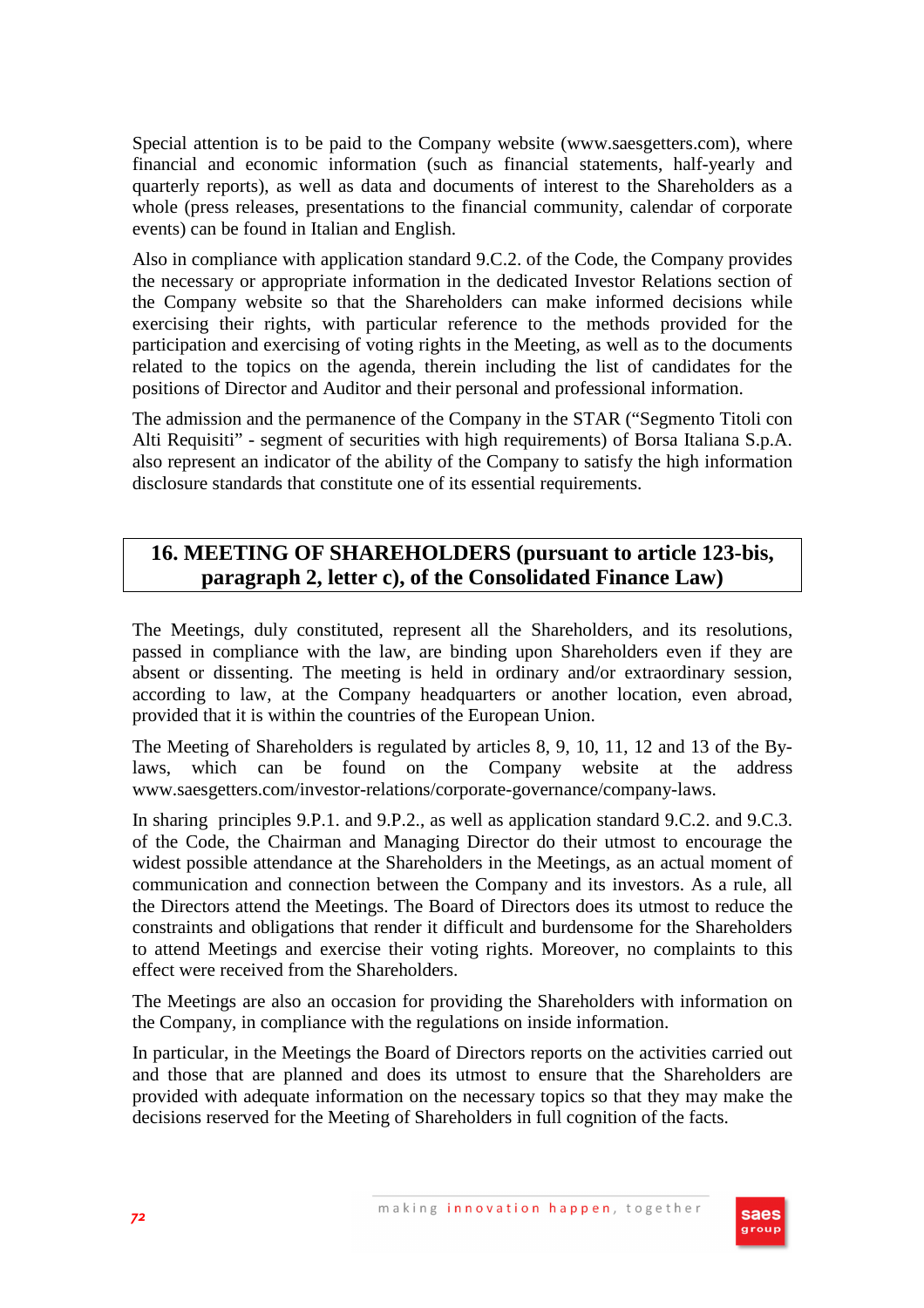Special attention is to be paid to the Company website (www.saesgetters.com), where financial and economic information (such as financial statements, half-yearly and quarterly reports), as well as data and documents of interest to the Shareholders as a whole (press releases, presentations to the financial community, calendar of corporate events) can be found in Italian and English.

Also in compliance with application standard 9.C.2. of the Code, the Company provides the necessary or appropriate information in the dedicated Investor Relations section of the Company website so that the Shareholders can make informed decisions while exercising their rights, with particular reference to the methods provided for the participation and exercising of voting rights in the Meeting, as well as to the documents related to the topics on the agenda, therein including the list of candidates for the positions of Director and Auditor and their personal and professional information.

The admission and the permanence of the Company in the STAR ("Segmento Titoli con Alti Requisiti" - segment of securities with high requirements) of Borsa Italiana S.p.A. also represent an indicator of the ability of the Company to satisfy the high information disclosure standards that constitute one of its essential requirements.

## 16. MEETING OF SHAREHOLDERS (pursuant to article 123-bis, paragraph 2, letter c), of the Consolidated Finance Law)

The Meetings, duly constituted, represent all the Shareholders, and its resolutions, passed in compliance with the law, are binding upon Shareholders even if they are absent or dissenting. The meeting is held in ordinary and/or extraordinary session, according to law, at the Company headquarters or another location, even abroad, provided that it is within the countries of the European Union.

The Meeting of Shareholders is regulated by articles 8, 9, 10, 11, 12 and 13 of the By-laws, which can be found on the Company website at the address www.saesgetters.com/investor-relations/corporate-governance/company-laws.

In sharing principles 9.P.1. and 9.P.2., as well as application standard 9.C.2. and 9.C.3. of the Code, the Chairman and Managing Director do their utmost to encourage the widest possible attendance at the Shareholders in the Meetings, as an actual moment of communication and connection between the Company and its investors. As a rule, all the Directors attend the Meetings. The Board of Directors does its utmost to reduce the constraints and obligations that render it difficult and burdensome for the Shareholders to attend Meetings and exercise their voting rights. Moreover, no complaints to this effect were received from the Shareholders.

The Meetings are also an occasion for providing the Shareholders with information on the Company, in compliance with the regulations on inside information.

In particular, in the Meetings the Board of Directors reports on the activities carried out and those that are planned and does its utmost to ensure that the Shareholders are provided with adequate information on the necessary topics so that they may make the decisions reserved for the Meeting of Shareholders in full cognition of the facts.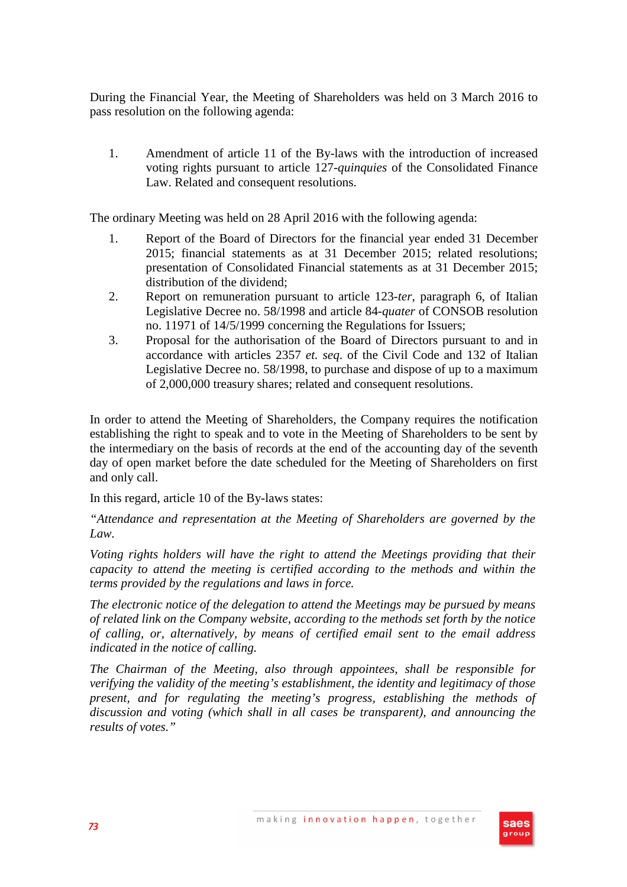During the Financial Year, the Meeting of Shareholders was held on 3 March 2016 to pass resolution on the following agenda:

1. Amendment of article 11 of the By-laws with the introduction of increased voting rights pursuant to article 127-*quinquies* of the Consolidated Finance Law. Related and consequent resolutions.

The ordinary Meeting was held on 28 April 2016 with the following agenda:

1. Report of the Board of Directors for the financial year ended 31 December 2015; financial statements as at 31 December 2015; related resolutions; presentation of Consolidated Financial statements as at 31 December 2015; distribution of the dividend;
2. Report on remuneration pursuant to article 123-*ter*, paragraph 6, of Italian Legislative Decree no. 58/1998 and article 84-*quater* of CONSOB resolution no. 11971 of 14/5/1999 concerning the Regulations for Issuers;
3. Proposal for the authorisation of the Board of Directors pursuant to and in accordance with articles 2357 *et. seq*. of the Civil Code and 132 of Italian Legislative Decree no. 58/1998, to purchase and dispose of up to a maximum of 2,000,000 treasury shares; related and consequent resolutions.

In order to attend the Meeting of Shareholders, the Company requires the notification establishing the right to speak and to vote in the Meeting of Shareholders to be sent by the intermediary on the basis of records at the end of the accounting day of the seventh day of open market before the date scheduled for the Meeting of Shareholders on first and only call.

In this regard, article 10 of the By-laws states:

*"Attendance and representation at the Meeting of Shareholders are governed by the Law.*

*Voting rights holders will have the right to attend the Meetings providing that their capacity to attend the meeting is certified according to the methods and within the terms provided by the regulations and laws in force.*

*The electronic notice of the delegation to attend the Meetings may be pursued by means of related link on the Company website, according to the methods set forth by the notice of calling, or, alternatively, by means of certified email sent to the email address indicated in the notice of calling.*

*The Chairman of the Meeting, also through appointees, shall be responsible for verifying the validity of the meeting's establishment, the identity and legitimacy of those present, and for regulating the meeting's progress, establishing the methods of discussion and voting (which shall in all cases be transparent), and announcing the results of votes."*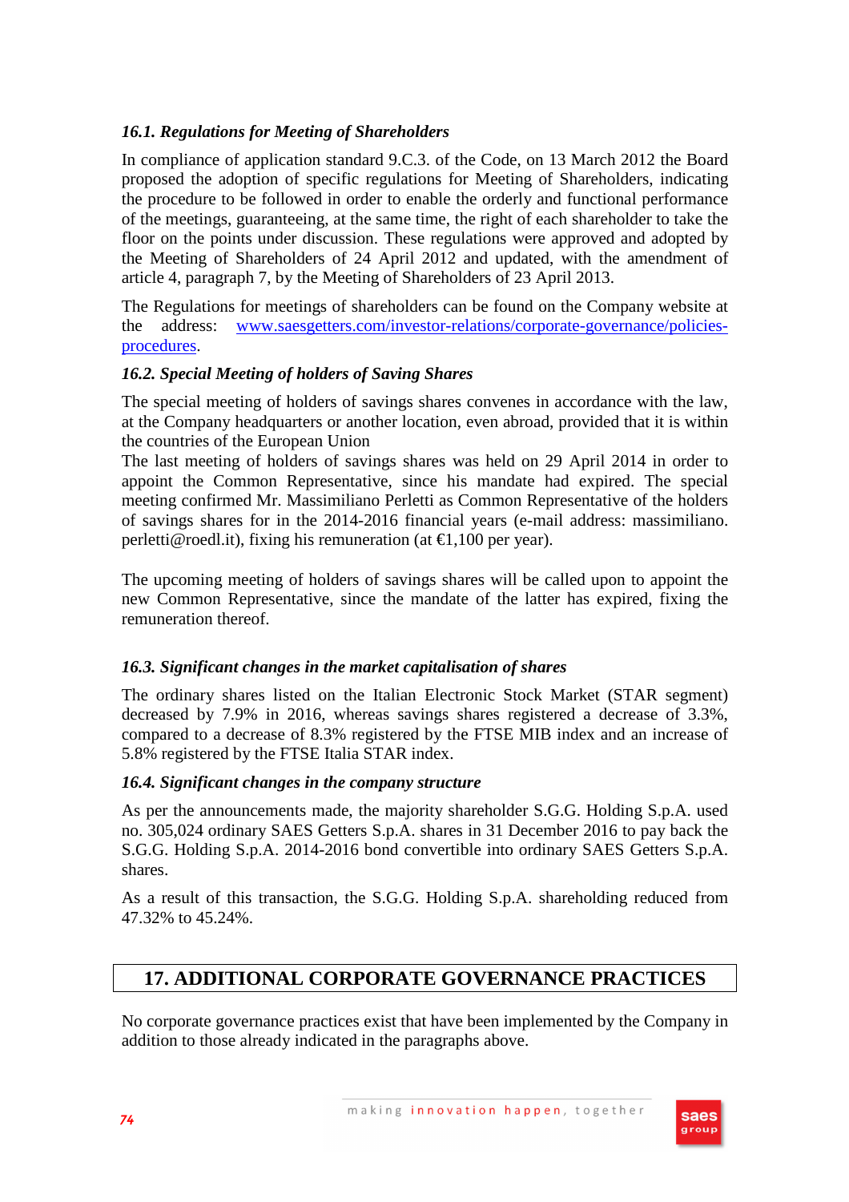### *16.1. Regulations for Meeting of Shareholders*

In compliance of application standard 9.C.3. of the Code, on 13 March 2012 the Board proposed the adoption of specific regulations for Meeting of Shareholders, indicating the procedure to be followed in order to enable the orderly and functional performance of the meetings, guaranteeing, at the same time, the right of each shareholder to take the floor on the points under discussion. These regulations were approved and adopted by the Meeting of Shareholders of 24 April 2012 and updated, with the amendment of article 4, paragraph 7, by the Meeting of Shareholders of 23 April 2013.

The Regulations for meetings of shareholders can be found on the Company website at the address: [www.saesgetters.com/investor-relations/corporate-governance/policies-procedures](www.saesgetters.com/investor-relations/corporate-governance/policies-procedures).

### *16.2. Special Meeting of holders of Saving Shares*

The special meeting of holders of savings shares convenes in accordance with the law, at the Company headquarters or another location, even abroad, provided that it is within the countries of the European Union

The last meeting of holders of savings shares was held on 29 April 2014 in order to appoint the Common Representative, since his mandate had expired. The special meeting confirmed Mr. Massimiliano Perletti as Common Representative of the holders of savings shares for in the 2014-2016 financial years (e-mail address: massimiliano.perletti@roedl.it), fixing his remuneration (at €1,100 per year).

The upcoming meeting of holders of savings shares will be called upon to appoint the new Common Representative, since the mandate of the latter has expired, fixing the remuneration thereof.

### *16.3. Significant changes in the market capitalisation of shares*

The ordinary shares listed on the Italian Electronic Stock Market (STAR segment) decreased by 7.9% in 2016, whereas savings shares registered a decrease of 3.3%, compared to a decrease of 8.3% registered by the FTSE MIB index and an increase of 5.8% registered by the FTSE Italia STAR index.

### *16.4. Significant changes in the company structure*

As per the announcements made, the majority shareholder S.G.G. Holding S.p.A. used no. 305,024 ordinary SAES Getters S.p.A. shares in 31 December 2016 to pay back the S.G.G. Holding S.p.A. 2014-2016 bond convertible into ordinary SAES Getters S.p.A. shares.

As a result of this transaction, the S.G.G. Holding S.p.A. shareholding reduced from 47.32% to 45.24%.

## 17. ADDITIONAL CORPORATE GOVERNANCE PRACTICES

No corporate governance practices exist that have been implemented by the Company in addition to those already indicated in the paragraphs above.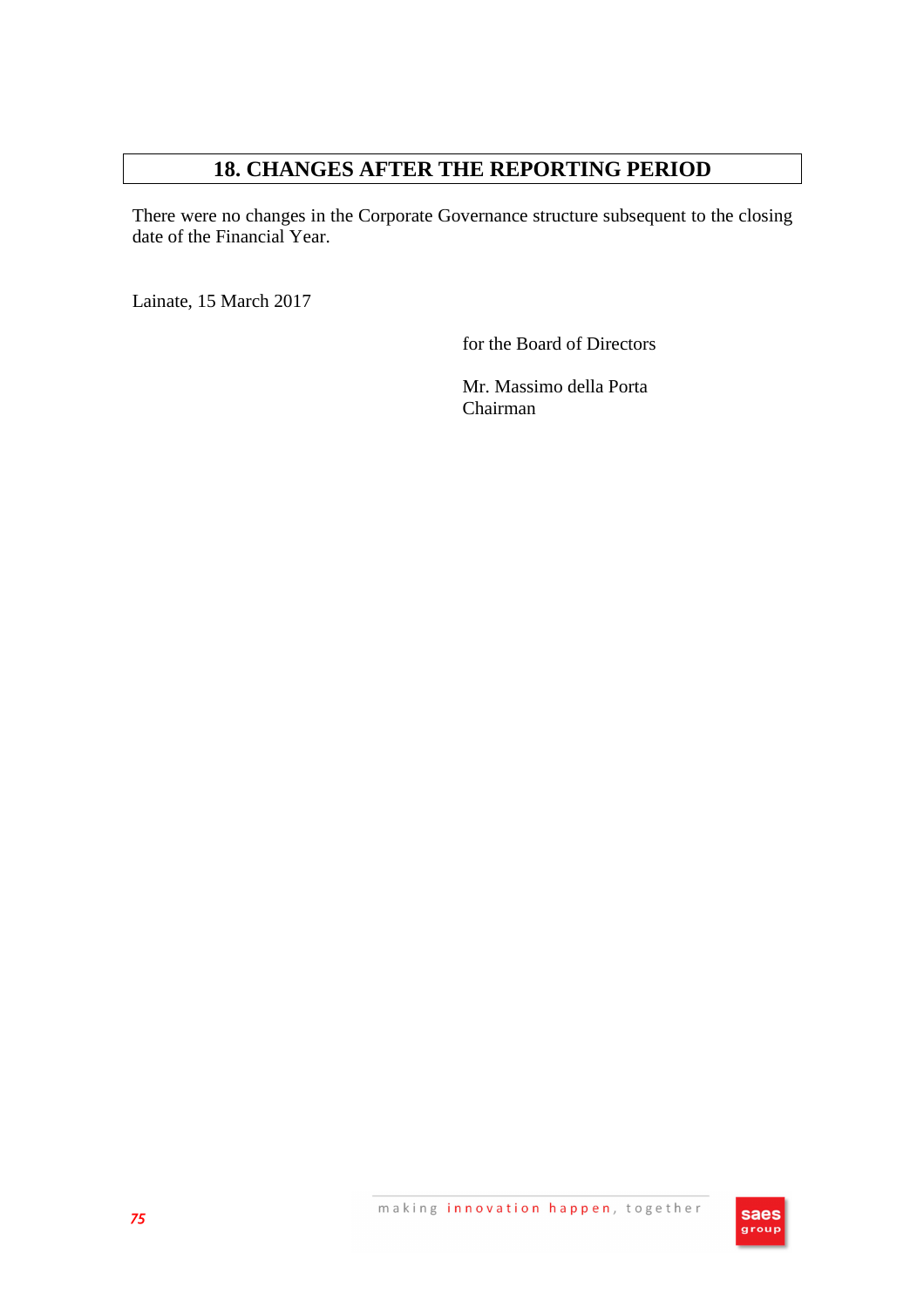## 18. CHANGES AFTER THE REPORTING PERIOD

There were no changes in the Corporate Governance structure subsequent to the closing date of the Financial Year.

Lainate, 15 March 2017

for the Board of Directors

Mr. Massimo della Porta  
Chairman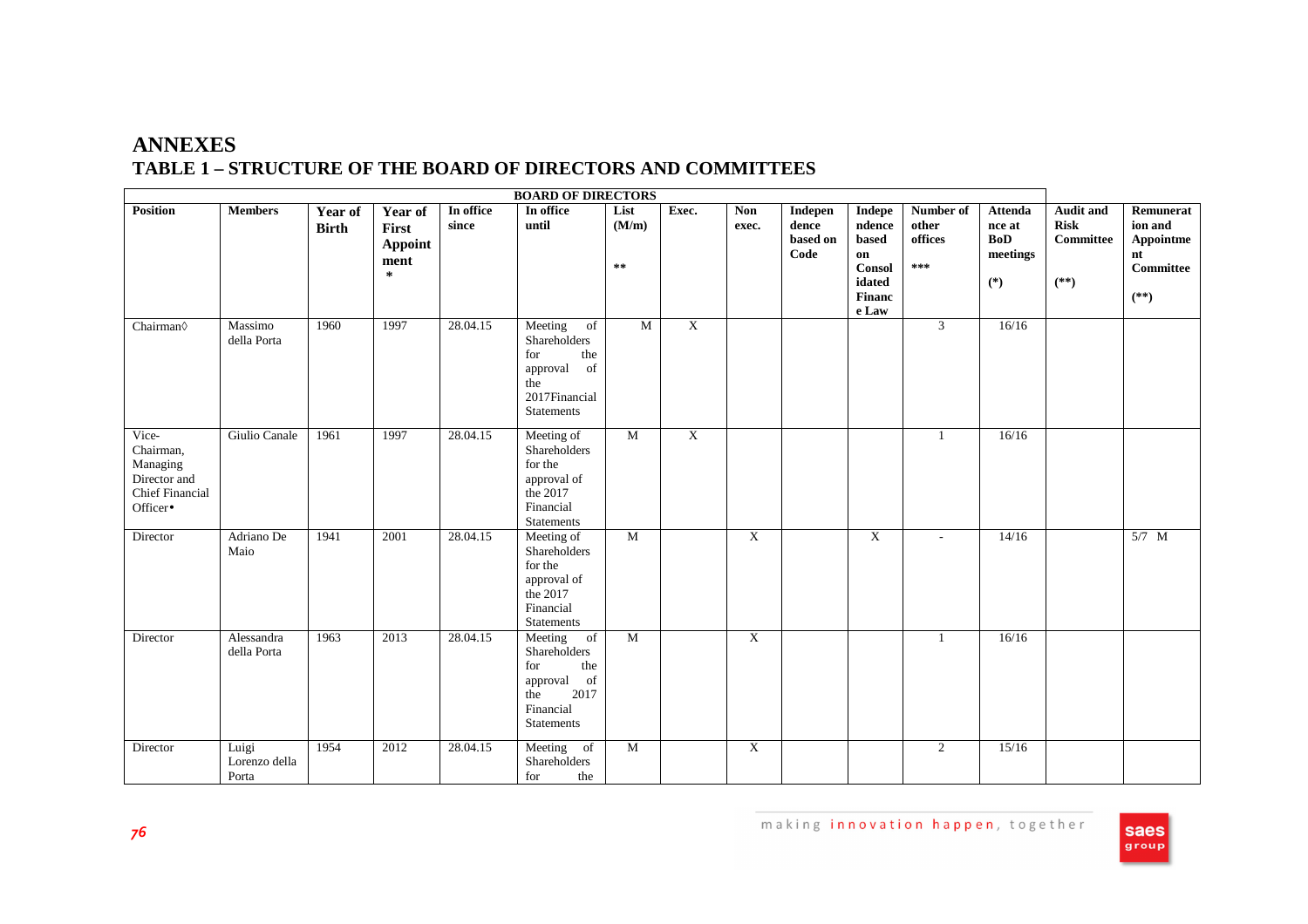# ANNEXES

## TABLE 1 – STRUCTURE OF THE BOARD OF DIRECTORS AND COMMITTEES

| BOARD OF DIRECTORS | | | | | | | | | | | | | | |
|---|---|---|---|---|---|---|---|---|---|---|---|---|---|---|
| **Position** | **Members** | **Year of Birth** | **Year of First Appointment *** | **In office since** | **In office until** | **List (M/m) **** | **Exec.** | **Non exec.** | **Independence based on Code** | **Independence based on Consolidated Finance Law** | **Number of other offices ***** | **Attendance at BoD meetings (*)** | **Audit and Risk Committee (**)** | **Remuneration and Appointment Committee (**)** |
| Chairman◊ | Massimo della Porta | 1960 | 1997 | 28.04.15 | Meeting of Shareholders for the approval of the 2017Financial Statements | M | X | | | | 3 | 16/16 | | |
| Vice-Chairman, Managing Director and Chief Financial Officer• | Giulio Canale | 1961 | 1997 | 28.04.15 | Meeting of Shareholders for the approval of the 2017 Financial Statements | M | X | | | | 1 | 16/16 | | |
| Director | Adriano De Maio | 1941 | 2001 | 28.04.15 | Meeting of Shareholders for the approval of the 2017 Financial Statements | M | | X | | X | - | 14/16 | | 5/7 M |
| Director | Alessandra della Porta | 1963 | 2013 | 28.04.15 | Meeting of Shareholders for the approval of the 2017 Financial Statements | M | | X | | | 1 | 16/16 | | |
| Director | Luigi Lorenzo della Porta | 1954 | 2012 | 28.04.15 | Meeting of Shareholders for the | M | | X | | | 2 | 15/16 | | |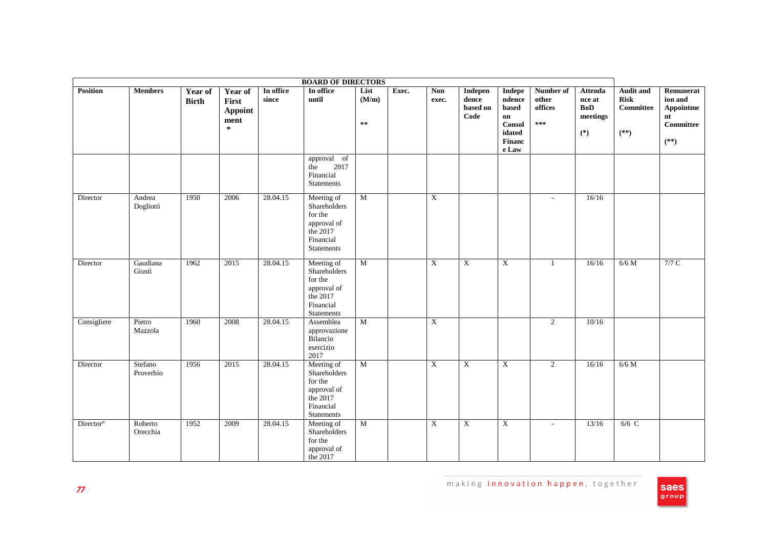| BOARD OF DIRECTORS | | | | | | | | | | | | | | |
|---|---|---|---|---|---|---|---|---|---|---|---|---|---|---|
| Position | Members | Year of Birth | Year of First Appointment * | In office since | In office until | List (M/m) ** | Exec. | Non exec. | Independence based on Code | Independence based on Consolidated Finance Law | Number of other offices *** | Attendance at BoD meetings (*) | Audit and Risk Committee (**) | Remuneration and Appointment Committee (**) |
| | | | | | approval of the 2017 Financial Statements | | | | | | | | | |
| Director | Andrea Dogliotti | 1950 | 2006 | 28.04.15 | Meeting of Shareholders for the approval of the 2017 Financial Statements | M | | X | | | - | 16/16 | | |
| Director | Gaudiana Giusti | 1962 | 2015 | 28.04.15 | Meeting of Shareholders for the approval of the 2017 Financial Statements | M | | X | X | X | 1 | 16/16 | 6/6 M | 7/7 C |
| Consigliere | Pietro Mazzola | 1960 | 2008 | 28.04.15 | Assemblea approvazione Bilancio esercizio 2017 | M | | X | | | 2 | 10/16 | | |
| Director | Stefano Proverbio | 1956 | 2015 | 28.04.15 | Meeting of Shareholders for the approval of the 2017 Financial Statements | M | | X | X | X | 2 | 16/16 | 6/6 M | |
| Director° | Roberto Orecchia | 1952 | 2009 | 28.04.15 | Meeting of Shareholders for the approval of the 2017 | M | | X | X | X | - | 13/16 | 6/6 C | |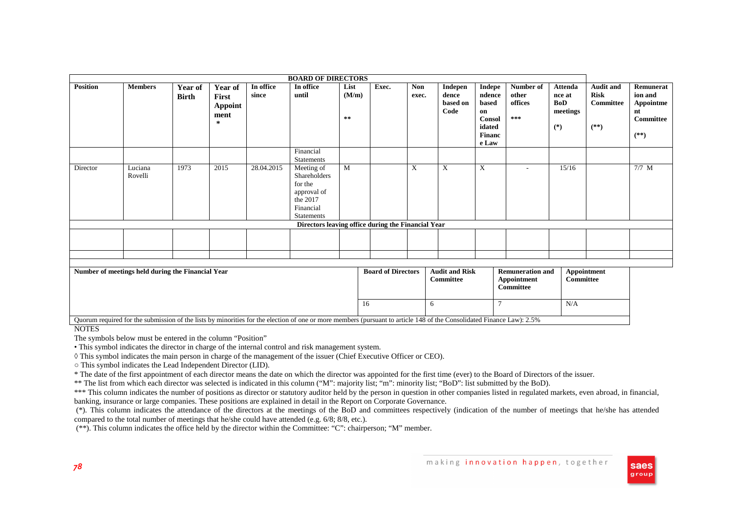| BOARD OF DIRECTORS | | | | | | | | | | | | | | |
|---|---|---|---|---|---|---|---|---|---|---|---|---|---|---|
| **Position** | **Members** | **Year of Birth** | **Year of First Appointment** * | **In office since** | **In office until** | **List (M/m)** ** | **Exec.** | **Non exec.** | **Independence based on Code** | **Independence based on Consolidated Finance Law** | **Number of other offices** *** | **Attendance at BoD meetings** (*) | **Audit and Risk Committee** (**) | **Remuneration and Appointment Committee** (**) |
| | | | | | Financial Statements | | | | | | | | | |
| Director | Luciana Rovelli | 1973 | 2015 | 28.04.2015 | Meeting of Shareholders for the approval of the 2017 Financial Statements | M | | X | X | X | - | 15/16 | | 7/7 M |
| Directors leaving office during the Financial Year | | | | | | | | | | | | | | |
| | | | | | | | | | | | | | | |
| | | | | | | | | | | | | | | |

| Number of meetings held during the Financial Year | Board of Directors | Audit and Risk Committee | Remuneration and Appointment Committee | Appointment Committee |
|---|---|---|---|---|
| | 16 | 6 | 7 | N/A |

Quorum required for the submission of the lists by minorities for the election of one or more members (pursuant to article 148 of the Consolidated Finance Law): 2.5%

NOTES

The symbols below must be entered in the column "Position"

• This symbol indicates the director in charge of the internal control and risk management system.

◊ This symbol indicates the main person in charge of the management of the issuer (Chief Executive Officer or CEO).

○ This symbol indicates the Lead Independent Director (LID).

* The date of the first appointment of each director means the date on which the director was appointed for the first time (ever) to the Board of Directors of the issuer.

** The list from which each director was selected is indicated in this column ("M": majority list; "m": minority list; "BoD": list submitted by the BoD).

*** This column indicates the number of positions as director or statutory auditor held by the person in question in other companies listed in regulated markets, even abroad, in financial, banking, insurance or large companies. These positions are explained in detail in the Report on Corporate Governance.

(*). This column indicates the attendance of the directors at the meetings of the BoD and committees respectively (indication of the number of meetings that he/she has attended compared to the total number of meetings that he/she could have attended (e.g. 6/8; 8/8, etc.).

(**). This column indicates the office held by the director within the Committee: "C": chairperson; "M" member.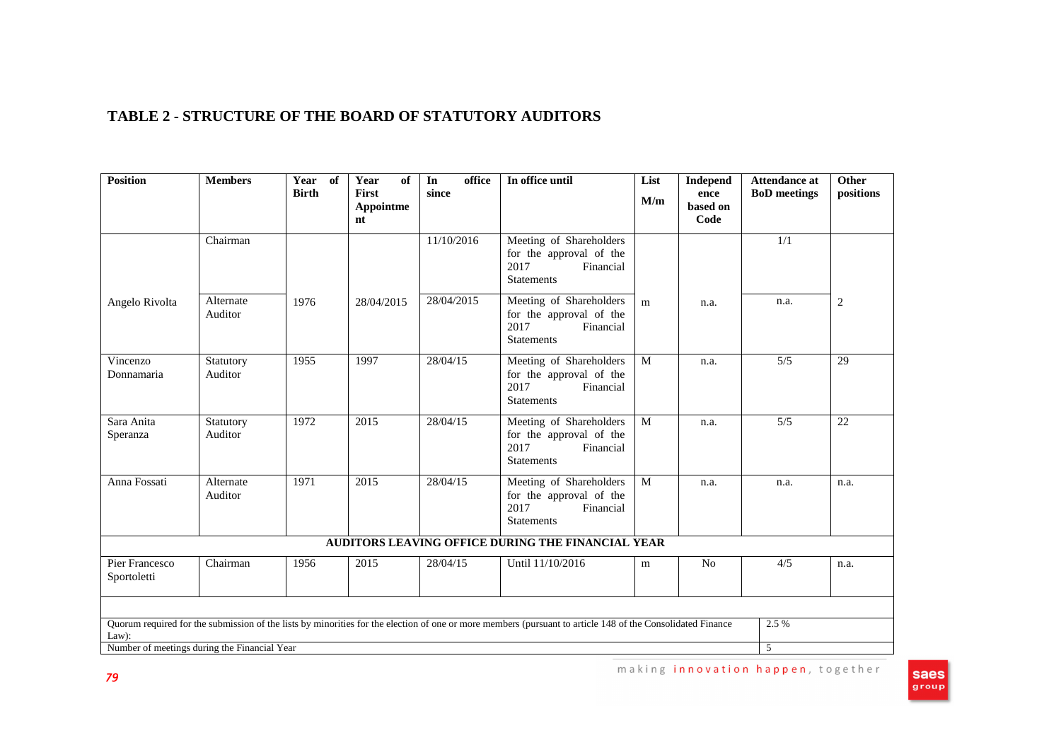# TABLE 2 - STRUCTURE OF THE BOARD OF STATUTORY AUDITORS

| Position | Members | Year of Birth | Year of First Appointment | In office since | In office until | List M/m | Independence based on Code | Attendance at BoD meetings | Other positions |
|---|---|---|---|---|---|---|---|---|---|
| Angelo Rivolta | Chairman | 1976 | 28/04/2015 | 11/10/2016 | Meeting of Shareholders for the approval of the 2017 Financial Statements | m | n.a. | 1/1 | 2 |
| | Alternate Auditor | | | 28/04/2015 | Meeting of Shareholders for the approval of the 2017 Financial Statements | | | n.a. | |
| Vincenzo Donnamaria | Statutory Auditor | 1955 | 1997 | 28/04/15 | Meeting of Shareholders for the approval of the 2017 Financial Statements | M | n.a. | 5/5 | 29 |
| Sara Anita Speranza | Statutory Auditor | 1972 | 2015 | 28/04/15 | Meeting of Shareholders for the approval of the 2017 Financial Statements | M | n.a. | 5/5 | 22 |
| Anna Fossati | Alternate Auditor | 1971 | 2015 | 28/04/15 | Meeting of Shareholders for the approval of the 2017 Financial Statements | M | n.a. | n.a. | n.a. |
| **AUDITORS LEAVING OFFICE DURING THE FINANCIAL YEAR** | | | | | | | | | |
| Pier Francesco Sportoletti | Chairman | 1956 | 2015 | 28/04/15 | Until 11/10/2016 | m | No | 4/5 | n.a. |

| | |
|---|---|
| Quorum required for the submission of the lists by minorities for the election of one or more members (pursuant to article 148 of the Consolidated Finance Law): | 2.5 % |
| Number of meetings during the Financial Year | 5 |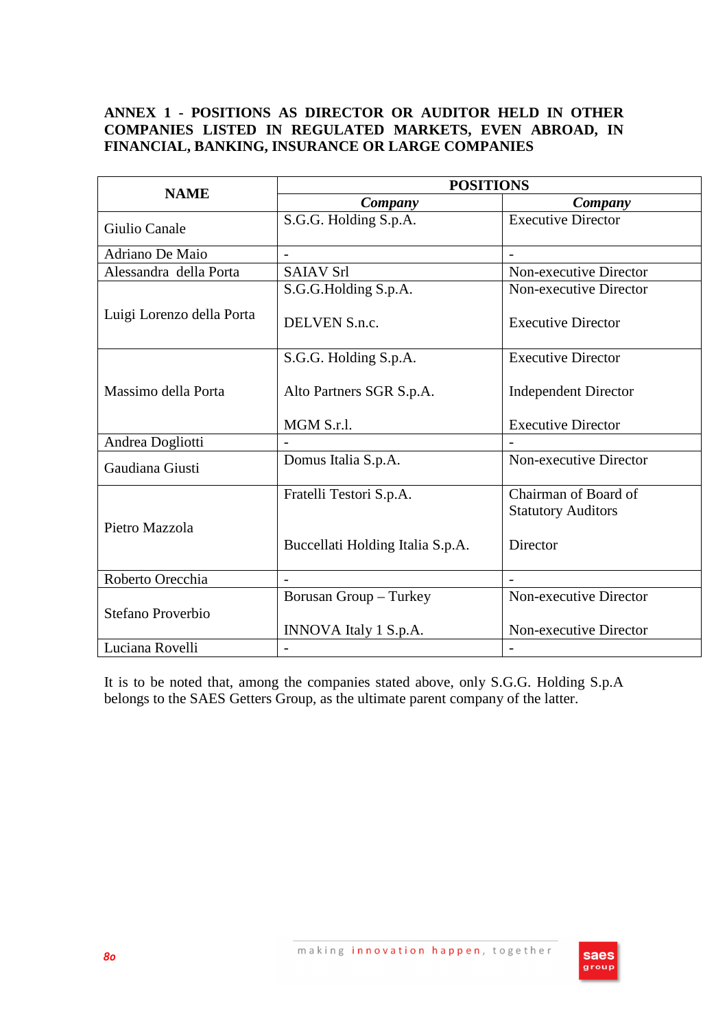**ANNEX 1 - POSITIONS AS DIRECTOR OR AUDITOR HELD IN OTHER COMPANIES LISTED IN REGULATED MARKETS, EVEN ABROAD, IN FINANCIAL, BANKING, INSURANCE OR LARGE COMPANIES**

| NAME | POSITIONS | |
|---|---|---|
| | *Company* | *Company* |
| Giulio Canale | S.G.G. Holding S.p.A. | Executive Director |
| Adriano De Maio | - | - |
| Alessandra della Porta | SAIAV Srl | Non-executive Director |
| Luigi Lorenzo della Porta | S.G.G.Holding S.p.A.<br><br>DELVEN S.n.c. | Non-executive Director<br><br>Executive Director |
| Massimo della Porta | S.G.G. Holding S.p.A.<br><br>Alto Partners SGR S.p.A.<br><br>MGM S.r.l. | Executive Director<br><br>Independent Director<br><br>Executive Director |
| Andrea Dogliotti | - | - |
| Gaudiana Giusti | Domus Italia S.p.A. | Non-executive Director |
| Pietro Mazzola | Fratelli Testori S.p.A.<br><br>Buccellati Holding Italia S.p.A. | Chairman of Board of Statutory Auditors<br><br>Director |
| Roberto Orecchia | - | - |
| Stefano Proverbio | Borusan Group – Turkey<br><br>INNOVA Italy 1 S.p.A. | Non-executive Director<br><br>Non-executive Director |
| Luciana Rovelli | - | - |

It is to be noted that, among the companies stated above, only S.G.G. Holding S.p.A belongs to the SAES Getters Group, as the ultimate parent company of the latter.